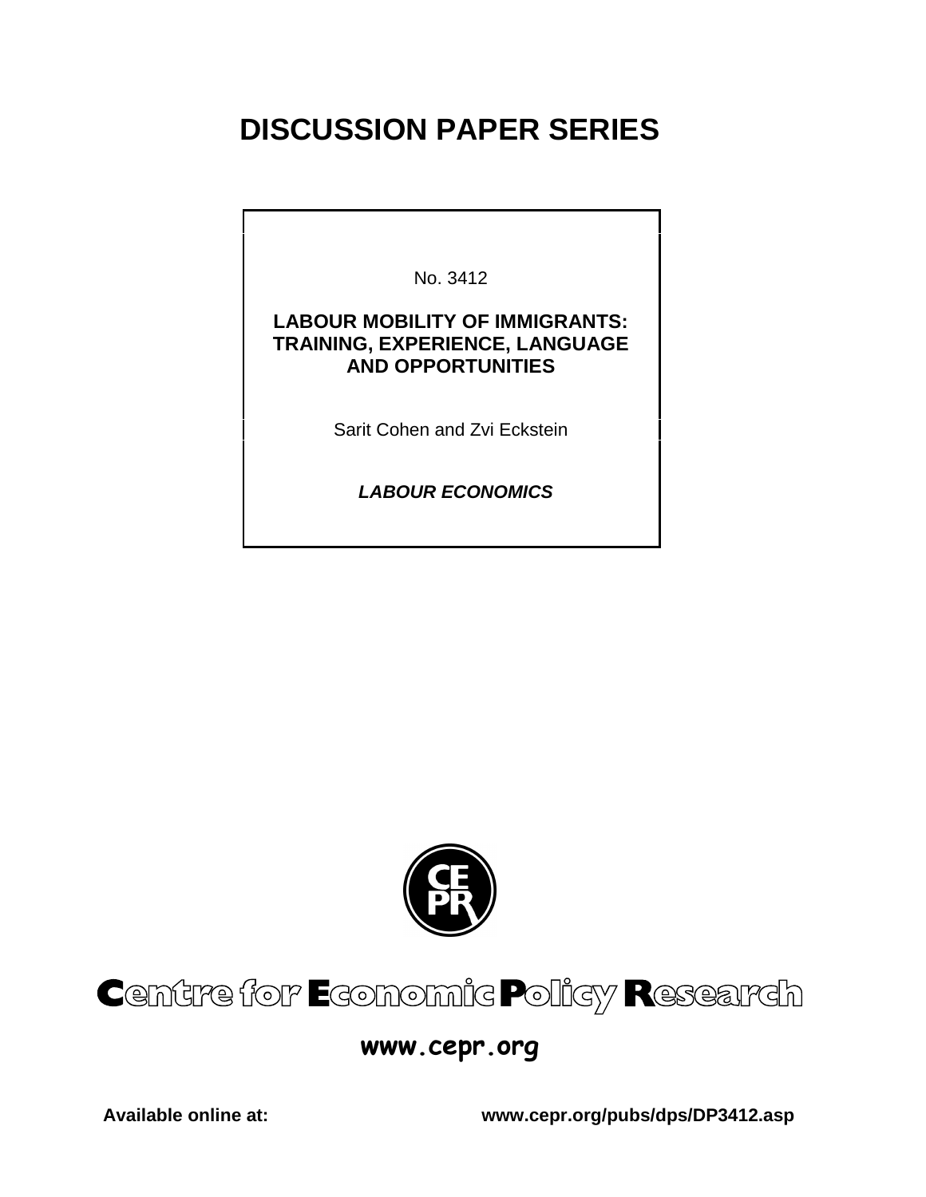# DISCUSSION PAPER SERIES

No. 3412

**LABOUR MOBILITY OF IMMIGRANTS: TRAINING, EXPERIENCE, LANGUAGE AND OPPORTUNITIES**

Sarit Cohen and Zvi Eckstein

***LABOUR ECONOMICS***

Centre for Economic Policy Research

**www.cepr.org**

**Available online at:** **www.cepr.org/pubs/dps/DP3412.asp**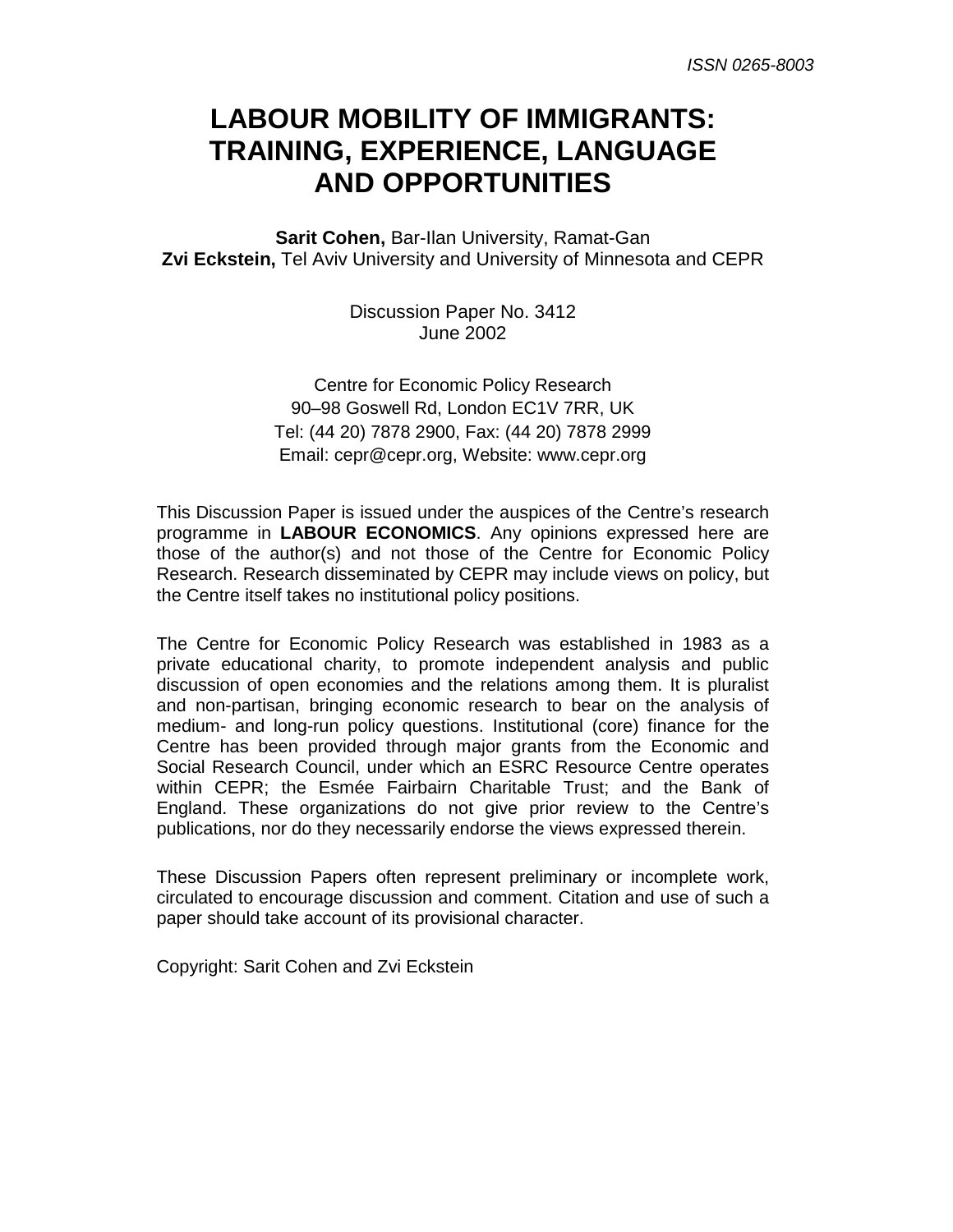*ISSN 0265-8003*

# LABOUR MOBILITY OF IMMIGRANTS: TRAINING, EXPERIENCE, LANGUAGE AND OPPORTUNITIES

**Sarit Cohen,** Bar-Ilan University, Ramat-Gan
**Zvi Eckstein,** Tel Aviv University and University of Minnesota and CEPR

Discussion Paper No. 3412
June 2002

Centre for Economic Policy Research
90–98 Goswell Rd, London EC1V 7RR, UK
Tel: (44 20) 7878 2900, Fax: (44 20) 7878 2999
Email: cepr@cepr.org, Website: www.cepr.org

This Discussion Paper is issued under the auspices of the Centre's research programme in **LABOUR ECONOMICS**. Any opinions expressed here are those of the author(s) and not those of the Centre for Economic Policy Research. Research disseminated by CEPR may include views on policy, but the Centre itself takes no institutional policy positions.

The Centre for Economic Policy Research was established in 1983 as a private educational charity, to promote independent analysis and public discussion of open economies and the relations among them. It is pluralist and non-partisan, bringing economic research to bear on the analysis of medium- and long-run policy questions. Institutional (core) finance for the Centre has been provided through major grants from the Economic and Social Research Council, under which an ESRC Resource Centre operates within CEPR; the Esmée Fairbairn Charitable Trust; and the Bank of England. These organizations do not give prior review to the Centre's publications, nor do they necessarily endorse the views expressed therein.

These Discussion Papers often represent preliminary or incomplete work, circulated to encourage discussion and comment. Citation and use of such a paper should take account of its provisional character.

Copyright: Sarit Cohen and Zvi Eckstein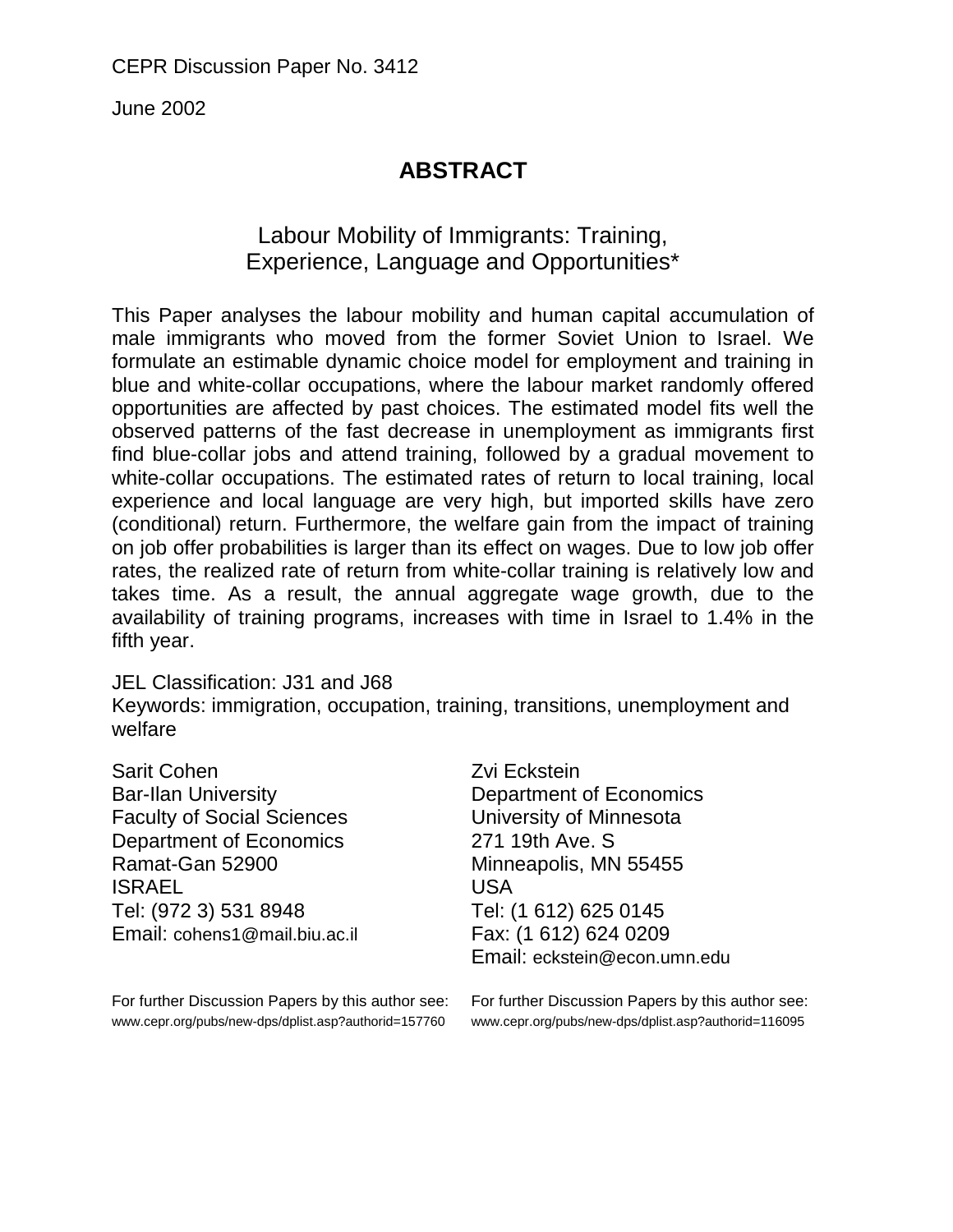CEPR Discussion Paper No. 3412

June 2002

# ABSTRACT

## Labour Mobility of Immigrants: Training, Experience, Language and Opportunities*

This Paper analyses the labour mobility and human capital accumulation of male immigrants who moved from the former Soviet Union to Israel. We formulate an estimable dynamic choice model for employment and training in blue and white-collar occupations, where the labour market randomly offered opportunities are affected by past choices. The estimated model fits well the observed patterns of the fast decrease in unemployment as immigrants first find blue-collar jobs and attend training, followed by a gradual movement to white-collar occupations. The estimated rates of return to local training, local experience and local language are very high, but imported skills have zero (conditional) return. Furthermore, the welfare gain from the impact of training on job offer probabilities is larger than its effect on wages. Due to low job offer rates, the realized rate of return from white-collar training is relatively low and takes time. As a result, the annual aggregate wage growth, due to the availability of training programs, increases with time in Israel to 1.4% in the fifth year.

JEL Classification: J31 and J68

Keywords: immigration, occupation, training, transitions, unemployment and welfare

Sarit Cohen
Bar-Ilan University
Faculty of Social Sciences
Department of Economics
Ramat-Gan 52900
ISRAEL
Tel: (972 3) 531 8948
Email: cohens1@mail.biu.ac.il

Zvi Eckstein
Department of Economics
University of Minnesota
271 19th Ave. S
Minneapolis, MN 55455
USA
Tel: (1 612) 625 0145
Fax: (1 612) 624 0209
Email: eckstein@econ.umn.edu

For further Discussion Papers by this author see:
www.cepr.org/pubs/new-dps/dplist.asp?authorid=157760

For further Discussion Papers by this author see:
www.cepr.org/pubs/new-dps/dplist.asp?authorid=116095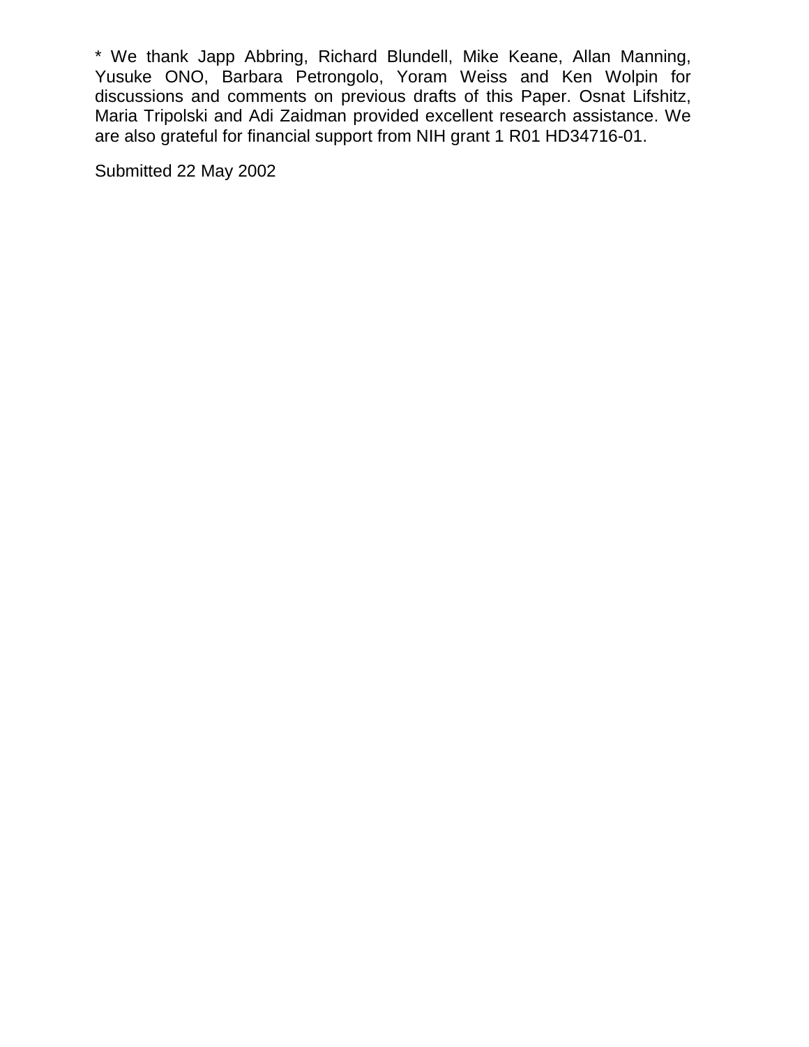* We thank Japp Abbring, Richard Blundell, Mike Keane, Allan Manning, Yusuke ONO, Barbara Petrongolo, Yoram Weiss and Ken Wolpin for discussions and comments on previous drafts of this Paper. Osnat Lifshitz, Maria Tripolski and Adi Zaidman provided excellent research assistance. We are also grateful for financial support from NIH grant 1 R01 HD34716-01.

Submitted 22 May 2002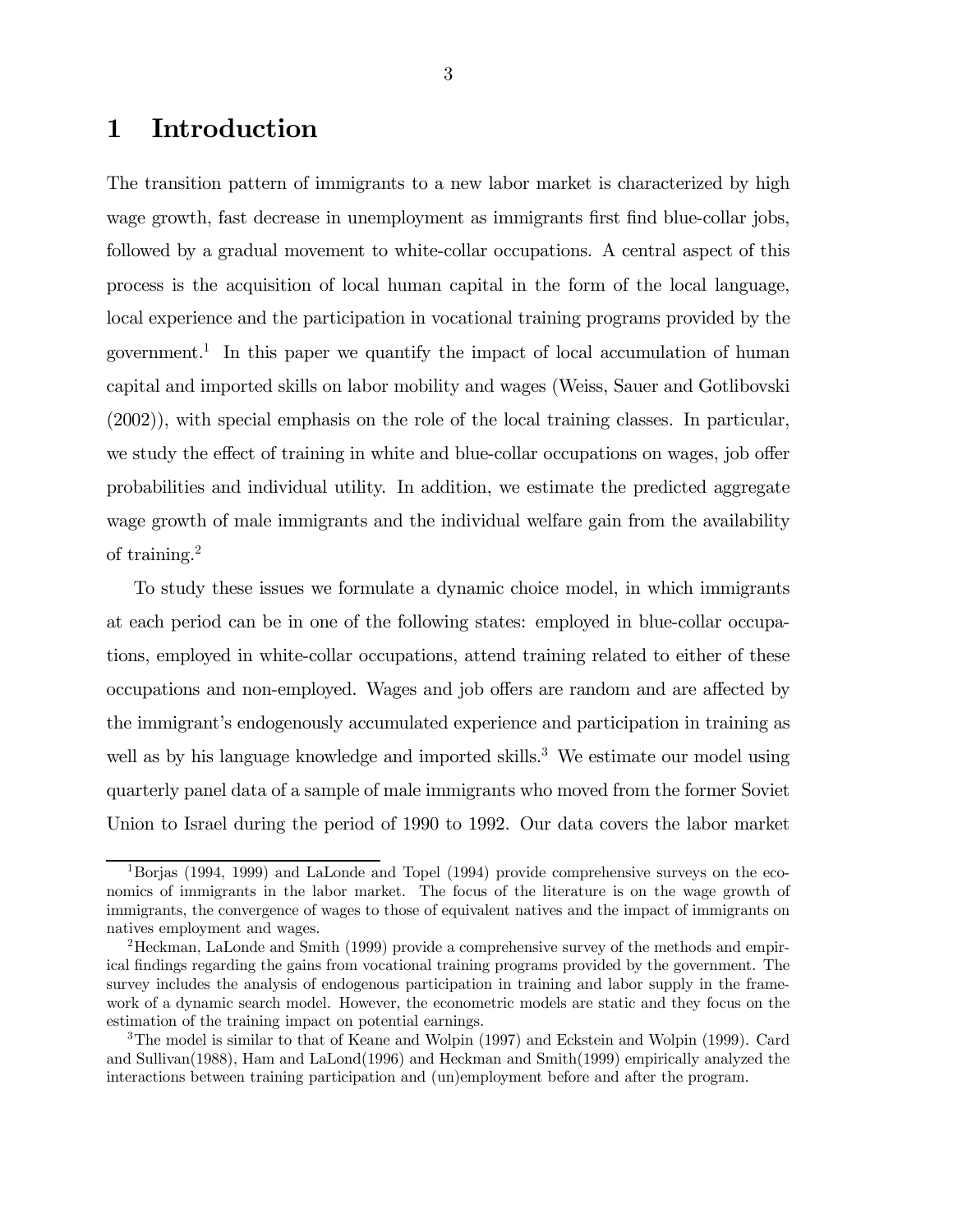# 1 Introduction

The transition pattern of immigrants to a new labor market is characterized by high wage growth, fast decrease in unemployment as immigrants first find blue-collar jobs, followed by a gradual movement to white-collar occupations. A central aspect of this process is the acquisition of local human capital in the form of the local language, local experience and the participation in vocational training programs provided by the government.[1] In this paper we quantify the impact of local accumulation of human capital and imported skills on labor mobility and wages (Weiss, Sauer and Gotlibovski (2002)), with special emphasis on the role of the local training classes. In particular, we study the effect of training in white and blue-collar occupations on wages, job offer probabilities and individual utility. In addition, we estimate the predicted aggregate wage growth of male immigrants and the individual welfare gain from the availability of training.[2]

To study these issues we formulate a dynamic choice model, in which immigrants at each period can be in one of the following states: employed in blue-collar occupations, employed in white-collar occupations, attend training related to either of these occupations and non-employed. Wages and job offers are random and are affected by the immigrant's endogenously accumulated experience and participation in training as well as by his language knowledge and imported skills.[3] We estimate our model using quarterly panel data of a sample of male immigrants who moved from the former Soviet Union to Israel during the period of 1990 to 1992. Our data covers the labor market

[1] Borjas (1994, 1999) and LaLonde and Topel (1994) provide comprehensive surveys on the economics of immigrants in the labor market. The focus of the literature is on the wage growth of immigrants, the convergence of wages to those of equivalent natives and the impact of immigrants on natives employment and wages.

[2] Heckman, LaLonde and Smith (1999) provide a comprehensive survey of the methods and empirical findings regarding the gains from vocational training programs provided by the government. The survey includes the analysis of endogenous participation in training and labor supply in the framework of a dynamic search model. However, the econometric models are static and they focus on the estimation of the training impact on potential earnings.

[3] The model is similar to that of Keane and Wolpin (1997) and Eckstein and Wolpin (1999). Card and Sullivan(1988), Ham and LaLond(1996) and Heckman and Smith(1999) empirically analyzed the interactions between training participation and (un)employment before and after the program.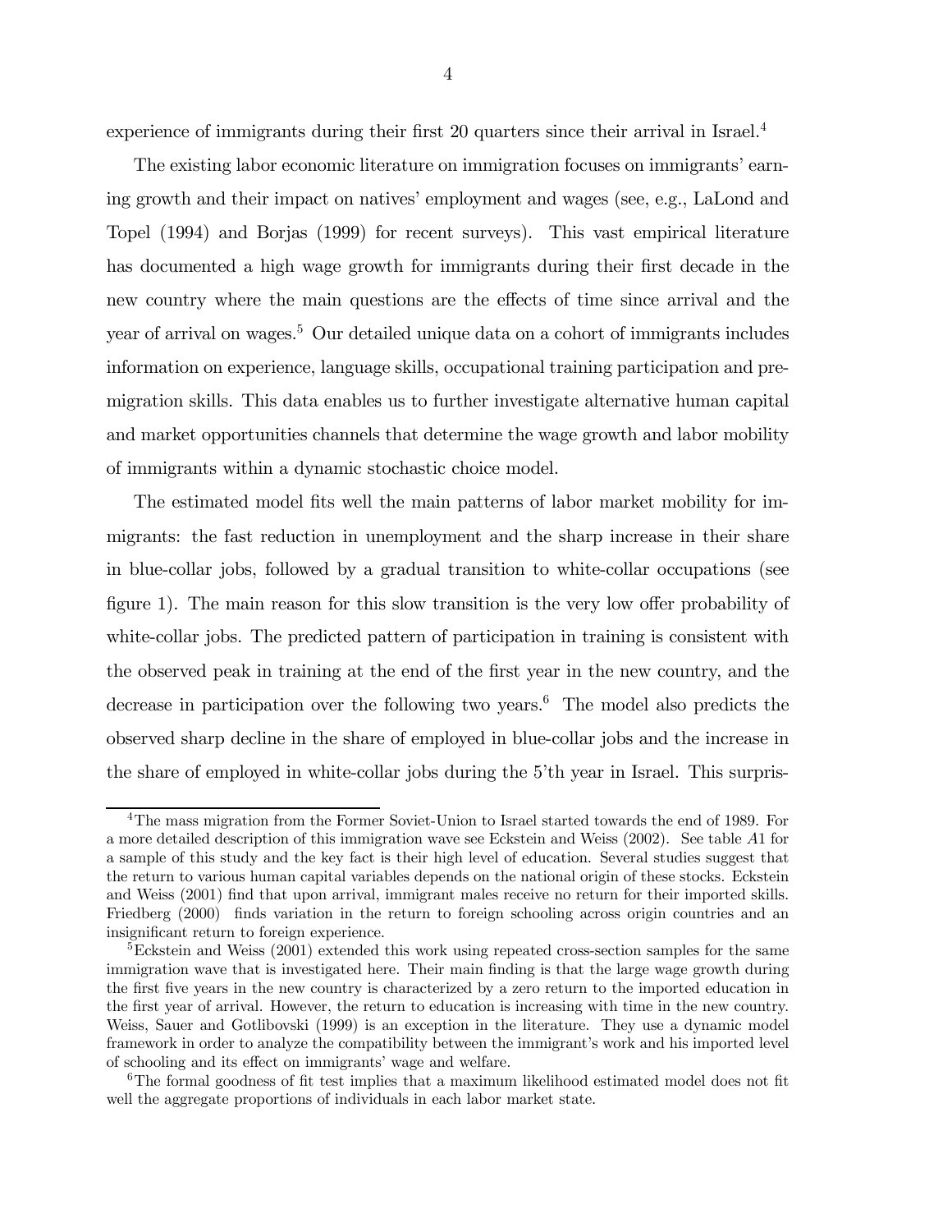experience of immigrants during their first 20 quarters since their arrival in Israel.[4]

The existing labor economic literature on immigration focuses on immigrants' earning growth and their impact on natives' employment and wages (see, e.g., LaLond and Topel (1994) and Borjas (1999) for recent surveys). This vast empirical literature has documented a high wage growth for immigrants during their first decade in the new country where the main questions are the effects of time since arrival and the year of arrival on wages.[5] Our detailed unique data on a cohort of immigrants includes information on experience, language skills, occupational training participation and pre-migration skills. This data enables us to further investigate alternative human capital and market opportunities channels that determine the wage growth and labor mobility of immigrants within a dynamic stochastic choice model.

The estimated model fits well the main patterns of labor market mobility for immigrants: the fast reduction in unemployment and the sharp increase in their share in blue-collar jobs, followed by a gradual transition to white-collar occupations (see figure 1). The main reason for this slow transition is the very low offer probability of white-collar jobs. The predicted pattern of participation in training is consistent with the observed peak in training at the end of the first year in the new country, and the decrease in participation over the following two years.[6] The model also predicts the observed sharp decline in the share of employed in blue-collar jobs and the increase in the share of employed in white-collar jobs during the 5'th year in Israel. This surpris-

---

[4]The mass migration from the Former Soviet-Union to Israel started towards the end of 1989. For a more detailed description of this immigration wave see Eckstein and Weiss (2002). See table $A1$ for a sample of this study and the key fact is their high level of education. Several studies suggest that the return to various human capital variables depends on the national origin of these stocks. Eckstein and Weiss (2001) find that upon arrival, immigrant males receive no return for their imported skills. Friedberg (2000) finds variation in the return to foreign schooling across origin countries and an insignificant return to foreign experience.

[5]Eckstein and Weiss (2001) extended this work using repeated cross-section samples for the same immigration wave that is investigated here. Their main finding is that the large wage growth during the first five years in the new country is characterized by a zero return to the imported education in the first year of arrival. However, the return to education is increasing with time in the new country. Weiss, Sauer and Gotlibovski (1999) is an exception in the literature. They use a dynamic model framework in order to analyze the compatibility between the immigrant's work and his imported level of schooling and its effect on immigrants' wage and welfare.

[6]The formal goodness of fit test implies that a maximum likelihood estimated model does not fit well the aggregate proportions of individuals in each labor market state.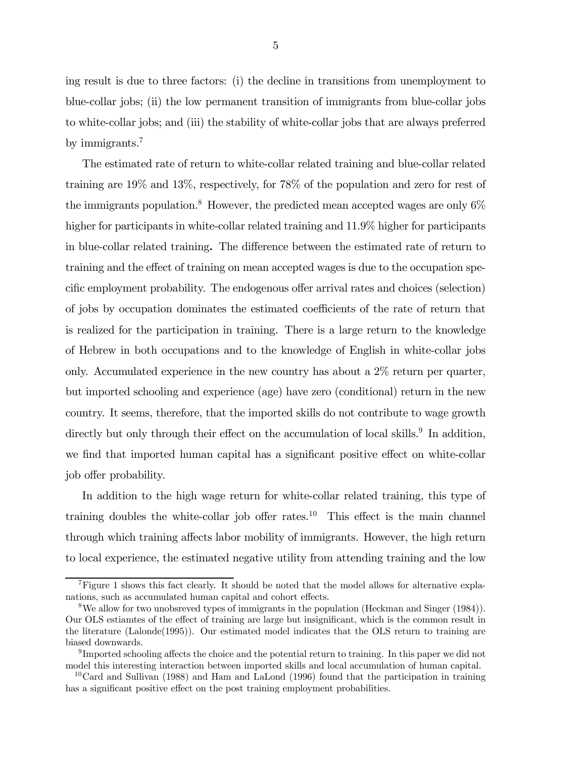ing result is due to three factors: (i) the decline in transitions from unemployment to blue-collar jobs; (ii) the low permanent transition of immigrants from blue-collar jobs to white-collar jobs; and (iii) the stability of white-collar jobs that are always preferred by immigrants.[7]

The estimated rate of return to white-collar related training and blue-collar related training are 19% and 13%, respectively, for 78% of the population and zero for rest of the immigrants population.[8] However, the predicted mean accepted wages are only 6% higher for participants in white-collar related training and 11.9% higher for participants in blue-collar related training**.** The difference between the estimated rate of return to training and the effect of training on mean accepted wages is due to the occupation specific employment probability. The endogenous offer arrival rates and choices (selection) of jobs by occupation dominates the estimated coefficients of the rate of return that is realized for the participation in training. There is a large return to the knowledge of Hebrew in both occupations and to the knowledge of English in white-collar jobs only. Accumulated experience in the new country has about a 2% return per quarter, but imported schooling and experience (age) have zero (conditional) return in the new country. It seems, therefore, that the imported skills do not contribute to wage growth directly but only through their effect on the accumulation of local skills.[9] In addition, we find that imported human capital has a significant positive effect on white-collar job offer probability.

In addition to the high wage return for white-collar related training, this type of training doubles the white-collar job offer rates.[10] This effect is the main channel through which training affects labor mobility of immigrants. However, the high return to local experience, the estimated negative utility from attending training and the low

[7] Figure 1 shows this fact clearly. It should be noted that the model allows for alternative explanations, such as accumulated human capital and cohort effects.

[8] We allow for two unobsreved types of immigrants in the population (Heckman and Singer (1984)). Our OLS estiamtes of the effect of training are large but insignificant, which is the common result in the literature (Lalonde(1995)). Our estimated model indicates that the OLS return to training are biased downwards.

[9] Imported schooling affects the choice and the potential return to training. In this paper we did not model this interesting interaction between imported skills and local accumulation of human capital.

[10] Card and Sullivan (1988) and Ham and LaLond (1996) found that the participation in training has a significant positive effect on the post training employment probabilities.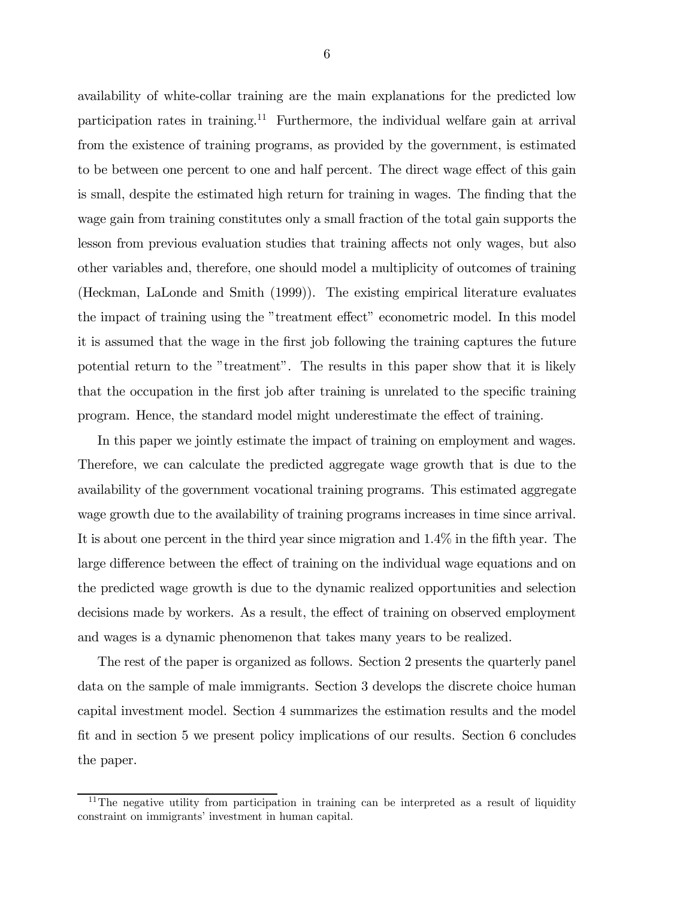availability of white-collar training are the main explanations for the predicted low participation rates in training.[11] Furthermore, the individual welfare gain at arrival from the existence of training programs, as provided by the government, is estimated to be between one percent to one and half percent. The direct wage effect of this gain is small, despite the estimated high return for training in wages. The finding that the wage gain from training constitutes only a small fraction of the total gain supports the lesson from previous evaluation studies that training affects not only wages, but also other variables and, therefore, one should model a multiplicity of outcomes of training (Heckman, LaLonde and Smith (1999)). The existing empirical literature evaluates the impact of training using the "treatment effect" econometric model. In this model it is assumed that the wage in the first job following the training captures the future potential return to the "treatment". The results in this paper show that it is likely that the occupation in the first job after training is unrelated to the specific training program. Hence, the standard model might underestimate the effect of training.

In this paper we jointly estimate the impact of training on employment and wages. Therefore, we can calculate the predicted aggregate wage growth that is due to the availability of the government vocational training programs. This estimated aggregate wage growth due to the availability of training programs increases in time since arrival. It is about one percent in the third year since migration and 1.4% in the fifth year. The large difference between the effect of training on the individual wage equations and on the predicted wage growth is due to the dynamic realized opportunities and selection decisions made by workers. As a result, the effect of training on observed employment and wages is a dynamic phenomenon that takes many years to be realized.

The rest of the paper is organized as follows. Section 2 presents the quarterly panel data on the sample of male immigrants. Section 3 develops the discrete choice human capital investment model. Section 4 summarizes the estimation results and the model fit and in section 5 we present policy implications of our results. Section 6 concludes the paper.

[11] The negative utility from participation in training can be interpreted as a result of liquidity constraint on immigrants' investment in human capital.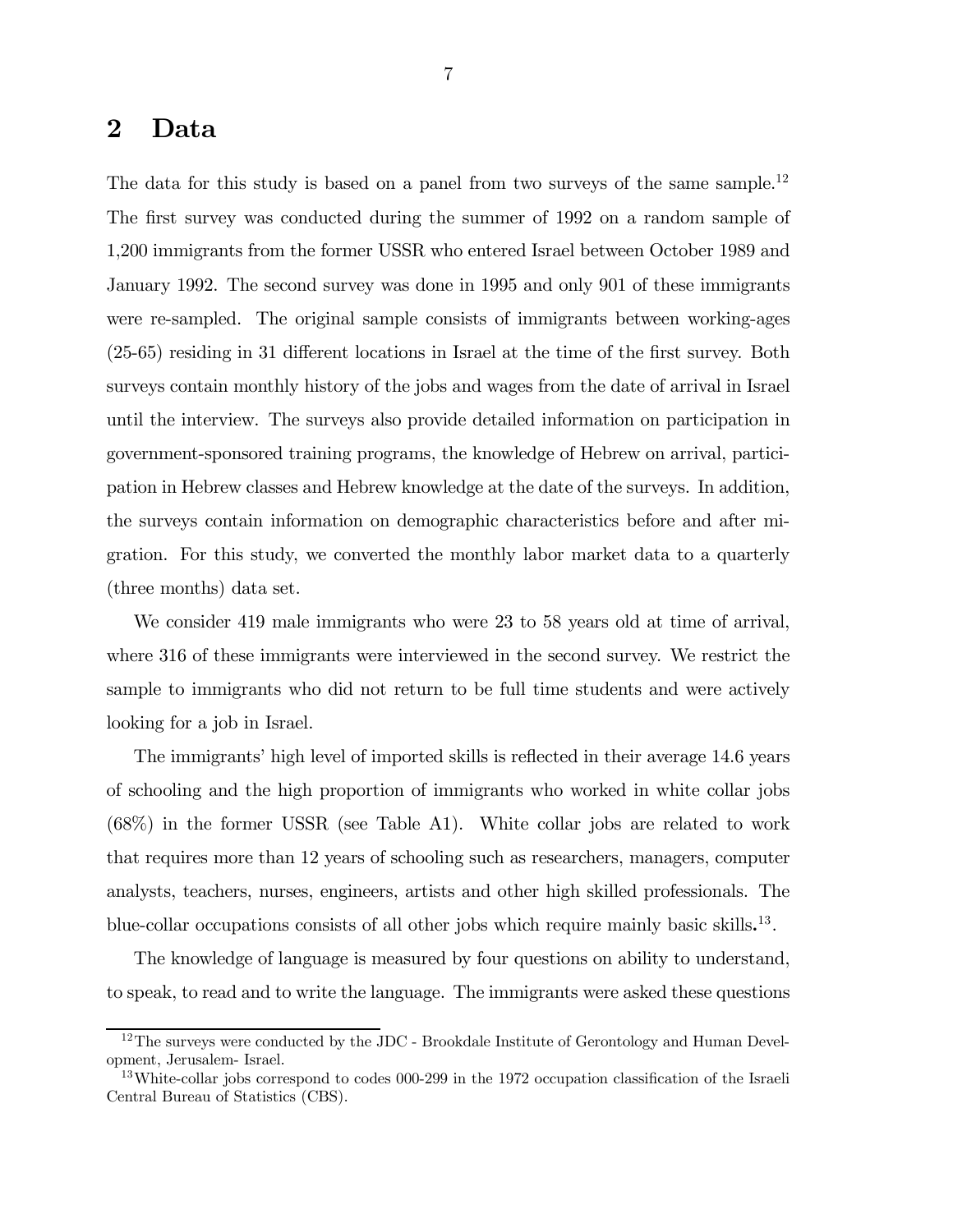## 2 Data

The data for this study is based on a panel from two surveys of the same sample.[12] The first survey was conducted during the summer of 1992 on a random sample of 1,200 immigrants from the former USSR who entered Israel between October 1989 and January 1992. The second survey was done in 1995 and only 901 of these immigrants were re-sampled. The original sample consists of immigrants between working-ages (25-65) residing in 31 different locations in Israel at the time of the first survey. Both surveys contain monthly history of the jobs and wages from the date of arrival in Israel until the interview. The surveys also provide detailed information on participation in government-sponsored training programs, the knowledge of Hebrew on arrival, participation in Hebrew classes and Hebrew knowledge at the date of the surveys. In addition, the surveys contain information on demographic characteristics before and after migration. For this study, we converted the monthly labor market data to a quarterly (three months) data set.

We consider 419 male immigrants who were 23 to 58 years old at time of arrival, where 316 of these immigrants were interviewed in the second survey. We restrict the sample to immigrants who did not return to be full time students and were actively looking for a job in Israel.

The immigrants' high level of imported skills is reflected in their average 14.6 years of schooling and the high proportion of immigrants who worked in white collar jobs (68%) in the former USSR (see Table A1). White collar jobs are related to work that requires more than 12 years of schooling such as researchers, managers, computer analysts, teachers, nurses, engineers, artists and other high skilled professionals. The blue-collar occupations consists of all other jobs which require mainly basic skills.[13].

The knowledge of language is measured by four questions on ability to understand, to speak, to read and to write the language. The immigrants were asked these questions

---

[12] The surveys were conducted by the JDC - Brookdale Institute of Gerontology and Human Development, Jerusalem- Israel.

[13] White-collar jobs correspond to codes 000-299 in the 1972 occupation classification of the Israeli Central Bureau of Statistics (CBS).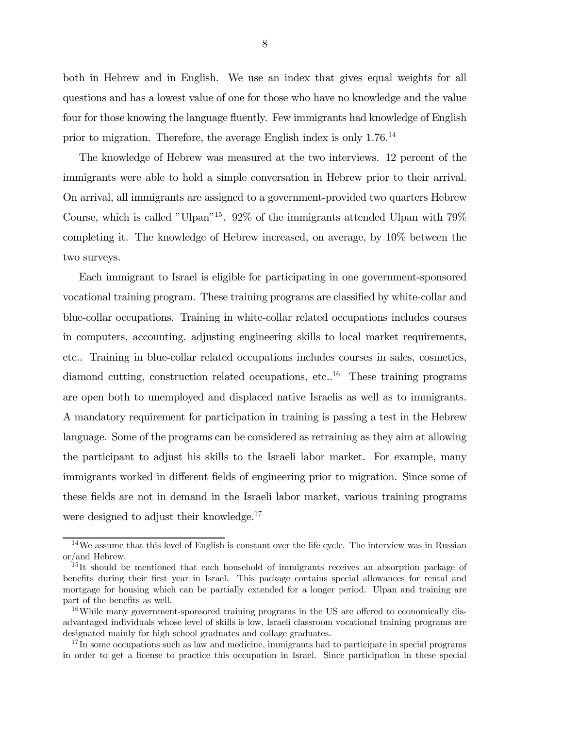both in Hebrew and in English. We use an index that gives equal weights for all questions and has a lowest value of one for those who have no knowledge and the value four for those knowing the language fluently. Few immigrants had knowledge of English prior to migration. Therefore, the average English index is only 1.76.[14]

The knowledge of Hebrew was measured at the two interviews. 12 percent of the immigrants were able to hold a simple conversation in Hebrew prior to their arrival. On arrival, all immigrants are assigned to a government-provided two quarters Hebrew Course, which is called "Ulpan"[15]. 92% of the immigrants attended Ulpan with 79% completing it. The knowledge of Hebrew increased, on average, by 10% between the two surveys.

Each immigrant to Israel is eligible for participating in one government-sponsored vocational training program. These training programs are classified by white-collar and blue-collar occupations. Training in white-collar related occupations includes courses in computers, accounting, adjusting engineering skills to local market requirements, etc.. Training in blue-collar related occupations includes courses in sales, cosmetics, diamond cutting, construction related occupations, etc..[16] These training programs are open both to unemployed and displaced native Israelis as well as to immigrants. A mandatory requirement for participation in training is passing a test in the Hebrew language. Some of the programs can be considered as retraining as they aim at allowing the participant to adjust his skills to the Israeli labor market. For example, many immigrants worked in different fields of engineering prior to migration. Since some of these fields are not in demand in the Israeli labor market, various training programs were designed to adjust their knowledge.[17]

---

[14] We assume that this level of English is constant over the life cycle. The interview was in Russian or/and Hebrew.

[15] It should be mentioned that each household of immigrants receives an absorption package of benefits during their first year in Israel. This package contains special allowances for rental and mortgage for housing which can be partially extended for a longer period. Ulpan and training are part of the benefits as well.

[16] While many government-sponsored training programs in the US are offered to economically disadvantaged individuals whose level of skills is low, Israeli classroom vocational training programs are designated mainly for high school graduates and collage graduates.

[17] In some occupations such as law and medicine, immigrants had to participate in special programs in order to get a license to practice this occupation in Israel. Since participation in these special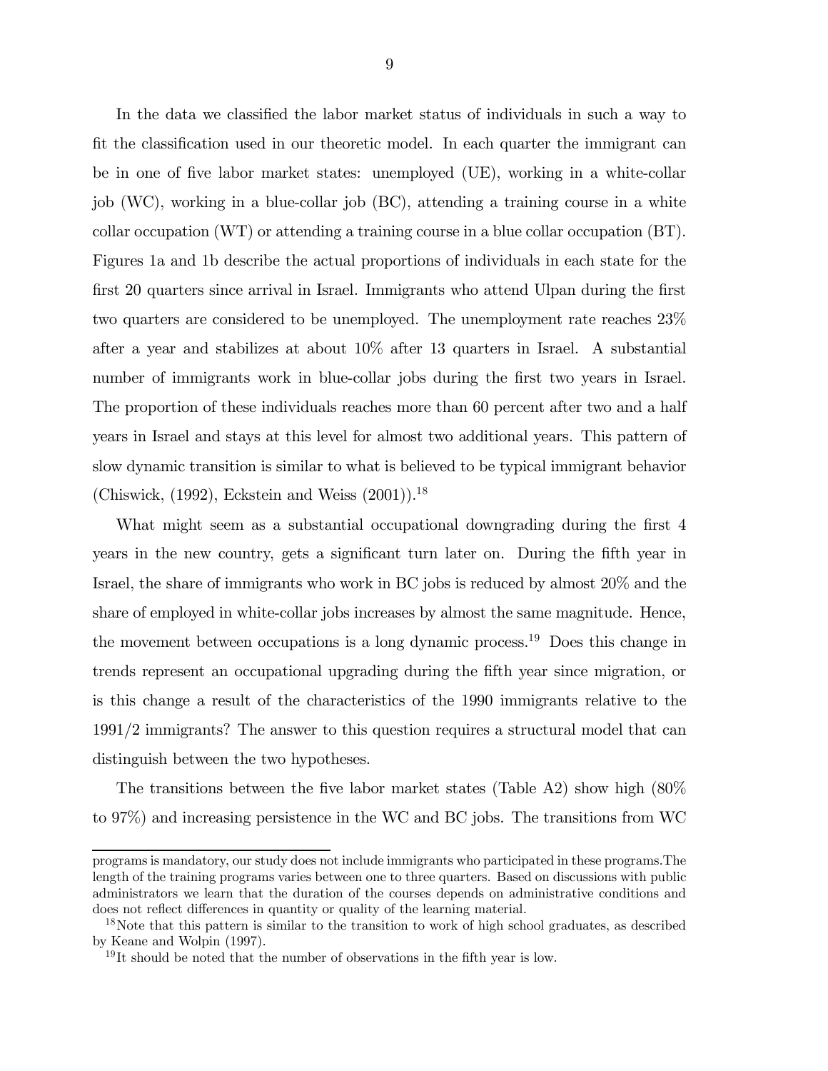In the data we classified the labor market status of individuals in such a way to fit the classification used in our theoretic model. In each quarter the immigrant can be in one of five labor market states: unemployed (UE), working in a white-collar job (WC), working in a blue-collar job (BC), attending a training course in a white collar occupation (WT) or attending a training course in a blue collar occupation (BT). Figures 1a and 1b describe the actual proportions of individuals in each state for the first 20 quarters since arrival in Israel. Immigrants who attend Ulpan during the first two quarters are considered to be unemployed. The unemployment rate reaches 23% after a year and stabilizes at about 10% after 13 quarters in Israel. A substantial number of immigrants work in blue-collar jobs during the first two years in Israel. The proportion of these individuals reaches more than 60 percent after two and a half years in Israel and stays at this level for almost two additional years. This pattern of slow dynamic transition is similar to what is believed to be typical immigrant behavior (Chiswick, (1992), Eckstein and Weiss (2001)).[18]

What might seem as a substantial occupational downgrading during the first 4 years in the new country, gets a significant turn later on. During the fifth year in Israel, the share of immigrants who work in BC jobs is reduced by almost 20% and the share of employed in white-collar jobs increases by almost the same magnitude. Hence, the movement between occupations is a long dynamic process.[19] Does this change in trends represent an occupational upgrading during the fifth year since migration, or is this change a result of the characteristics of the 1990 immigrants relative to the 1991/2 immigrants? The answer to this question requires a structural model that can distinguish between the two hypotheses.

The transitions between the five labor market states (Table A2) show high (80% to 97%) and increasing persistence in the WC and BC jobs. The transitions from WC

---

programs is mandatory, our study does not include immigrants who participated in these programs.The length of the training programs varies between one to three quarters. Based on discussions with public administrators we learn that the duration of the courses depends on administrative conditions and does not reflect differences in quantity or quality of the learning material.

[18] Note that this pattern is similar to the transition to work of high school graduates, as described by Keane and Wolpin (1997).

[19] It should be noted that the number of observations in the fifth year is low.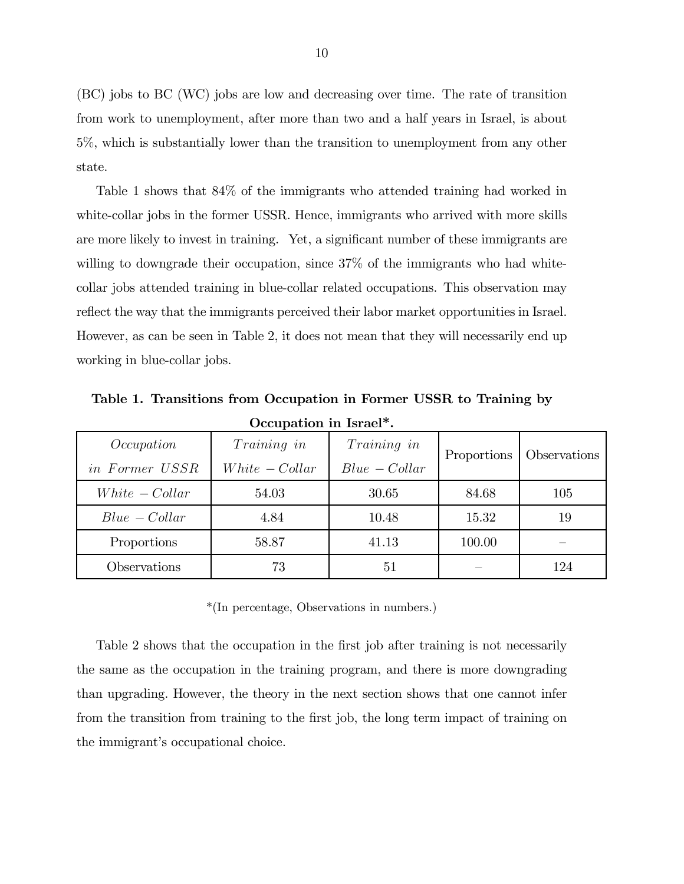(BC) jobs to BC (WC) jobs are low and decreasing over time. The rate of transition from work to unemployment, after more than two and a half years in Israel, is about 5%, which is substantially lower than the transition to unemployment from any other state.

Table 1 shows that 84% of the immigrants who attended training had worked in white-collar jobs in the former USSR. Hence, immigrants who arrived with more skills are more likely to invest in training. Yet, a significant number of these immigrants are willing to downgrade their occupation, since 37% of the immigrants who had white-collar jobs attended training in blue-collar related occupations. This observation may reflect the way that the immigrants perceived their labor market opportunities in Israel. However, as can be seen in Table 2, it does not mean that they will necessarily end up working in blue-collar jobs.

**Table 1. Transitions from Occupation in Former USSR to Training by Occupation in Israel\*.**

| *Occupation in Former USSR* | *Training in White − Collar* | *Training in Blue − Collar* | Proportions | Observations |
|---|---|---|---|---|
| *White − Collar* | 54.03 | 30.65 | 84.68 | 105 |
| *Blue − Collar* | 4.84 | 10.48 | 15.32 | 19 |
| Proportions | 58.87 | 41.13 | 100.00 | – |
| Observations | 73 | 51 | – | 124 |

\*(In percentage, Observations in numbers.)

Table 2 shows that the occupation in the first job after training is not necessarily the same as the occupation in the training program, and there is more downgrading than upgrading. However, the theory in the next section shows that one cannot infer from the transition from training to the first job, the long term impact of training on the immigrant's occupational choice.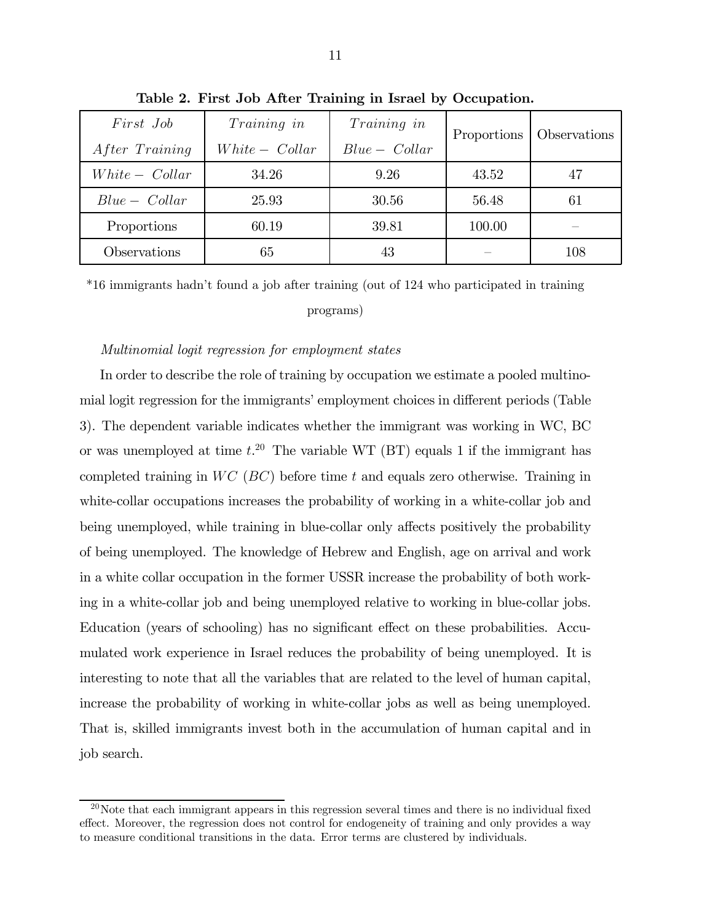**Table 2. First Job After Training in Israel by Occupation.**

| *First Job After Training* | *Training in White − Collar* | *Training in Blue − Collar* | Proportions | Observations |
|---|---|---|---|---|
| *White − Collar* | 34.26 | 9.26 | 43.52 | 47 |
| *Blue − Collar* | 25.93 | 30.56 | 56.48 | 61 |
| Proportions | 60.19 | 39.81 | 100.00 | – |
| Observations | 65 | 43 | – | 108 |

*16 immigrants hadn't found a job after training (out of 124 who participated in training programs)

*Multinomial logit regression for employment states*

In order to describe the role of training by occupation we estimate a pooled multinomial logit regression for the immigrants' employment choices in different periods (Table 3). The dependent variable indicates whether the immigrant was working in WC, BC or was unemployed at time $t$.[20] The variable WT (BT) equals 1 if the immigrant has completed training in $WC$ ($BC$) before time $t$ and equals zero otherwise. Training in white-collar occupations increases the probability of working in a white-collar job and being unemployed, while training in blue-collar only affects positively the probability of being unemployed. The knowledge of Hebrew and English, age on arrival and work in a white collar occupation in the former USSR increase the probability of both working in a white-collar job and being unemployed relative to working in blue-collar jobs. Education (years of schooling) has no significant effect on these probabilities. Accumulated work experience in Israel reduces the probability of being unemployed. It is interesting to note that all the variables that are related to the level of human capital, increase the probability of working in white-collar jobs as well as being unemployed. That is, skilled immigrants invest both in the accumulation of human capital and in job search.

[20] Note that each immigrant appears in this regression several times and there is no individual fixed effect. Moreover, the regression does not control for endogeneity of training and only provides a way to measure conditional transitions in the data. Error terms are clustered by individuals.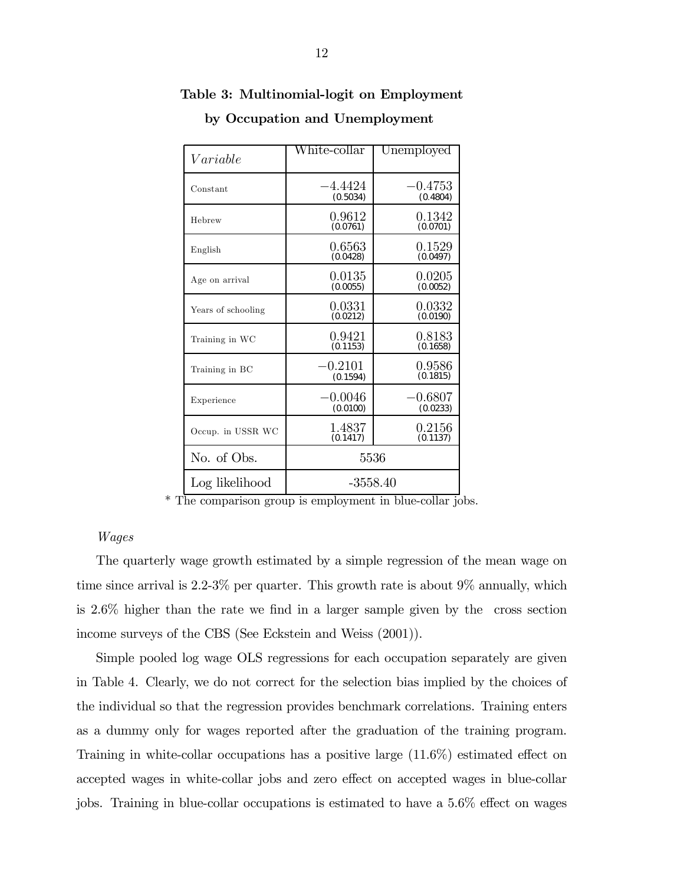**Table 3: Multinomial-logit on Employment by Occupation and Unemployment**

| *Variable* | White-collar | Unemployed |
|---|---|---|
| Constant | $-4.4424$ (0.5034) | $-0.4753$ (0.4804) |
| Hebrew | 0.9612 (0.0761) | 0.1342 (0.0701) |
| English | 0.6563 (0.0428) | 0.1529 (0.0497) |
| Age on arrival | 0.0135 (0.0055) | 0.0205 (0.0052) |
| Years of schooling | 0.0331 (0.0212) | 0.0332 (0.0190) |
| Training in WC | 0.9421 (0.1153) | 0.8183 (0.1658) |
| Training in BC | $-0.2101$ (0.1594) | 0.9586 (0.1815) |
| Experience | $-0.0046$ (0.0100) | $-0.6807$ (0.0233) |
| Occup. in USSR WC | 1.4837 (0.1417) | 0.2156 (0.1137) |
| No. of Obs. | 5536 | |
| Log likelihood | -3558.40 | |

\* The comparison group is employment in blue-collar jobs.

*Wages*

The quarterly wage growth estimated by a simple regression of the mean wage on time since arrival is 2.2-3% per quarter. This growth rate is about 9% annually, which is 2.6% higher than the rate we find in a larger sample given by the cross section income surveys of the CBS (See Eckstein and Weiss (2001)).

Simple pooled log wage OLS regressions for each occupation separately are given in Table 4. Clearly, we do not correct for the selection bias implied by the choices of the individual so that the regression provides benchmark correlations. Training enters as a dummy only for wages reported after the graduation of the training program. Training in white-collar occupations has a positive large (11.6%) estimated effect on accepted wages in white-collar jobs and zero effect on accepted wages in blue-collar jobs. Training in blue-collar occupations is estimated to have a 5.6% effect on wages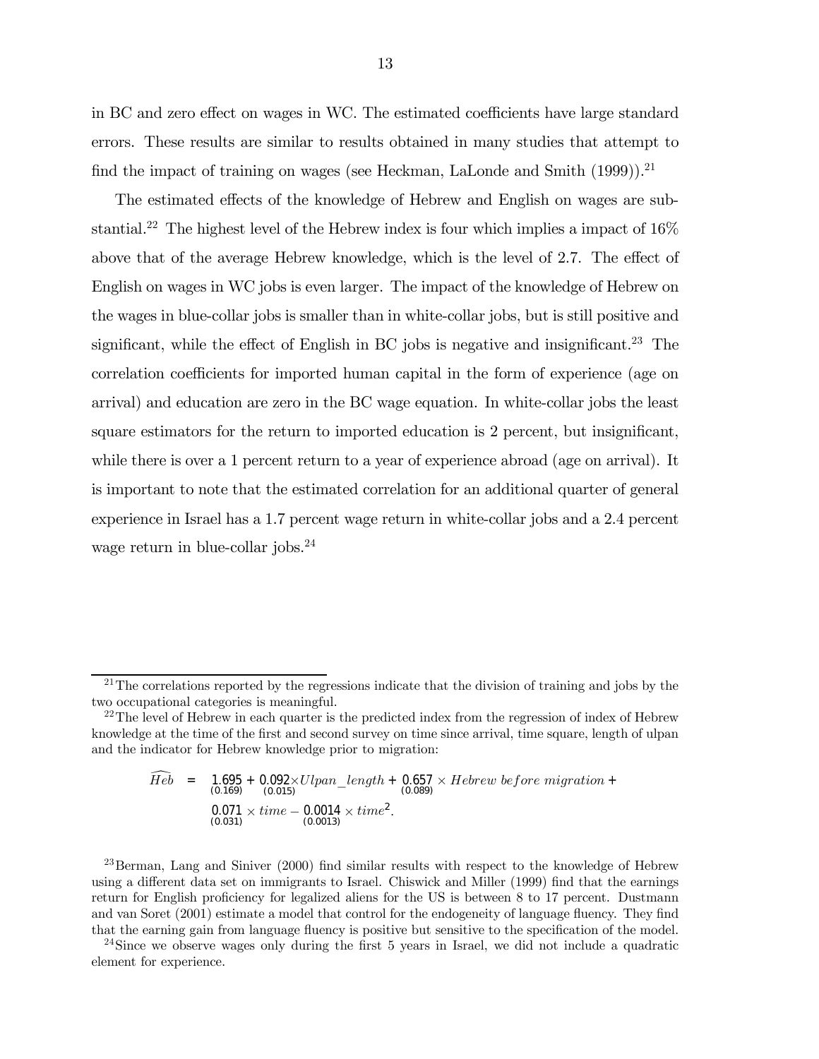in BC and zero effect on wages in WC. The estimated coefficients have large standard errors. These results are similar to results obtained in many studies that attempt to find the impact of training on wages (see Heckman, LaLonde and Smith (1999)).[21]

The estimated effects of the knowledge of Hebrew and English on wages are substantial.[22] The highest level of the Hebrew index is four which implies a impact of 16% above that of the average Hebrew knowledge, which is the level of 2.7. The effect of English on wages in WC jobs is even larger. The impact of the knowledge of Hebrew on the wages in blue-collar jobs is smaller than in white-collar jobs, but is still positive and significant, while the effect of English in BC jobs is negative and insignificant.[23] The correlation coefficients for imported human capital in the form of experience (age on arrival) and education are zero in the BC wage equation. In white-collar jobs the least square estimators for the return to imported education is 2 percent, but insignificant, while there is over a 1 percent return to a year of experience abroad (age on arrival). It is important to note that the estimated correlation for an additional quarter of general experience in Israel has a 1.7 percent wage return in white-collar jobs and a 2.4 percent wage return in blue-collar jobs.[24]

---

[21] The correlations reported by the regressions indicate that the division of training and jobs by the two occupational categories is meaningful.

[22] The level of Hebrew in each quarter is the predicted index from the regression of index of Hebrew knowledge at the time of the first and second survey on time since arrival, time square, length of ulpan and the indicator for Hebrew knowledge prior to migration:

$$
\begin{aligned}
\widehat{Heb} \;=\; & \underset{(0.169)}{1.695} + \underset{(0.015)}{0.092} \times Ulpan\_length + \underset{(0.089)}{0.657} \times Hebrew\ before\ migration + \\
& \underset{(0.031)}{0.071} \times time - \underset{(0.0013)}{0.0014} \times time^2.
\end{aligned}
$$

[23] Berman, Lang and Siniver (2000) find similar results with respect to the knowledge of Hebrew using a different data set on immigrants to Israel. Chiswick and Miller (1999) find that the earnings return for English proficiency for legalized aliens for the US is between 8 to 17 percent. Dustmann and van Soret (2001) estimate a model that control for the endogeneity of language fluency. They find that the earning gain from language fluency is positive but sensitive to the specification of the model.

[24] Since we observe wages only during the first 5 years in Israel, we did not include a quadratic element for experience.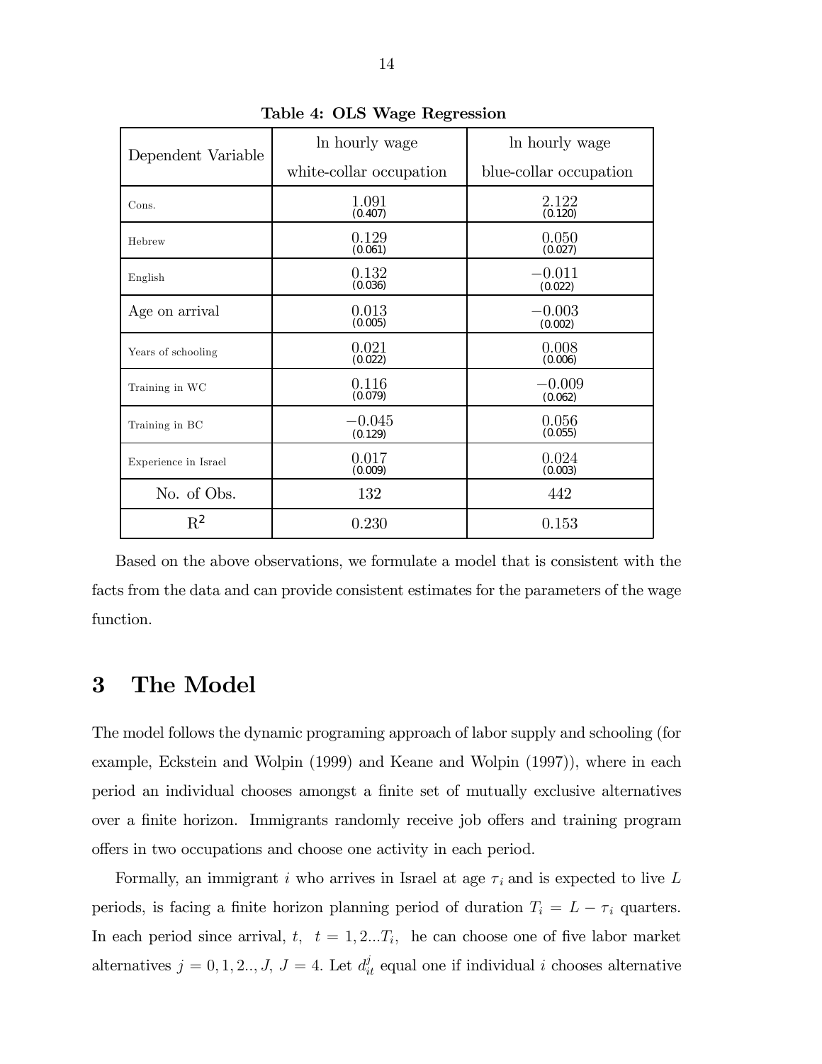**Table 4: OLS Wage Regression**

| Dependent Variable | ln hourly wage white-collar occupation | ln hourly wage blue-collar occupation |
|---|---|---|
| Cons. | 1.091 (0.407) | 2.122 (0.120) |
| Hebrew | 0.129 (0.061) | 0.050 (0.027) |
| English | 0.132 (0.036) | −0.011 (0.022) |
| Age on arrival | 0.013 (0.005) | −0.003 (0.002) |
| Years of schooling | 0.021 (0.022) | 0.008 (0.006) |
| Training in WC | 0.116 (0.079) | −0.009 (0.062) |
| Training in BC | −0.045 (0.129) | 0.056 (0.055) |
| Experience in Israel | 0.017 (0.009) | 0.024 (0.003) |
| No. of Obs. | 132 | 442 |
| $R^2$ | 0.230 | 0.153 |

Based on the above observations, we formulate a model that is consistent with the facts from the data and can provide consistent estimates for the parameters of the wage function.

# 3 The Model

The model follows the dynamic programing approach of labor supply and schooling (for example, Eckstein and Wolpin (1999) and Keane and Wolpin (1997)), where in each period an individual chooses amongst a finite set of mutually exclusive alternatives over a finite horizon. Immigrants randomly receive job offers and training program offers in two occupations and choose one activity in each period.

Formally, an immigrant $i$ who arrives in Israel at age $\tau_i$ and is expected to live $L$ periods, is facing a finite horizon planning period of duration $T_i = L - \tau_i$ quarters. In each period since arrival, $t$, $t = 1, 2...T_i$, he can choose one of five labor market alternatives $j = 0, 1, 2.., J$, $J = 4$. Let $d_{it}^j$ equal one if individual $i$ chooses alternative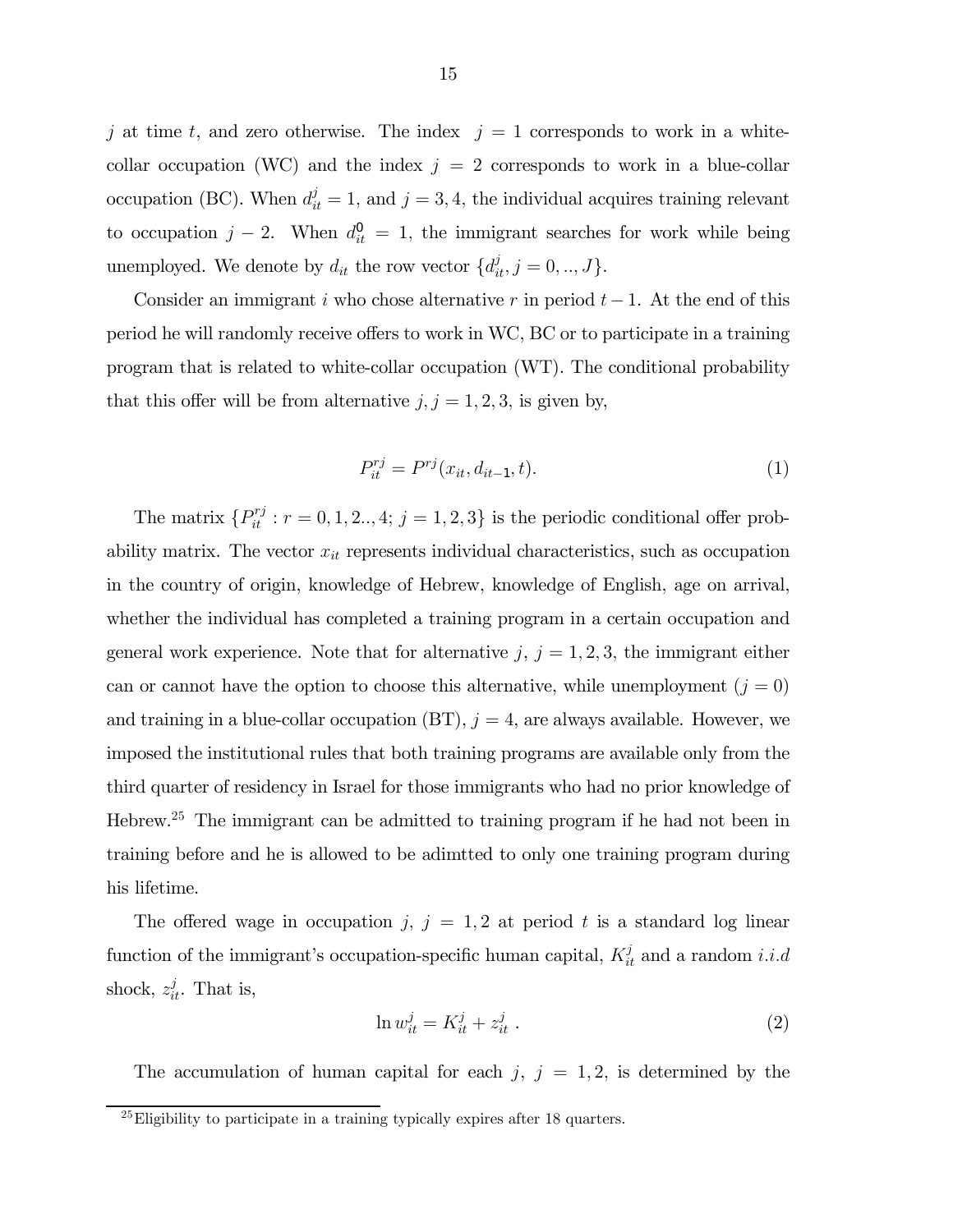$j$ at time $t$, and zero otherwise. The index $j = 1$ corresponds to work in a white-collar occupation (WC) and the index $j = 2$ corresponds to work in a blue-collar occupation (BC). When $d_{it}^j = 1$, and $j = 3, 4$, the individual acquires training relevant to occupation $j - 2$. When $d_{it}^0 = 1$, the immigrant searches for work while being unemployed. We denote by $d_{it}$ the row vector $\{d_{it}^j, j = 0, .., J\}$.

Consider an immigrant $i$ who chose alternative $r$ in period $t - 1$. At the end of this period he will randomly receive offers to work in WC, BC or to participate in a training program that is related to white-collar occupation (WT). The conditional probability that this offer will be from alternative $j, j = 1, 2, 3$, is given by,

$$P_{it}^{rj} = P^{rj}(x_{it}, d_{it-1}, t). \tag{1}$$

The matrix $\{P_{it}^{rj} : r = 0, 1, 2.., 4; \; j = 1, 2, 3\}$ is the periodic conditional offer probability matrix. The vector $x_{it}$ represents individual characteristics, such as occupation in the country of origin, knowledge of Hebrew, knowledge of English, age on arrival, whether the individual has completed a training program in a certain occupation and general work experience. Note that for alternative $j$, $j = 1, 2, 3$, the immigrant either can or cannot have the option to choose this alternative, while unemployment ($j = 0$) and training in a blue-collar occupation (BT), $j = 4$, are always available. However, we imposed the institutional rules that both training programs are available only from the third quarter of residency in Israel for those immigrants who had no prior knowledge of Hebrew.[25] The immigrant can be admitted to training program if he had not been in training before and he is allowed to be adimtted to only one training program during his lifetime.

The offered wage in occupation $j$, $j = 1, 2$ at period $t$ is a standard log linear function of the immigrant's occupation-specific human capital, $K_{it}^j$ and a random $i.i.d$ shock, $z_{it}^j$. That is,

$$\ln w_{it}^j = K_{it}^j + z_{it}^j \; . \tag{2}$$

The accumulation of human capital for each $j$, $j = 1, 2$, is determined by the

[25] Eligibility to participate in a training typically expires after 18 quarters.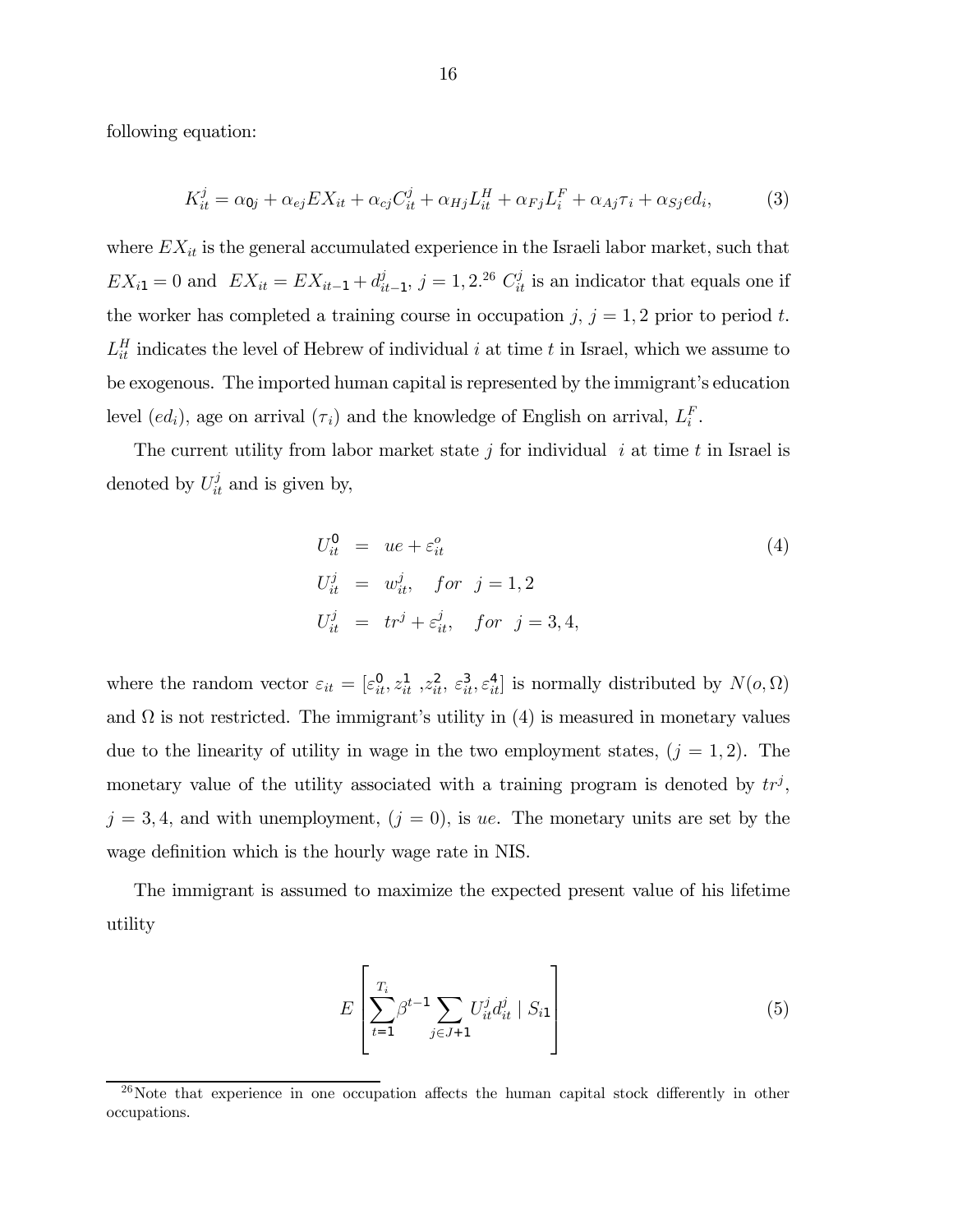following equation:

$$K_{it}^{j} = \alpha_{0j} + \alpha_{ej} EX_{it} + \alpha_{cj} C_{it}^{j} + \alpha_{Hj} L_{it}^{H} + \alpha_{Fj} L_{i}^{F} + \alpha_{Aj} \tau_i + \alpha_{Sj} ed_i, \tag{3}$$

where $EX_{it}$ is the general accumulated experience in the Israeli labor market, such that $EX_{i1} = 0$ and $EX_{it} = EX_{it-1} + d_{it-1}^{j}$, $j = 1, 2$.[26] $C_{it}^{j}$ is an indicator that equals one if the worker has completed a training course in occupation $j$, $j = 1, 2$ prior to period $t$. $L_{it}^{H}$ indicates the level of Hebrew of individual $i$ at time $t$ in Israel, which we assume to be exogenous. The imported human capital is represented by the immigrant's education level ($ed_i$), age on arrival ($\tau_i$) and the knowledge of English on arrival, $L_i^F$.

The current utility from labor market state $j$ for individual $i$ at time $t$ in Israel is denoted by $U_{it}^{j}$ and is given by,

$$\begin{aligned} U_{it}^{0} &= ue + \varepsilon_{it}^{o} \\ U_{it}^{j} &= w_{it}^{j}, \quad for \;\; j = 1, 2 \\ U_{it}^{j} &= tr^{j} + \varepsilon_{it}^{j}, \quad for \;\; j = 3, 4, \end{aligned} \tag{4}$$

where the random vector $\varepsilon_{it} = [\varepsilon_{it}^{0}, z_{it}^{1}, z_{it}^{2}, \varepsilon_{it}^{3}, \varepsilon_{it}^{4}]$ is normally distributed by $N(o, \Omega)$ and $\Omega$ is not restricted. The immigrant's utility in (4) is measured in monetary values due to the linearity of utility in wage in the two employment states, ($j = 1, 2$). The monetary value of the utility associated with a training program is denoted by $tr^j$, $j = 3, 4$, and with unemployment, ($j = 0$), is $ue$. The monetary units are set by the wage definition which is the hourly wage rate in NIS.

The immigrant is assumed to maximize the expected present value of his lifetime utility

$$E\left[\sum_{t=1}^{T_i} \beta^{t-1} \sum_{j \in J+1} U_{it}^{j} d_{it}^{j} \mid S_{i1}\right] \tag{5}$$

[26] Note that experience in one occupation affects the human capital stock differently in other occupations.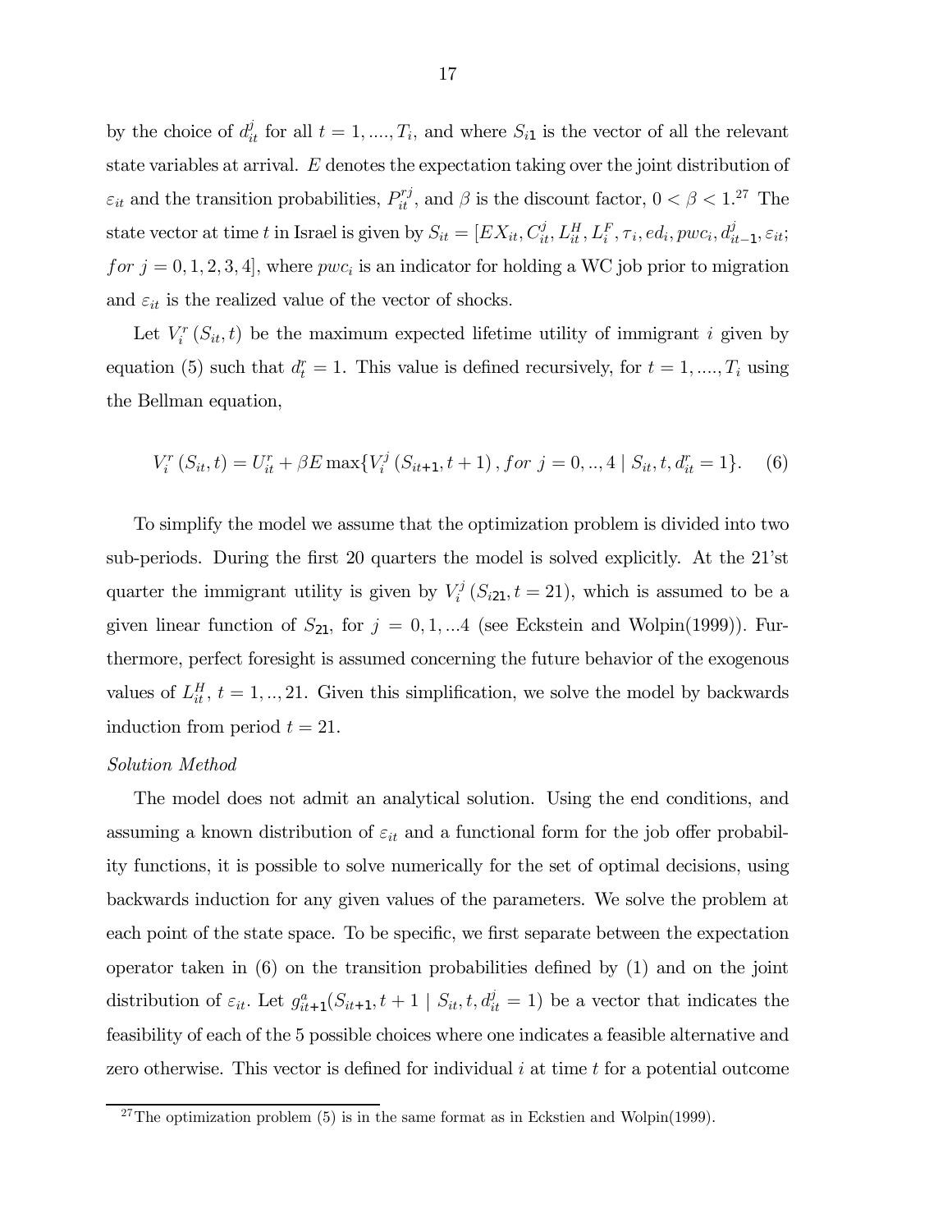by the choice of $d_{it}^{j}$ for all $t = 1, ...., T_i$, and where $S_{i1}$ is the vector of all the relevant state variables at arrival. $E$ denotes the expectation taking over the joint distribution of $\varepsilon_{it}$ and the transition probabilities, $P_{it}^{rj}$, and $\beta$ is the discount factor, $0 < \beta < 1$.[27] The state vector at time $t$ in Israel is given by $S_{it} = [EX_{it}, C_{it}^{j}, L_{it}^{H}, L_{i}^{F}, \tau_i, ed_i, pwc_i, d_{it-1}^{j}, \varepsilon_{it};$ $for\ j = 0, 1, 2, 3, 4]$, where $pwc_i$ is an indicator for holding a WC job prior to migration and $\varepsilon_{it}$ is the realized value of the vector of shocks.

Let $V_i^r(S_{it}, t)$ be the maximum expected lifetime utility of immigrant $i$ given by equation (5) such that $d_t^r = 1$. This value is defined recursively, for $t = 1, ...., T_i$ using the Bellman equation,

$$V_i^r(S_{it}, t) = U_{it}^r + \beta E \max\{V_i^j(S_{it+1}, t+1), for\ j = 0, .., 4 \mid S_{it}, t, d_{it}^r = 1\}. \quad (6)$$

To simplify the model we assume that the optimization problem is divided into two sub-periods. During the first 20 quarters the model is solved explicitly. At the 21'st quarter the immigrant utility is given by $V_i^j(S_{i21}, t = 21)$, which is assumed to be a given linear function of $S_{21}$, for $j = 0, 1, ...4$ (see Eckstein and Wolpin(1999)). Furthermore, perfect foresight is assumed concerning the future behavior of the exogenous values of $L_{it}^H$, $t = 1, .., 21$. Given this simplification, we solve the model by backwards induction from period $t = 21$.

*Solution Method*

The model does not admit an analytical solution. Using the end conditions, and assuming a known distribution of $\varepsilon_{it}$ and a functional form for the job offer probability functions, it is possible to solve numerically for the set of optimal decisions, using backwards induction for any given values of the parameters. We solve the problem at each point of the state space. To be specific, we first separate between the expectation operator taken in (6) on the transition probabilities defined by (1) and on the joint distribution of $\varepsilon_{it}$. Let $g_{it+1}^{a}(S_{it+1}, t+1 \mid S_{it}, t, d_{it}^{j} = 1)$ be a vector that indicates the feasibility of each of the 5 possible choices where one indicates a feasible alternative and zero otherwise. This vector is defined for individual $i$ at time $t$ for a potential outcome

[27] The optimization problem (5) is in the same format as in Eckstien and Wolpin(1999).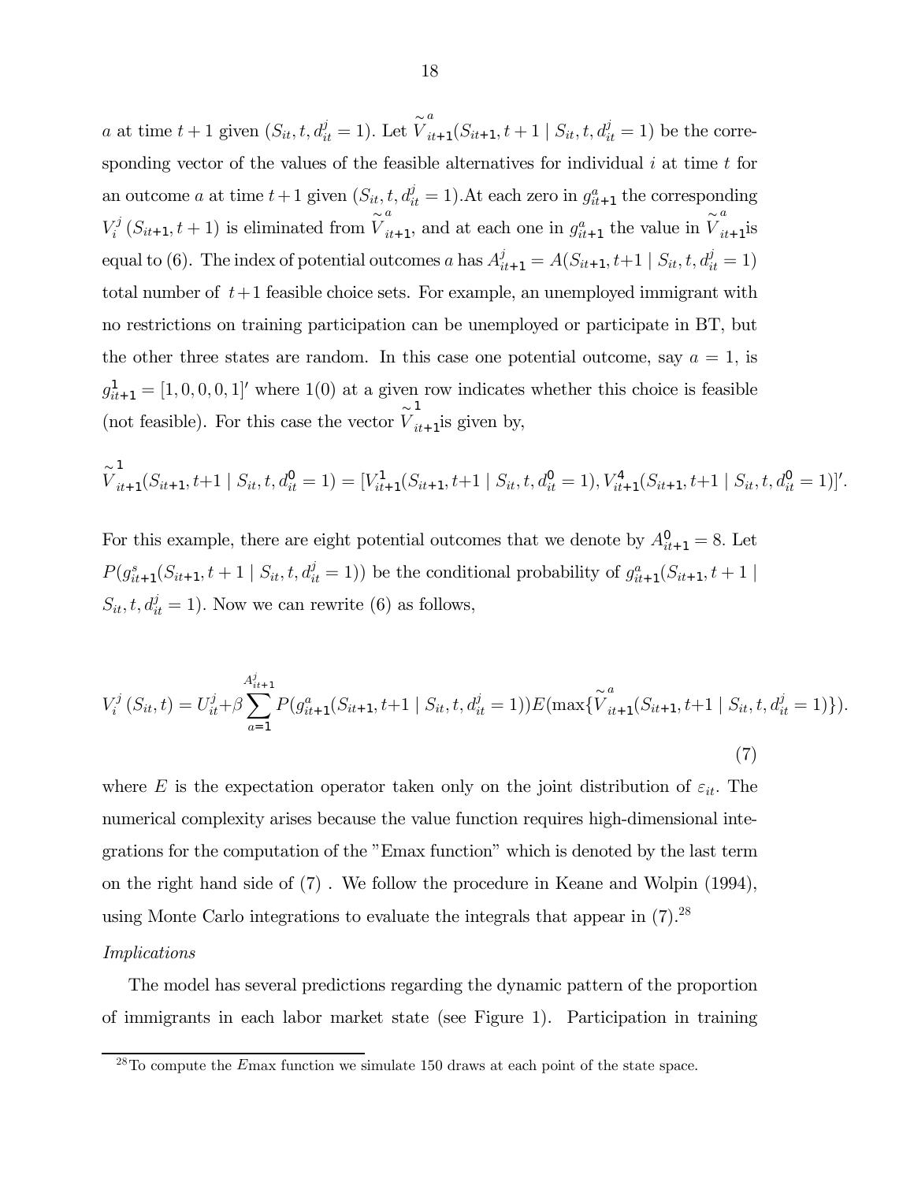$a$ at time $t+1$ given $(S_{it}, t, d_{it}^j = 1)$. Let $\overset{\sim}{V}{}^a_{it+1}(S_{it+1}, t+1 \mid S_{it}, t, d_{it}^j = 1)$ be the corresponding vector of the values of the feasible alternatives for individual $i$ at time $t$ for an outcome $a$ at time $t+1$ given $(S_{it}, t, d_{it}^j = 1)$.At each zero in $g_{it+1}^a$ the corresponding $V_i^j(S_{it+1}, t+1)$ is eliminated from $\overset{\sim}{V}{}^a_{it+1}$, and at each one in $g_{it+1}^a$ the value in $\overset{\sim}{V}{}^a_{it+1}$is equal to (6). The index of potential outcomes $a$ has $A_{it+1}^j = A(S_{it+1}, t+1 \mid S_{it}, t, d_{it}^j = 1)$ total number of $t+1$ feasible choice sets. For example, an unemployed immigrant with no restrictions on training participation can be unemployed or participate in BT, but the other three states are random. In this case one potential outcome, say $a = 1$, is $g_{it+1}^1 = [1, 0, 0, 0, 1]'$ where 1(0) at a given row indicates whether this choice is feasible (not feasible). For this case the vector $\overset{\sim}{V}{}^1_{it+1}$is given by,

$$\overset{\sim}{V}{}^1_{it+1}(S_{it+1}, t+1 \mid S_{it}, t, d_{it}^0 = 1) = [V_{it+1}^1(S_{it+1}, t+1 \mid S_{it}, t, d_{it}^0 = 1), V_{it+1}^4(S_{it+1}, t+1 \mid S_{it}, t, d_{it}^0 = 1)]'.$$

For this example, there are eight potential outcomes that we denote by $A_{it+1}^0 = 8$. Let $P(g_{it+1}^s(S_{it+1}, t+1 \mid S_{it}, t, d_{it}^j = 1))$ be the conditional probability of $g_{it+1}^a(S_{it+1}, t+1 \mid S_{it}, t, d_{it}^j = 1)$. Now we can rewrite (6) as follows,

$$V_i^j(S_{it}, t) = U_{it}^j + \beta \sum_{a=1}^{A_{it+1}^j} P(g_{it+1}^a(S_{it+1}, t+1 \mid S_{it}, t, d_{it}^j = 1)) E(\max\{\overset{\sim}{V}{}^a_{it+1}(S_{it+1}, t+1 \mid S_{it}, t, d_{it}^j = 1)\}). \tag{7}$$

where $E$ is the expectation operator taken only on the joint distribution of $\varepsilon_{it}$. The numerical complexity arises because the value function requires high-dimensional integrations for the computation of the "Emax function" which is denoted by the last term on the right hand side of (7) . We follow the procedure in Keane and Wolpin (1994), using Monte Carlo integrations to evaluate the integrals that appear in (7).[28]

*Implications*

The model has several predictions regarding the dynamic pattern of the proportion of immigrants in each labor market state (see Figure 1). Participation in training

[28] To compute the $E$max function we simulate 150 draws at each point of the state space.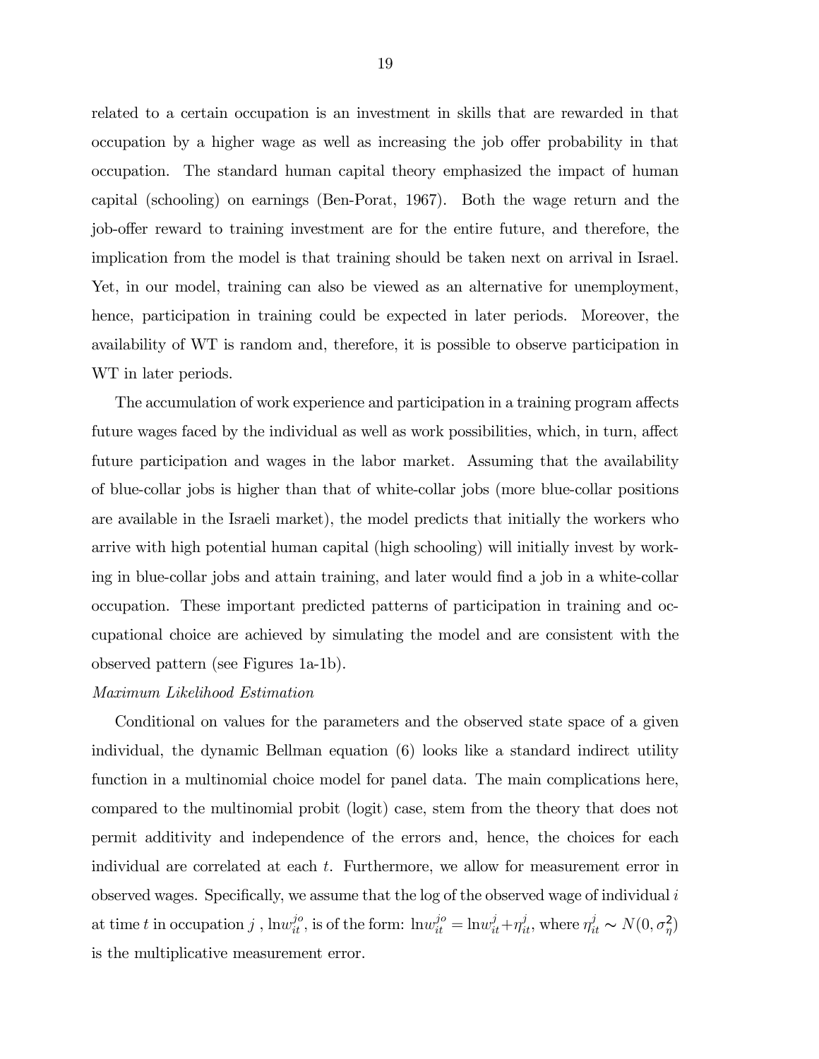related to a certain occupation is an investment in skills that are rewarded in that occupation by a higher wage as well as increasing the job offer probability in that occupation. The standard human capital theory emphasized the impact of human capital (schooling) on earnings (Ben-Porat, 1967). Both the wage return and the job-offer reward to training investment are for the entire future, and therefore, the implication from the model is that training should be taken next on arrival in Israel. Yet, in our model, training can also be viewed as an alternative for unemployment, hence, participation in training could be expected in later periods. Moreover, the availability of WT is random and, therefore, it is possible to observe participation in WT in later periods.

The accumulation of work experience and participation in a training program affects future wages faced by the individual as well as work possibilities, which, in turn, affect future participation and wages in the labor market. Assuming that the availability of blue-collar jobs is higher than that of white-collar jobs (more blue-collar positions are available in the Israeli market), the model predicts that initially the workers who arrive with high potential human capital (high schooling) will initially invest by working in blue-collar jobs and attain training, and later would find a job in a white-collar occupation. These important predicted patterns of participation in training and occupational choice are achieved by simulating the model and are consistent with the observed pattern (see Figures 1a-1b).

*Maximum Likelihood Estimation*

Conditional on values for the parameters and the observed state space of a given individual, the dynamic Bellman equation (6) looks like a standard indirect utility function in a multinomial choice model for panel data. The main complications here, compared to the multinomial probit (logit) case, stem from the theory that does not permit additivity and independence of the errors and, hence, the choices for each individual are correlated at each $t$. Furthermore, we allow for measurement error in observed wages. Specifically, we assume that the log of the observed wage of individual $i$ at time $t$ in occupation $j$ , $\ln w_{it}^{jo}$, is of the form: $\ln w_{it}^{jo} = \ln w_{it}^{j} + \eta_{it}^{j}$, where $\eta_{it}^{j} \sim N(0, \sigma_{\eta}^{2})$ is the multiplicative measurement error.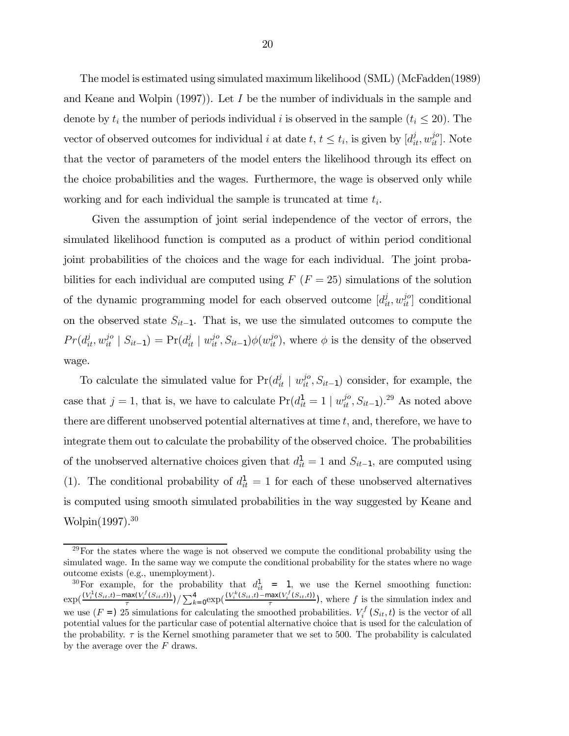The model is estimated using simulated maximum likelihood (SML) (McFadden(1989) and Keane and Wolpin (1997)). Let $I$ be the number of individuals in the sample and denote by $t_i$ the number of periods individual $i$ is observed in the sample ($t_i \leq 20$). The vector of observed outcomes for individual $i$ at date $t$, $t \leq t_i$, is given by $[d_{it}^j, w_{it}^{jo}]$. Note that the vector of parameters of the model enters the likelihood through its effect on the choice probabilities and the wages. Furthermore, the wage is observed only while working and for each individual the sample is truncated at time $t_i$.

Given the assumption of joint serial independence of the vector of errors, the simulated likelihood function is computed as a product of within period conditional joint probabilities of the choices and the wage for each individual. The joint probabilities for each individual are computed using $F$ ($F = 25$) simulations of the solution of the dynamic programming model for each observed outcome $[d_{it}^j, w_{it}^{jo}]$ conditional on the observed state $S_{it-1}$. That is, we use the simulated outcomes to compute the $Pr(d_{it}^j, w_{it}^{jo} \mid S_{it-1}) = \Pr(d_{it}^j \mid w_{it}^{jo}, S_{it-1})\phi(w_{it}^{jo})$, where $\phi$ is the density of the observed wage.

To calculate the simulated value for $\Pr(d_{it}^j \mid w_{it}^{jo}, S_{it-1})$ consider, for example, the case that $j = 1$, that is, we have to calculate $\Pr(d_{it}^1 = 1 \mid w_{it}^{jo}, S_{it-1})$.[29] As noted above there are different unobserved potential alternatives at time $t$, and, therefore, we have to integrate them out to calculate the probability of the observed choice. The probabilities of the unobserved alternative choices given that $d_{it}^1 = 1$ and $S_{it-1}$, are computed using (1). The conditional probability of $d_{it}^1 = 1$ for each of these unobserved alternatives is computed using smooth simulated probabilities in the way suggested by Keane and Wolpin(1997).[30]

---

[29] For the states where the wage is not observed we compute the conditional probability using the simulated wage. In the same way we compute the conditional probability for the states where no wage outcome exists (e.g., unemployment).

[30] For example, for the probability that $d_{it}^1 = 1$, we use the Kernel smoothing function: $\exp(\frac{(V_i^1(S_{it},t)-\max(V_i^f(S_{it},t))}{\tau})/\sum_{k=0}^{4}\exp(\frac{(V_i^k(S_{it},t)-\max(V_i^f(S_{it},t))}{\tau})$, where $f$ is the simulation index and we use ($F =$) 25 simulations for calculating the smoothed probabilities. $V_i^f(S_{it},t)$ is the vector of all potential values for the particular case of potential alternative choice that is used for the calculation of the probability. $\tau$ is the Kernel smothing parameter that we set to 500. The probability is calculated by the average over the $F$ draws.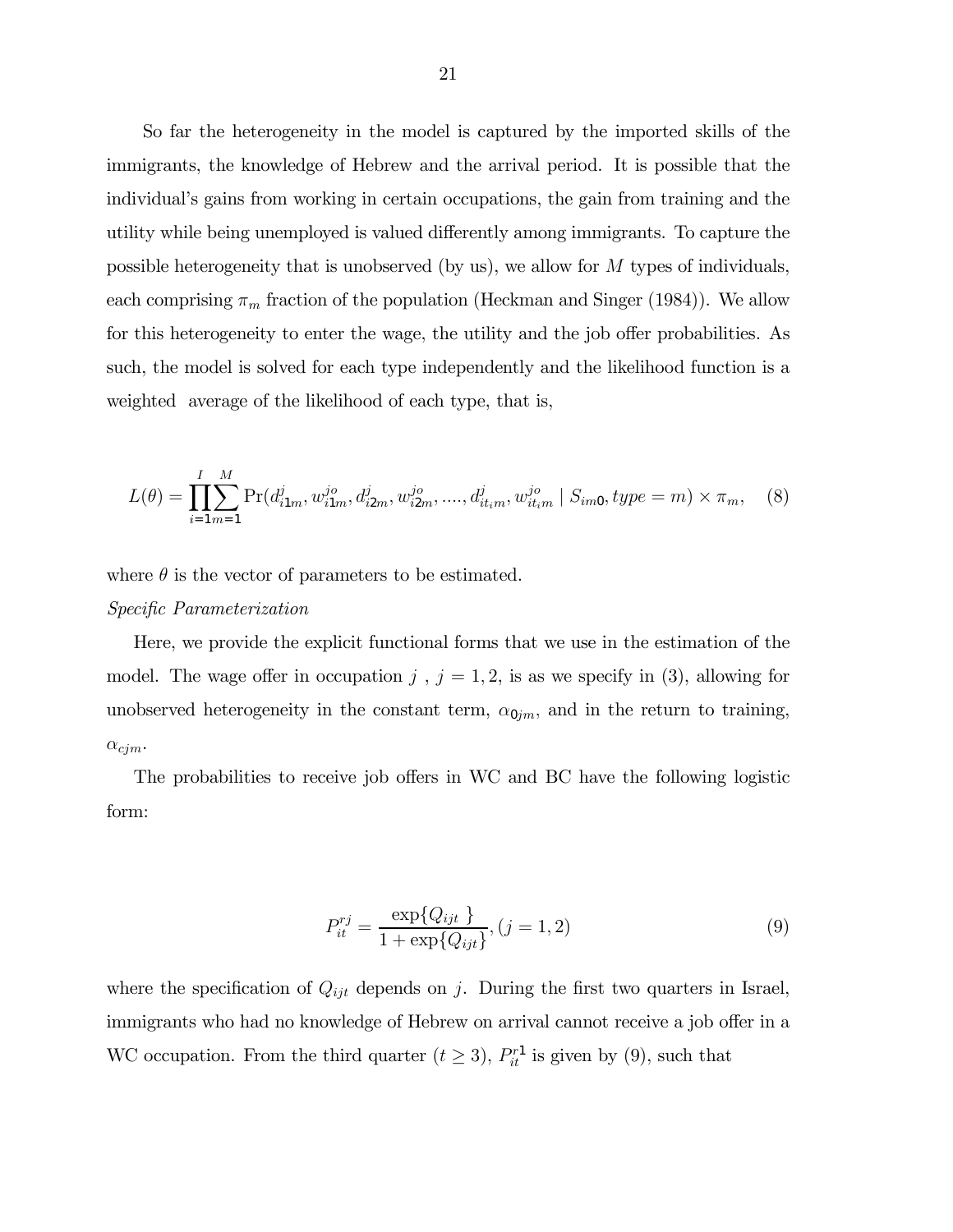So far the heterogeneity in the model is captured by the imported skills of the immigrants, the knowledge of Hebrew and the arrival period. It is possible that the individual's gains from working in certain occupations, the gain from training and the utility while being unemployed is valued differently among immigrants. To capture the possible heterogeneity that is unobserved (by us), we allow for $M$ types of individuals, each comprising $\pi_m$ fraction of the population (Heckman and Singer (1984)). We allow for this heterogeneity to enter the wage, the utility and the job offer probabilities. As such, the model is solved for each type independently and the likelihood function is a weighted average of the likelihood of each type, that is,

$$L(\theta) = \prod_{i=1}^{I} \sum_{m=1}^{M} \Pr(d_{i1m}^{j}, w_{i1m}^{jo}, d_{i2m}^{j}, w_{i2m}^{jo}, ...., d_{it_im}^{j}, w_{it_im}^{jo} \mid S_{im0}, type = m) \times \pi_m, \quad (8)$$

where $\theta$ is the vector of parameters to be estimated.

*Specific Parameterization*

Here, we provide the explicit functional forms that we use in the estimation of the model. The wage offer in occupation $j$ , $j = 1, 2$, is as we specify in (3), allowing for unobserved heterogeneity in the constant term, $\alpha_{0jm}$, and in the return to training, $\alpha_{cjm}$.

The probabilities to receive job offers in WC and BC have the following logistic form:

$$P_{it}^{rj} = \frac{\exp\{Q_{ijt}\}}{1 + \exp\{Q_{ijt}\}}, (j = 1, 2) \quad (9)$$

where the specification of $Q_{ijt}$ depends on $j$. During the first two quarters in Israel, immigrants who had no knowledge of Hebrew on arrival cannot receive a job offer in a WC occupation. From the third quarter ($t \geq 3$), $P_{it}^{r1}$ is given by (9), such that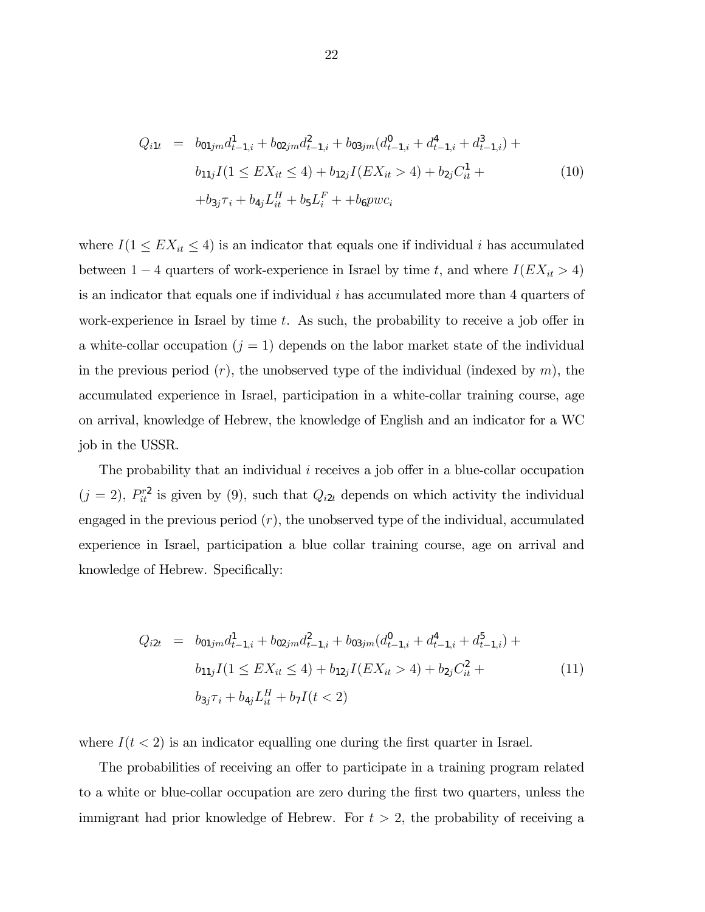$$
\begin{aligned}
Q_{i1t} &= b_{01jm} d^{1}_{t-1,i} + b_{02jm} d^{2}_{t-1,i} + b_{03jm}(d^{0}_{t-1,i} + d^{4}_{t-1,i} + d^{3}_{t-1,i}) + \\
&\quad b_{11j} I(1 \leq EX_{it} \leq 4) + b_{12j} I(EX_{it} > 4) + b_{2j} C^{1}_{it} + \\
&\quad + b_{3j} \tau_i + b_{4j} L^{H}_{it} + b_5 L^{F}_{i} + + b_6 pwc_i
\end{aligned}
\tag{10}
$$

where $I(1 \leq EX_{it} \leq 4)$ is an indicator that equals one if individual $i$ has accumulated between $1-4$ quarters of work-experience in Israel by time $t$, and where $I(EX_{it} > 4)$ is an indicator that equals one if individual $i$ has accumulated more than 4 quarters of work-experience in Israel by time $t$. As such, the probability to receive a job offer in a white-collar occupation ($j = 1$) depends on the labor market state of the individual in the previous period ($r$), the unobserved type of the individual (indexed by $m$), the accumulated experience in Israel, participation in a white-collar training course, age on arrival, knowledge of Hebrew, the knowledge of English and an indicator for a WC job in the USSR.

The probability that an individual $i$ receives a job offer in a blue-collar occupation ($j = 2$), $P^{r2}_{it}$ is given by (9), such that $Q_{i2t}$ depends on which activity the individual engaged in the previous period ($r$), the unobserved type of the individual, accumulated experience in Israel, participation a blue collar training course, age on arrival and knowledge of Hebrew. Specifically:

$$
\begin{aligned}
Q_{i2t} &= b_{01jm} d^{1}_{t-1,i} + b_{02jm} d^{2}_{t-1,i} + b_{03jm}(d^{0}_{t-1,i} + d^{4}_{t-1,i} + d^{5}_{t-1,i}) + \\
&\quad b_{11j} I(1 \leq EX_{it} \leq 4) + b_{12j} I(EX_{it} > 4) + b_{2j} C^{2}_{it} + \\
&\quad b_{3j} \tau_i + b_{4j} L^{H}_{it} + b_7 I(t < 2)
\end{aligned}
\tag{11}
$$

where $I(t < 2)$ is an indicator equalling one during the first quarter in Israel.

The probabilities of receiving an offer to participate in a training program related to a white or blue-collar occupation are zero during the first two quarters, unless the immigrant had prior knowledge of Hebrew. For $t > 2$, the probability of receiving a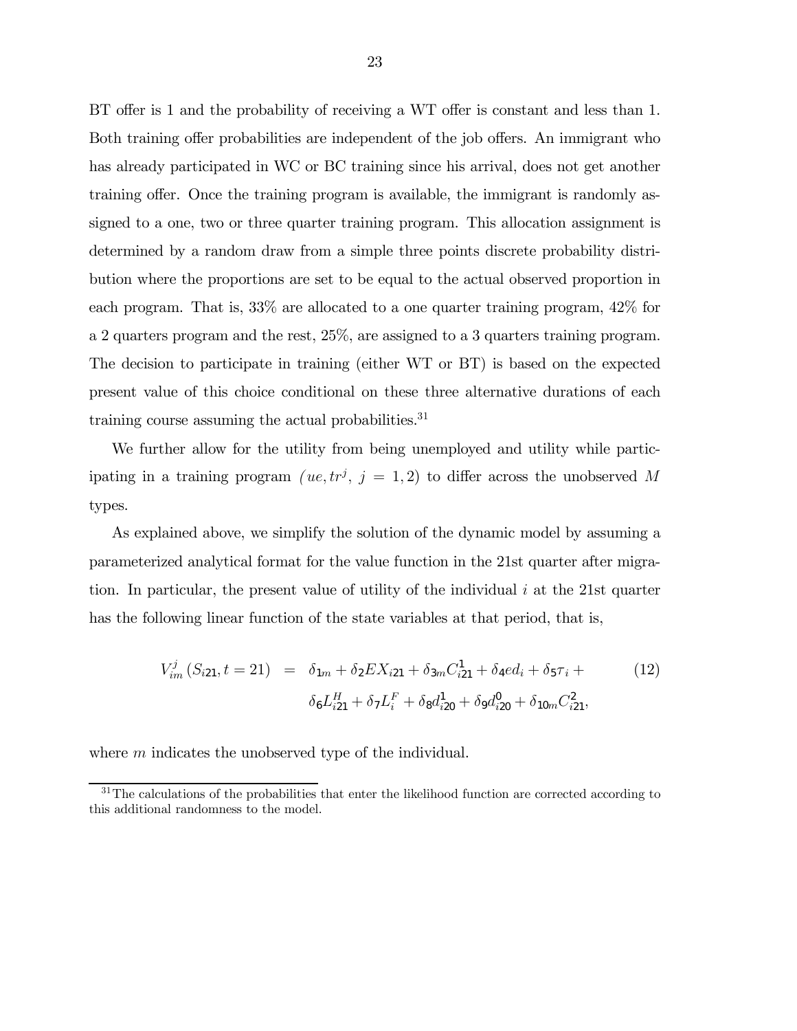BT offer is 1 and the probability of receiving a WT offer is constant and less than 1. Both training offer probabilities are independent of the job offers. An immigrant who has already participated in WC or BC training since his arrival, does not get another training offer. Once the training program is available, the immigrant is randomly assigned to a one, two or three quarter training program. This allocation assignment is determined by a random draw from a simple three points discrete probability distribution where the proportions are set to be equal to the actual observed proportion in each program. That is, 33% are allocated to a one quarter training program, 42% for a 2 quarters program and the rest, 25%, are assigned to a 3 quarters training program. The decision to participate in training (either WT or BT) is based on the expected present value of this choice conditional on these three alternative durations of each training course assuming the actual probabilities.[31]

We further allow for the utility from being unemployed and utility while participating in a training program $(ue, tr^j, \; j = 1, 2)$ to differ across the unobserved $M$ types.

As explained above, we simplify the solution of the dynamic model by assuming a parameterized analytical format for the value function in the 21st quarter after migration. In particular, the present value of utility of the individual $i$ at the 21st quarter has the following linear function of the state variables at that period, that is,

$$
\begin{aligned}
V_{im}^{j}\left(S_{i21}, t = 21\right) &= \delta_{1m} + \delta_2 EX_{i21} + \delta_{3m} C_{i21}^{1} + \delta_4 ed_i + \delta_5 \tau_i + \\
&\quad \delta_6 L_{i21}^{H} + \delta_7 L_i^{F} + \delta_8 d_{i20}^{1} + \delta_9 d_{i20}^{0} + \delta_{10m} C_{i21}^{2},
\end{aligned} \tag{12}
$$

where $m$ indicates the unobserved type of the individual.

[31] The calculations of the probabilities that enter the likelihood function are corrected according to this additional randomness to the model.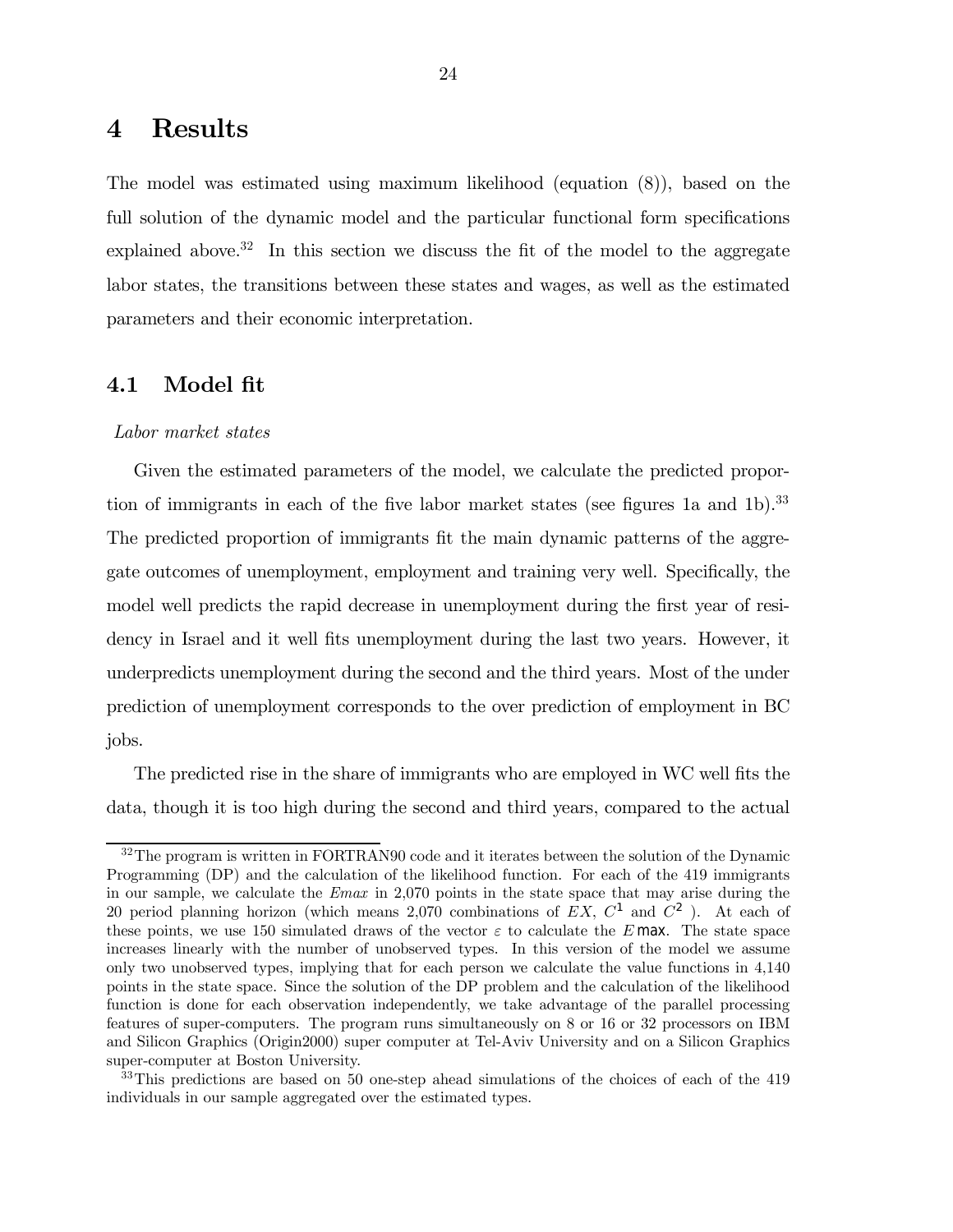# 4 Results

The model was estimated using maximum likelihood (equation (8)), based on the full solution of the dynamic model and the particular functional form specifications explained above.[32] In this section we discuss the fit of the model to the aggregate labor states, the transitions between these states and wages, as well as the estimated parameters and their economic interpretation.

## 4.1 Model fit

*Labor market states*

Given the estimated parameters of the model, we calculate the predicted proportion of immigrants in each of the five labor market states (see figures 1a and 1b).[33] The predicted proportion of immigrants fit the main dynamic patterns of the aggregate outcomes of unemployment, employment and training very well. Specifically, the model well predicts the rapid decrease in unemployment during the first year of residency in Israel and it well fits unemployment during the last two years. However, it underpredicts unemployment during the second and the third years. Most of the under prediction of unemployment corresponds to the over prediction of employment in BC jobs.

The predicted rise in the share of immigrants who are employed in WC well fits the data, though it is too high during the second and third years, compared to the actual

---

[32] The program is written in FORTRAN90 code and it iterates between the solution of the Dynamic Programming (DP) and the calculation of the likelihood function. For each of the 419 immigrants in our sample, we calculate the *Emax* in 2,070 points in the state space that may arise during the 20 period planning horizon (which means 2,070 combinations of $EX$, $C^1$ and $C^2$ ). At each of these points, we use 150 simulated draws of the vector $\varepsilon$ to calculate the $E\max$. The state space increases linearly with the number of unobserved types. In this version of the model we assume only two unobserved types, implying that for each person we calculate the value functions in 4,140 points in the state space. Since the solution of the DP problem and the calculation of the likelihood function is done for each observation independently, we take advantage of the parallel processing features of super-computers. The program runs simultaneously on 8 or 16 or 32 processors on IBM and Silicon Graphics (Origin2000) super computer at Tel-Aviv University and on a Silicon Graphics super-computer at Boston University.

[33] This predictions are based on 50 one-step ahead simulations of the choices of each of the 419 individuals in our sample aggregated over the estimated types.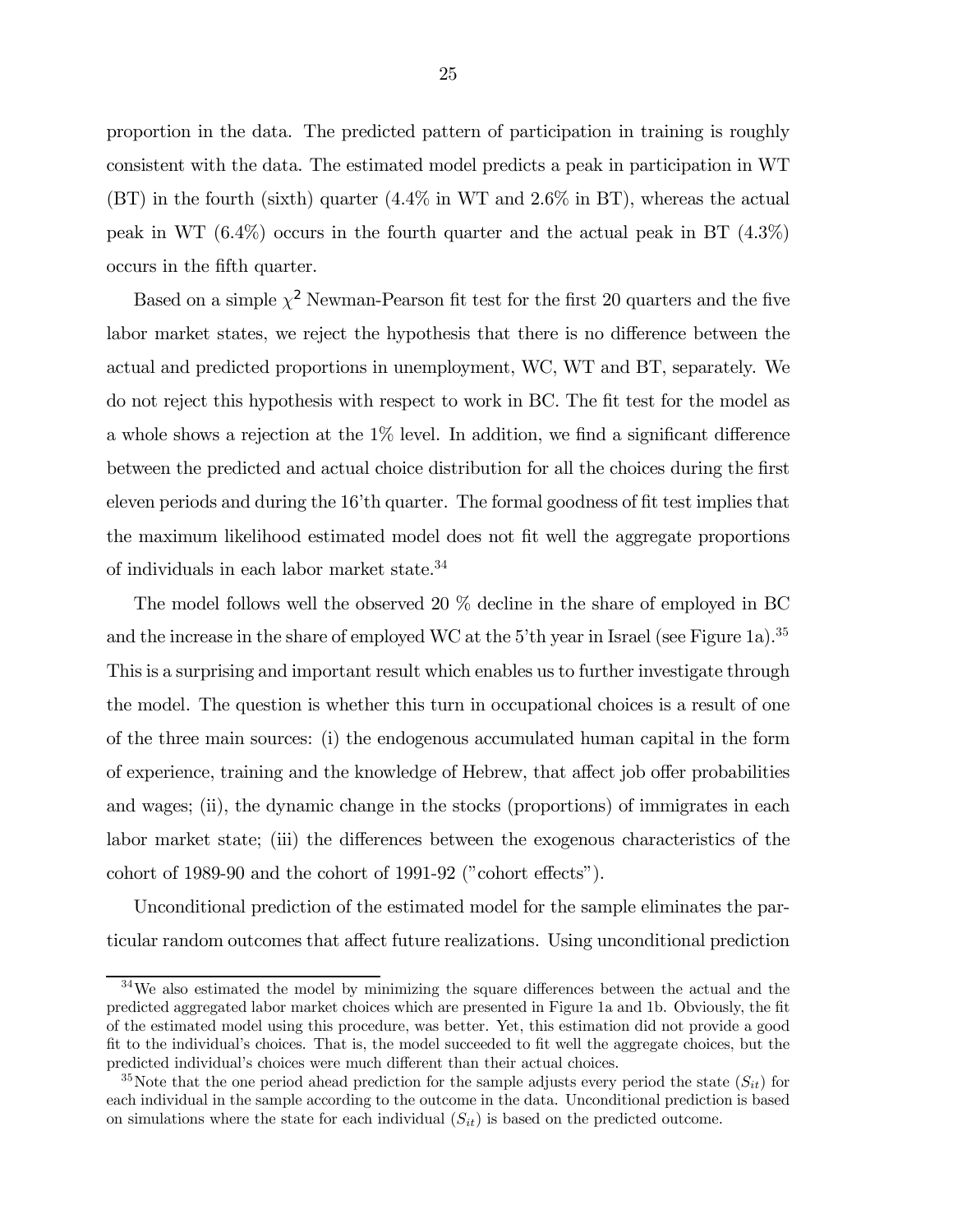proportion in the data. The predicted pattern of participation in training is roughly consistent with the data. The estimated model predicts a peak in participation in WT (BT) in the fourth (sixth) quarter (4.4% in WT and 2.6% in BT), whereas the actual peak in WT (6.4%) occurs in the fourth quarter and the actual peak in BT (4.3%) occurs in the fifth quarter.

Based on a simple $\chi^2$ Newman-Pearson fit test for the first 20 quarters and the five labor market states, we reject the hypothesis that there is no difference between the actual and predicted proportions in unemployment, WC, WT and BT, separately. We do not reject this hypothesis with respect to work in BC. The fit test for the model as a whole shows a rejection at the 1% level. In addition, we find a significant difference between the predicted and actual choice distribution for all the choices during the first eleven periods and during the 16'th quarter. The formal goodness of fit test implies that the maximum likelihood estimated model does not fit well the aggregate proportions of individuals in each labor market state.[34]

The model follows well the observed 20 % decline in the share of employed in BC and the increase in the share of employed WC at the 5'th year in Israel (see Figure 1a).[35] This is a surprising and important result which enables us to further investigate through the model. The question is whether this turn in occupational choices is a result of one of the three main sources: (i) the endogenous accumulated human capital in the form of experience, training and the knowledge of Hebrew, that affect job offer probabilities and wages; (ii), the dynamic change in the stocks (proportions) of immigrates in each labor market state; (iii) the differences between the exogenous characteristics of the cohort of 1989-90 and the cohort of 1991-92 ("cohort effects").

Unconditional prediction of the estimated model for the sample eliminates the particular random outcomes that affect future realizations. Using unconditional prediction

[34] We also estimated the model by minimizing the square differences between the actual and the predicted aggregated labor market choices which are presented in Figure 1a and 1b. Obviously, the fit of the estimated model using this procedure, was better. Yet, this estimation did not provide a good fit to the individual's choices. That is, the model succeeded to fit well the aggregate choices, but the predicted individual's choices were much different than their actual choices.

[35] Note that the one period ahead prediction for the sample adjusts every period the state ($S_{it}$) for each individual in the sample according to the outcome in the data. Unconditional prediction is based on simulations where the state for each individual ($S_{it}$) is based on the predicted outcome.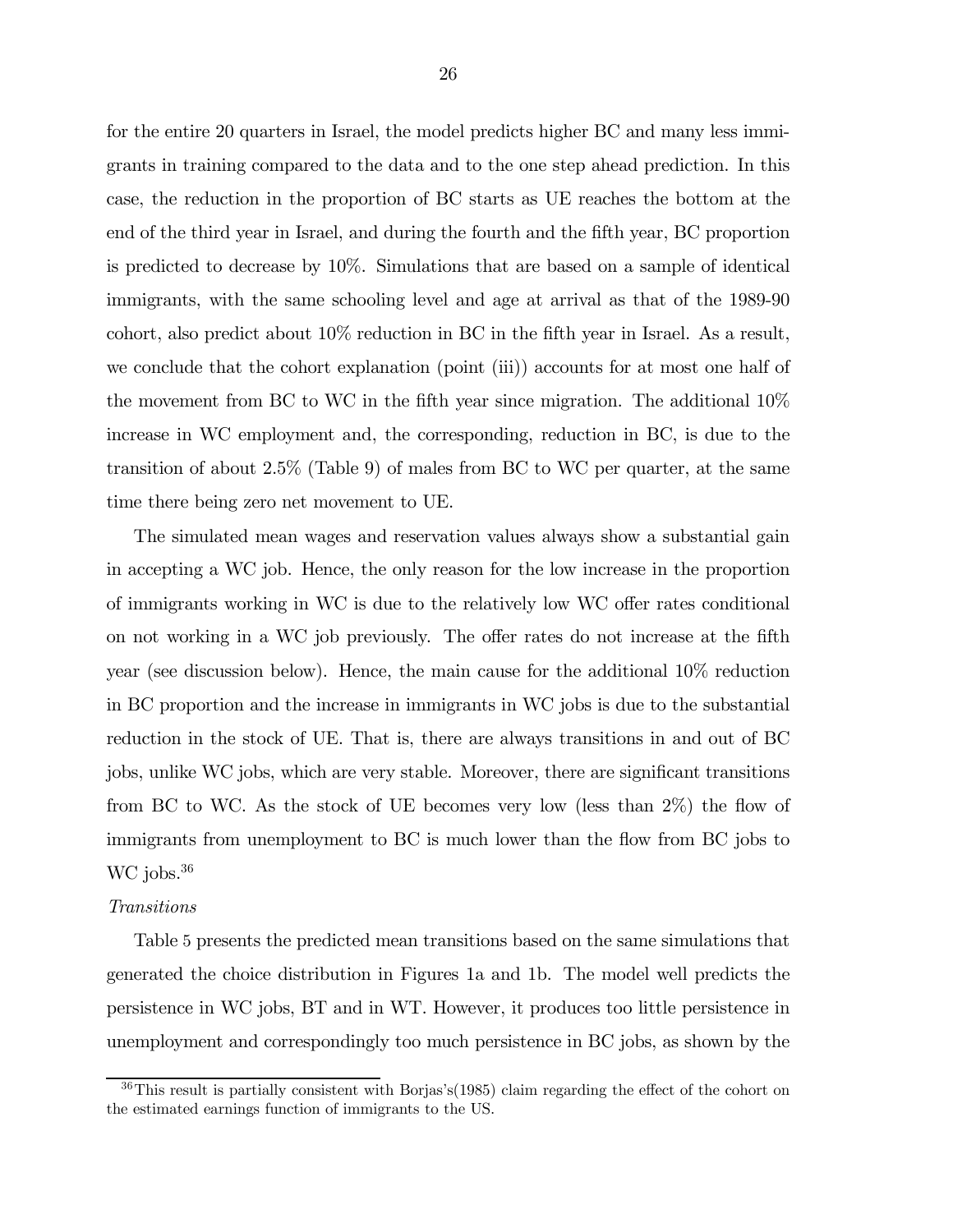for the entire 20 quarters in Israel, the model predicts higher BC and many less immigrants in training compared to the data and to the one step ahead prediction. In this case, the reduction in the proportion of BC starts as UE reaches the bottom at the end of the third year in Israel, and during the fourth and the fifth year, BC proportion is predicted to decrease by 10%. Simulations that are based on a sample of identical immigrants, with the same schooling level and age at arrival as that of the 1989-90 cohort, also predict about 10% reduction in BC in the fifth year in Israel. As a result, we conclude that the cohort explanation (point (iii)) accounts for at most one half of the movement from BC to WC in the fifth year since migration. The additional 10% increase in WC employment and, the corresponding, reduction in BC, is due to the transition of about 2.5% (Table 9) of males from BC to WC per quarter, at the same time there being zero net movement to UE.

The simulated mean wages and reservation values always show a substantial gain in accepting a WC job. Hence, the only reason for the low increase in the proportion of immigrants working in WC is due to the relatively low WC offer rates conditional on not working in a WC job previously. The offer rates do not increase at the fifth year (see discussion below). Hence, the main cause for the additional 10% reduction in BC proportion and the increase in immigrants in WC jobs is due to the substantial reduction in the stock of UE. That is, there are always transitions in and out of BC jobs, unlike WC jobs, which are very stable. Moreover, there are significant transitions from BC to WC. As the stock of UE becomes very low (less than 2%) the flow of immigrants from unemployment to BC is much lower than the flow from BC jobs to WC jobs.[36]

*Transitions*

Table 5 presents the predicted mean transitions based on the same simulations that generated the choice distribution in Figures 1a and 1b. The model well predicts the persistence in WC jobs, BT and in WT. However, it produces too little persistence in unemployment and correspondingly too much persistence in BC jobs, as shown by the

[36] This result is partially consistent with Borjas's(1985) claim regarding the effect of the cohort on the estimated earnings function of immigrants to the US.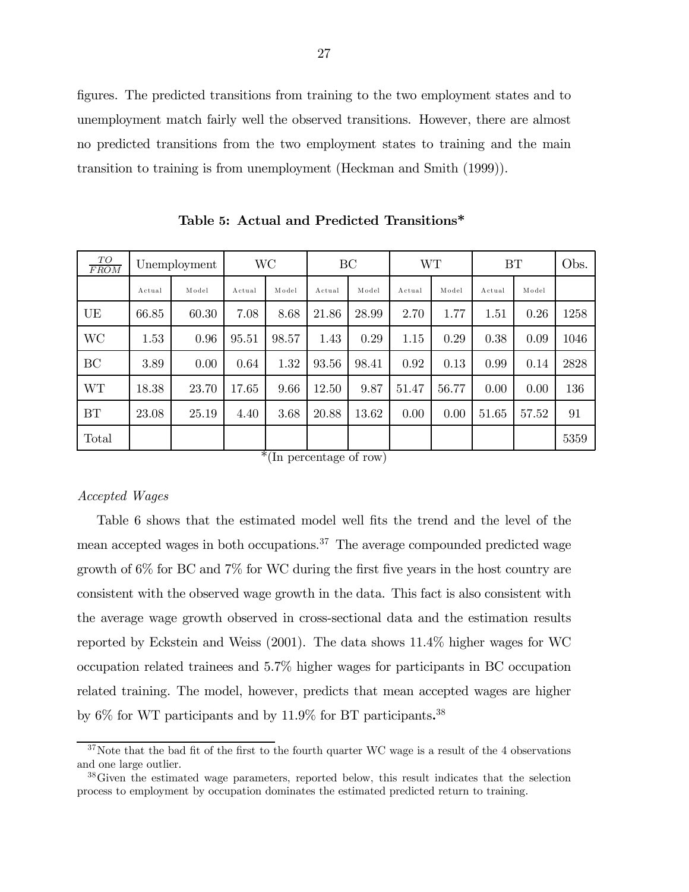figures. The predicted transitions from training to the two employment states and to unemployment match fairly well the observed transitions. However, there are almost no predicted transitions from the two employment states to training and the main transition to training is from unemployment (Heckman and Smith (1999)).

**Table 5: Actual and Predicted Transitions***

| TO / FROM | Unemployment | | WC | | BC | | WT | | BT | | Obs. |
|---|---|---|---|---|---|---|---|---|---|---|---|
| | Actual | Model | Actual | Model | Actual | Model | Actual | Model | Actual | Model | |
| UE | 66.85 | 60.30 | 7.08 | 8.68 | 21.86 | 28.99 | 2.70 | 1.77 | 1.51 | 0.26 | 1258 |
| WC | 1.53 | 0.96 | 95.51 | 98.57 | 1.43 | 0.29 | 1.15 | 0.29 | 0.38 | 0.09 | 1046 |
| BC | 3.89 | 0.00 | 0.64 | 1.32 | 93.56 | 98.41 | 0.92 | 0.13 | 0.99 | 0.14 | 2828 |
| WT | 18.38 | 23.70 | 17.65 | 9.66 | 12.50 | 9.87 | 51.47 | 56.77 | 0.00 | 0.00 | 136 |
| BT | 23.08 | 25.19 | 4.40 | 3.68 | 20.88 | 13.62 | 0.00 | 0.00 | 51.65 | 57.52 | 91 |
| Total | | | | | | | | | | | 5359 |

*(In percentage of row)

*Accepted Wages*

Table 6 shows that the estimated model well fits the trend and the level of the mean accepted wages in both occupations.[37] The average compounded predicted wage growth of 6% for BC and 7% for WC during the first five years in the host country are consistent with the observed wage growth in the data. This fact is also consistent with the average wage growth observed in cross-sectional data and the estimation results reported by Eckstein and Weiss (2001). The data shows 11.4% higher wages for WC occupation related trainees and 5.7% higher wages for participants in BC occupation related training. The model, however, predicts that mean accepted wages are higher by 6% for WT participants and by 11.9% for BT participants.[38]

[37] Note that the bad fit of the first to the fourth quarter WC wage is a result of the 4 observations and one large outlier.

[38] Given the estimated wage parameters, reported below, this result indicates that the selection process to employment by occupation dominates the estimated predicted return to training.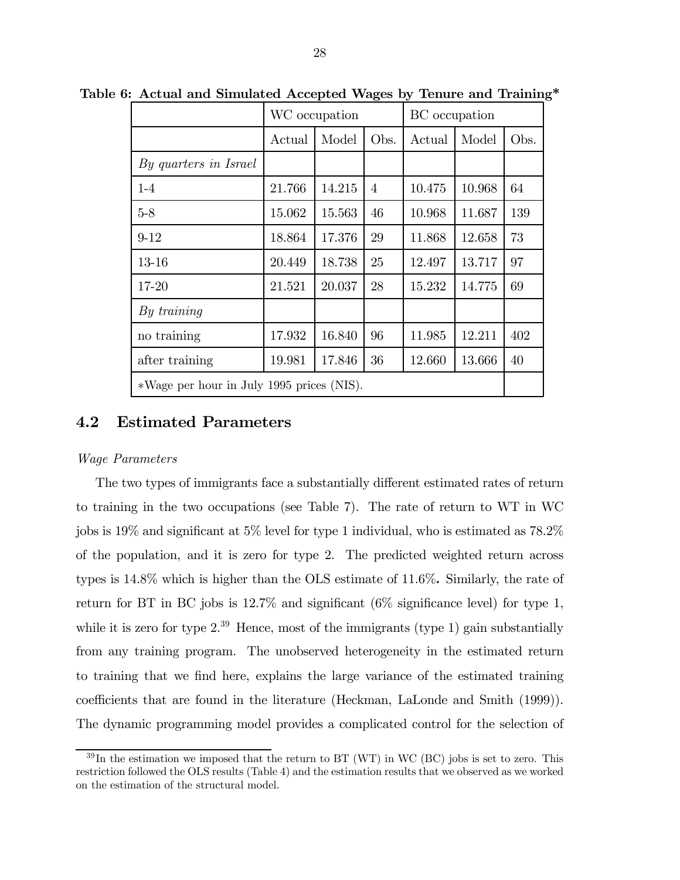**Table 6: Actual and Simulated Accepted Wages by Tenure and Training***

| | WC occupation | | | BC occupation | | |
|---|---|---|---|---|---|---|
| | Actual | Model | Obs. | Actual | Model | Obs. |
| *By quarters in Israel* | | | | | | |
| 1-4 | 21.766 | 14.215 | 4 | 10.475 | 10.968 | 64 |
| 5-8 | 15.062 | 15.563 | 46 | 10.968 | 11.687 | 139 |
| 9-12 | 18.864 | 17.376 | 29 | 11.868 | 12.658 | 73 |
| 13-16 | 20.449 | 18.738 | 25 | 12.497 | 13.717 | 97 |
| 17-20 | 21.521 | 20.037 | 28 | 15.232 | 14.775 | 69 |
| *By training* | | | | | | |
| no training | 17.932 | 16.840 | 96 | 11.985 | 12.211 | 402 |
| after training | 19.981 | 17.846 | 36 | 12.660 | 13.666 | 40 |
| *Wage per hour in July 1995 prices (NIS). | | | | | | |

## 4.2 Estimated Parameters

*Wage Parameters*

The two types of immigrants face a substantially different estimated rates of return to training in the two occupations (see Table 7). The rate of return to WT in WC jobs is 19% and significant at 5% level for type 1 individual, who is estimated as 78.2% of the population, and it is zero for type 2. The predicted weighted return across types is 14.8% which is higher than the OLS estimate of 11.6%**.** Similarly, the rate of return for BT in BC jobs is 12.7% and significant (6% significance level) for type 1, while it is zero for type 2.[39] Hence, most of the immigrants (type 1) gain substantially from any training program. The unobserved heterogeneity in the estimated return to training that we find here, explains the large variance of the estimated training coefficients that are found in the literature (Heckman, LaLonde and Smith (1999)). The dynamic programming model provides a complicated control for the selection of

[39] In the estimation we imposed that the return to BT (WT) in WC (BC) jobs is set to zero. This restriction followed the OLS results (Table 4) and the estimation results that we observed as we worked on the estimation of the structural model.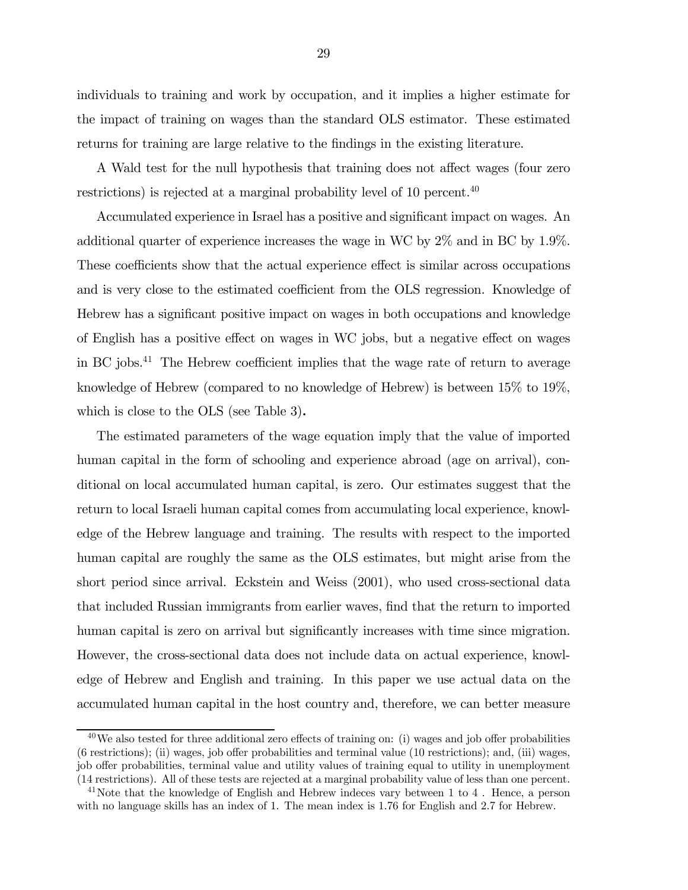individuals to training and work by occupation, and it implies a higher estimate for the impact of training on wages than the standard OLS estimator. These estimated returns for training are large relative to the findings in the existing literature.

A Wald test for the null hypothesis that training does not affect wages (four zero restrictions) is rejected at a marginal probability level of 10 percent.[40]

Accumulated experience in Israel has a positive and significant impact on wages. An additional quarter of experience increases the wage in WC by 2% and in BC by 1.9%. These coefficients show that the actual experience effect is similar across occupations and is very close to the estimated coefficient from the OLS regression. Knowledge of Hebrew has a significant positive impact on wages in both occupations and knowledge of English has a positive effect on wages in WC jobs, but a negative effect on wages in BC jobs.[41] The Hebrew coefficient implies that the wage rate of return to average knowledge of Hebrew (compared to no knowledge of Hebrew) is between 15% to 19%, which is close to the OLS (see Table 3).

The estimated parameters of the wage equation imply that the value of imported human capital in the form of schooling and experience abroad (age on arrival), conditional on local accumulated human capital, is zero. Our estimates suggest that the return to local Israeli human capital comes from accumulating local experience, knowledge of the Hebrew language and training. The results with respect to the imported human capital are roughly the same as the OLS estimates, but might arise from the short period since arrival. Eckstein and Weiss (2001), who used cross-sectional data that included Russian immigrants from earlier waves, find that the return to imported human capital is zero on arrival but significantly increases with time since migration. However, the cross-sectional data does not include data on actual experience, knowledge of Hebrew and English and training. In this paper we use actual data on the accumulated human capital in the host country and, therefore, we can better measure

---

[40] We also tested for three additional zero effects of training on: (i) wages and job offer probabilities (6 restrictions); (ii) wages, job offer probabilities and terminal value (10 restrictions); and, (iii) wages, job offer probabilities, terminal value and utility values of training equal to utility in unemployment (14 restrictions). All of these tests are rejected at a marginal probability value of less than one percent.

[41] Note that the knowledge of English and Hebrew indeces vary between 1 to 4 . Hence, a person with no language skills has an index of 1. The mean index is 1.76 for English and 2.7 for Hebrew.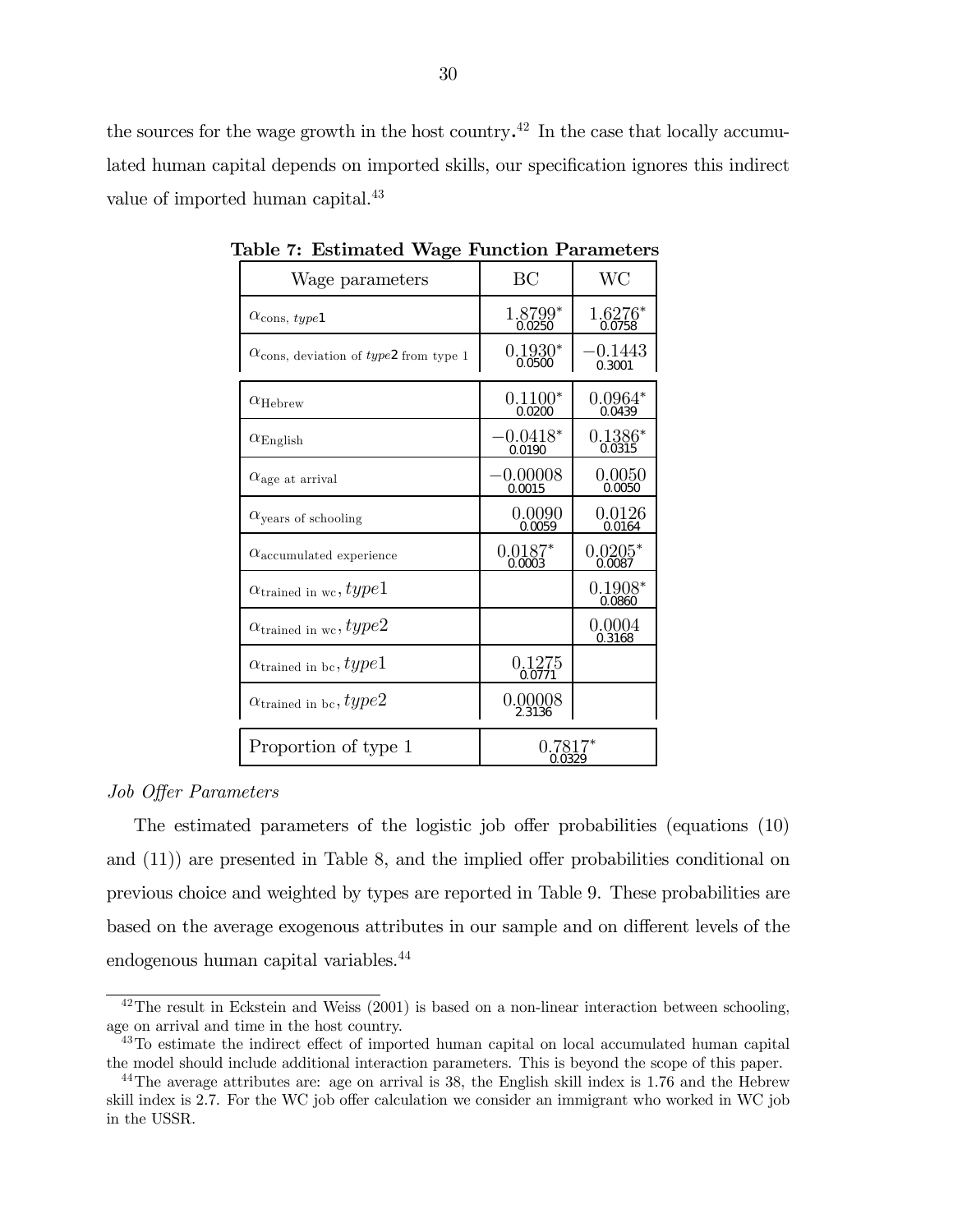the sources for the wage growth in the host country.[42] In the case that locally accumulated human capital depends on imported skills, our specification ignores this indirect value of imported human capital.[43]

**Table 7: Estimated Wage Function Parameters**

| Wage parameters | BC | WC |
|---|---|---|
| $\alpha_{\text{cons, } type1}$ | $1.8799^{*}$ 0.0250 | $1.6276^{*}$ 0.0758 |
| $\alpha_{\text{cons, deviation of } type2 \text{ from type 1}}$ | $0.1930^{*}$ 0.0500 | $-0.1443$ 0.3001 |
| $\alpha_{\text{Hebrew}}$ | $0.1100^{*}$ 0.0200 | $0.0964^{*}$ 0.0439 |
| $\alpha_{\text{English}}$ | $-0.0418^{*}$ 0.0190 | $0.1386^{*}$ 0.0315 |
| $\alpha_{\text{age at arrival}}$ | $-0.00008$ 0.0015 | $0.0050$ 0.0050 |
| $\alpha_{\text{years of schooling}}$ | $0.0090$ 0.0059 | $0.0126$ 0.0164 |
| $\alpha_{\text{accumulated experience}}$ | $0.0187^{*}$ 0.0003 | $0.0205^{*}$ 0.0087 |
| $\alpha_{\text{trained in wc}}, type1$ | | $0.1908^{*}$ 0.0860 |
| $\alpha_{\text{trained in wc}}, type2$ | | $0.0004$ 0.3168 |
| $\alpha_{\text{trained in bc}}, type1$ | $0.1275$ 0.0771 | |
| $\alpha_{\text{trained in bc}}, type2$ | $0.00008$ 2.3136 | |
| Proportion of type 1 | $0.7817^{*}$ 0.0329 | |

*Job Offer Parameters*

The estimated parameters of the logistic job offer probabilities (equations (10) and (11)) are presented in Table 8, and the implied offer probabilities conditional on previous choice and weighted by types are reported in Table 9. These probabilities are based on the average exogenous attributes in our sample and on different levels of the endogenous human capital variables.[44]

---

[42] The result in Eckstein and Weiss (2001) is based on a non-linear interaction between schooling, age on arrival and time in the host country.

[43] To estimate the indirect effect of imported human capital on local accumulated human capital the model should include additional interaction parameters. This is beyond the scope of this paper.

[44] The average attributes are: age on arrival is 38, the English skill index is 1.76 and the Hebrew skill index is 2.7. For the WC job offer calculation we consider an immigrant who worked in WC job in the USSR.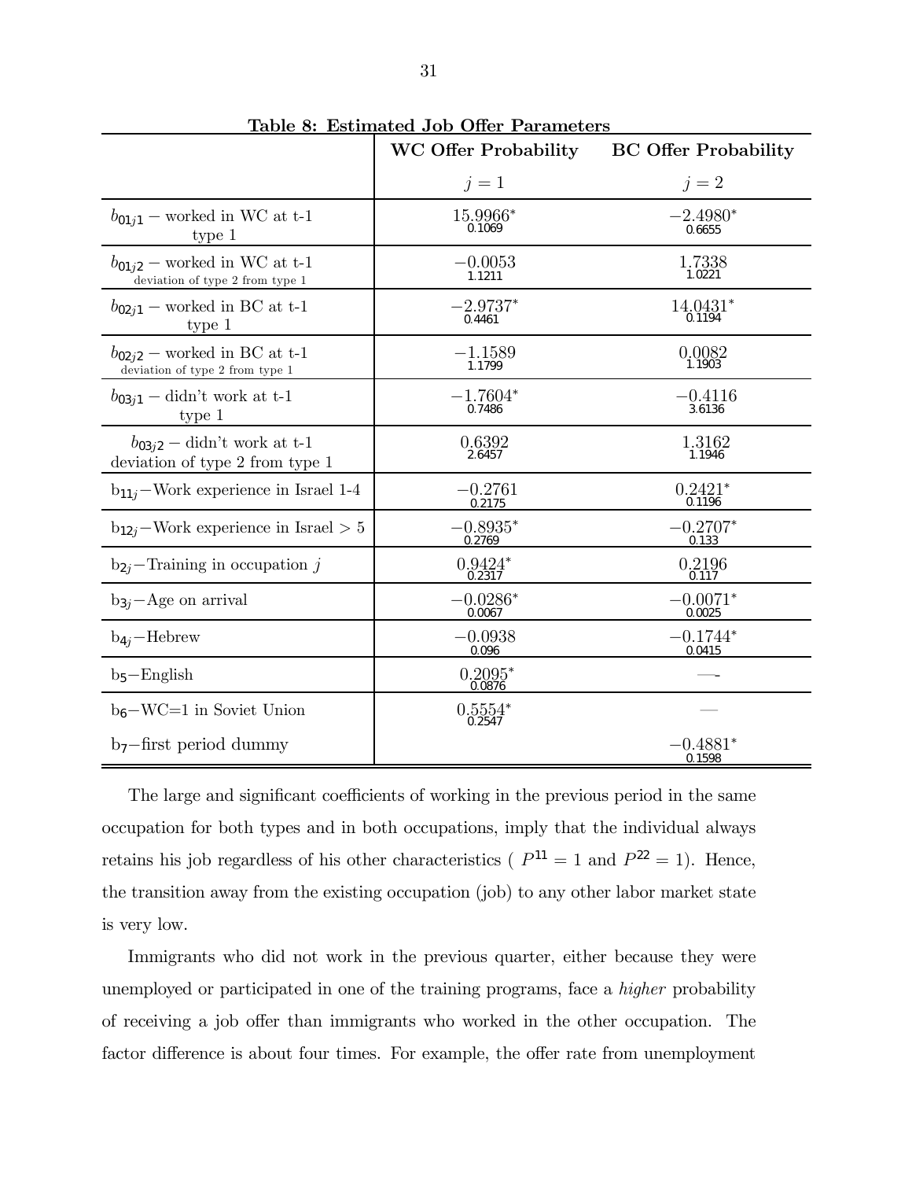**Table 8: Estimated Job Offer Parameters**

| | WC Offer Probability | BC Offer Probability |
|---|---|---|
| | $j=1$ | $j=2$ |
| $b_{01j1}$ – worked in WC at t-1 type 1 | $15.9966^*$ (0.1069) | $-2.4980^*$ (0.6655) |
| $b_{01j2}$ – worked in WC at t-1 deviation of type 2 from type 1 | $-0.0053$ (1.1211) | $1.7338$ (1.0221) |
| $b_{02j1}$ – worked in BC at t-1 type 1 | $-2.9737^*$ (0.4461) | $14.0431^*$ (0.1194) |
| $b_{02j2}$ – worked in BC at t-1 deviation of type 2 from type 1 | $-1.1589$ (1.1799) | $0.0082$ (1.1903) |
| $b_{03j1}$ – didn't work at t-1 type 1 | $-1.7604^*$ (0.7486) | $-0.4116$ (3.6136) |
| $b_{03j2}$ – didn't work at t-1 deviation of type 2 from type 1 | $0.6392$ (2.6457) | $1.3162$ (1.1946) |
| $b_{11j}$–Work experience in Israel 1-4 | $-0.2761$ (0.2175) | $0.2421^*$ (0.1196) |
| $b_{12j}$–Work experience in Israel > 5 | $-0.8935^*$ (0.2769) | $-0.2707^*$ (0.133) |
| $b_{2j}$–Training in occupation $j$ | $0.9424^*$ (0.2317) | $0.2196$ (0.117) |
| $b_{3j}$–Age on arrival | $-0.0286^*$ (0.0067) | $-0.0071^*$ (0.0025) |
| $b_{4j}$–Hebrew | $-0.0938$ (0.096) | $-0.1744^*$ (0.0415) |
| $b_5$–English | $0.2095^*$ (0.0876) | — |
| $b_6$–WC=1 in Soviet Union | $0.5554^*$ (0.2547) | — |
| $b_7$–first period dummy | | $-0.4881^*$ (0.1598) |

The large and significant coefficients of working in the previous period in the same occupation for both types and in both occupations, imply that the individual always retains his job regardless of his other characteristics ( $P^{11}=1$ and $P^{22}=1$). Hence, the transition away from the existing occupation (job) to any other labor market state is very low.

Immigrants who did not work in the previous quarter, either because they were unemployed or participated in one of the training programs, face a *higher* probability of receiving a job offer than immigrants who worked in the other occupation. The factor difference is about four times. For example, the offer rate from unemployment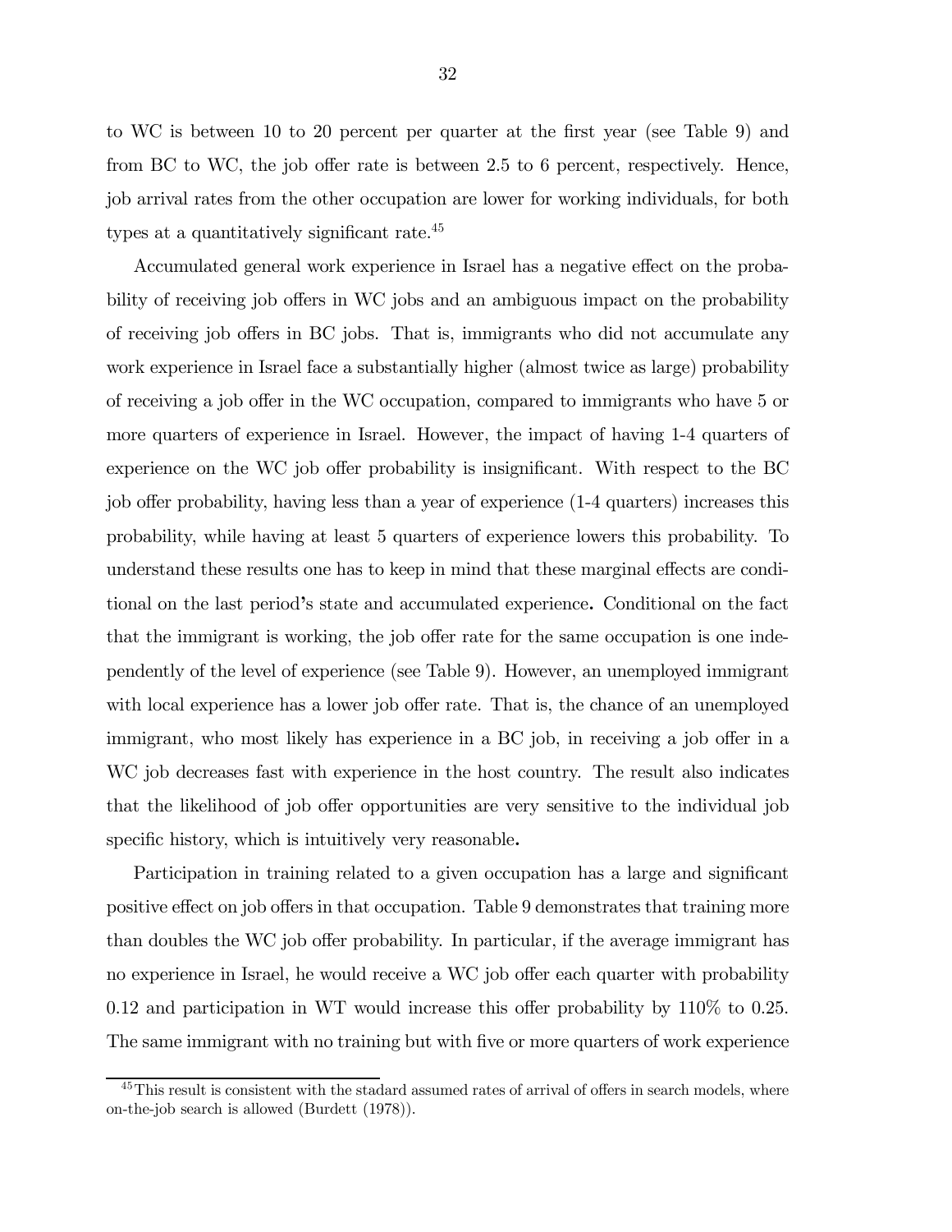to WC is between 10 to 20 percent per quarter at the first year (see Table 9) and from BC to WC, the job offer rate is between 2.5 to 6 percent, respectively. Hence, job arrival rates from the other occupation are lower for working individuals, for both types at a quantitatively significant rate.[45]

Accumulated general work experience in Israel has a negative effect on the probability of receiving job offers in WC jobs and an ambiguous impact on the probability of receiving job offers in BC jobs. That is, immigrants who did not accumulate any work experience in Israel face a substantially higher (almost twice as large) probability of receiving a job offer in the WC occupation, compared to immigrants who have 5 or more quarters of experience in Israel. However, the impact of having 1-4 quarters of experience on the WC job offer probability is insignificant. With respect to the BC job offer probability, having less than a year of experience (1-4 quarters) increases this probability, while having at least 5 quarters of experience lowers this probability. To understand these results one has to keep in mind that these marginal effects are conditional on the last period's state and accumulated experience**.** Conditional on the fact that the immigrant is working, the job offer rate for the same occupation is one independently of the level of experience (see Table 9). However, an unemployed immigrant with local experience has a lower job offer rate. That is, the chance of an unemployed immigrant, who most likely has experience in a BC job, in receiving a job offer in a WC job decreases fast with experience in the host country. The result also indicates that the likelihood of job offer opportunities are very sensitive to the individual job specific history, which is intuitively very reasonable**.**

Participation in training related to a given occupation has a large and significant positive effect on job offers in that occupation. Table 9 demonstrates that training more than doubles the WC job offer probability. In particular, if the average immigrant has no experience in Israel, he would receive a WC job offer each quarter with probability 0.12 and participation in WT would increase this offer probability by 110% to 0.25. The same immigrant with no training but with five or more quarters of work experience

[45] This result is consistent with the stadard assumed rates of arrival of offers in search models, where on-the-job search is allowed (Burdett (1978)).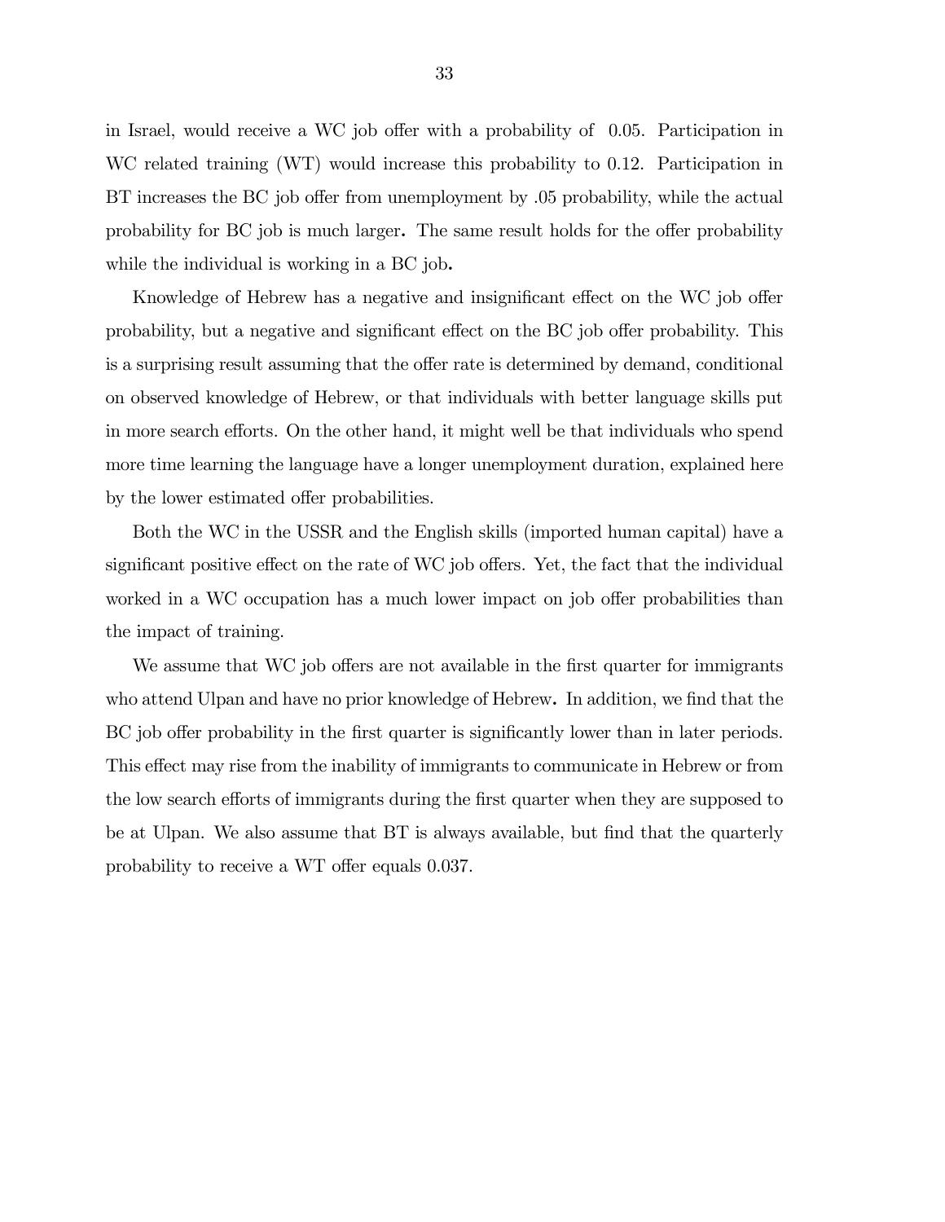in Israel, would receive a WC job offer with a probability of 0.05. Participation in WC related training (WT) would increase this probability to 0.12. Participation in BT increases the BC job offer from unemployment by .05 probability, while the actual probability for BC job is much larger**.** The same result holds for the offer probability while the individual is working in a BC job**.**

Knowledge of Hebrew has a negative and insignificant effect on the WC job offer probability, but a negative and significant effect on the BC job offer probability. This is a surprising result assuming that the offer rate is determined by demand, conditional on observed knowledge of Hebrew, or that individuals with better language skills put in more search efforts. On the other hand, it might well be that individuals who spend more time learning the language have a longer unemployment duration, explained here by the lower estimated offer probabilities.

Both the WC in the USSR and the English skills (imported human capital) have a significant positive effect on the rate of WC job offers. Yet, the fact that the individual worked in a WC occupation has a much lower impact on job offer probabilities than the impact of training.

We assume that WC job offers are not available in the first quarter for immigrants who attend Ulpan and have no prior knowledge of Hebrew**.** In addition, we find that the BC job offer probability in the first quarter is significantly lower than in later periods. This effect may rise from the inability of immigrants to communicate in Hebrew or from the low search efforts of immigrants during the first quarter when they are supposed to be at Ulpan. We also assume that BT is always available, but find that the quarterly probability to receive a WT offer equals 0.037.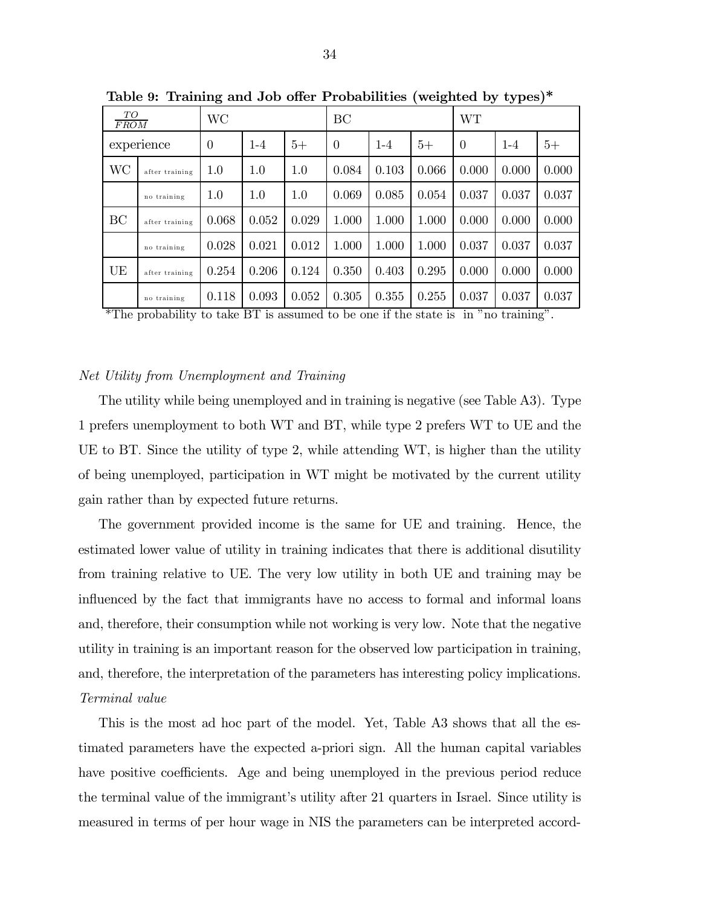**Table 9: Training and Job offer Probabilities (weighted by types)***

| TO / FROM | | WC | | | BC | | | WT | | |
|---|---|---|---|---|---|---|---|---|---|---|
| experience | | 0 | 1-4 | 5+ | 0 | 1-4 | 5+ | 0 | 1-4 | 5+ |
| WC | after training | 1.0 | 1.0 | 1.0 | 0.084 | 0.103 | 0.066 | 0.000 | 0.000 | 0.000 |
| | no training | 1.0 | 1.0 | 1.0 | 0.069 | 0.085 | 0.054 | 0.037 | 0.037 | 0.037 |
| BC | after training | 0.068 | 0.052 | 0.029 | 1.000 | 1.000 | 1.000 | 0.000 | 0.000 | 0.000 |
| | no training | 0.028 | 0.021 | 0.012 | 1.000 | 1.000 | 1.000 | 0.037 | 0.037 | 0.037 |
| UE | after training | 0.254 | 0.206 | 0.124 | 0.350 | 0.403 | 0.295 | 0.000 | 0.000 | 0.000 |
| | no training | 0.118 | 0.093 | 0.052 | 0.305 | 0.355 | 0.255 | 0.037 | 0.037 | 0.037 |

*The probability to take BT is assumed to be one if the state is in "no training".

*Net Utility from Unemployment and Training*

The utility while being unemployed and in training is negative (see Table A3). Type 1 prefers unemployment to both WT and BT, while type 2 prefers WT to UE and the UE to BT. Since the utility of type 2, while attending WT, is higher than the utility of being unemployed, participation in WT might be motivated by the current utility gain rather than by expected future returns.

The government provided income is the same for UE and training. Hence, the estimated lower value of utility in training indicates that there is additional disutility from training relative to UE. The very low utility in both UE and training may be influenced by the fact that immigrants have no access to formal and informal loans and, therefore, their consumption while not working is very low. Note that the negative utility in training is an important reason for the observed low participation in training, and, therefore, the interpretation of the parameters has interesting policy implications.

*Terminal value*

This is the most ad hoc part of the model. Yet, Table A3 shows that all the estimated parameters have the expected a-priori sign. All the human capital variables have positive coefficients. Age and being unemployed in the previous period reduce the terminal value of the immigrant's utility after 21 quarters in Israel. Since utility is measured in terms of per hour wage in NIS the parameters can be interpreted accord-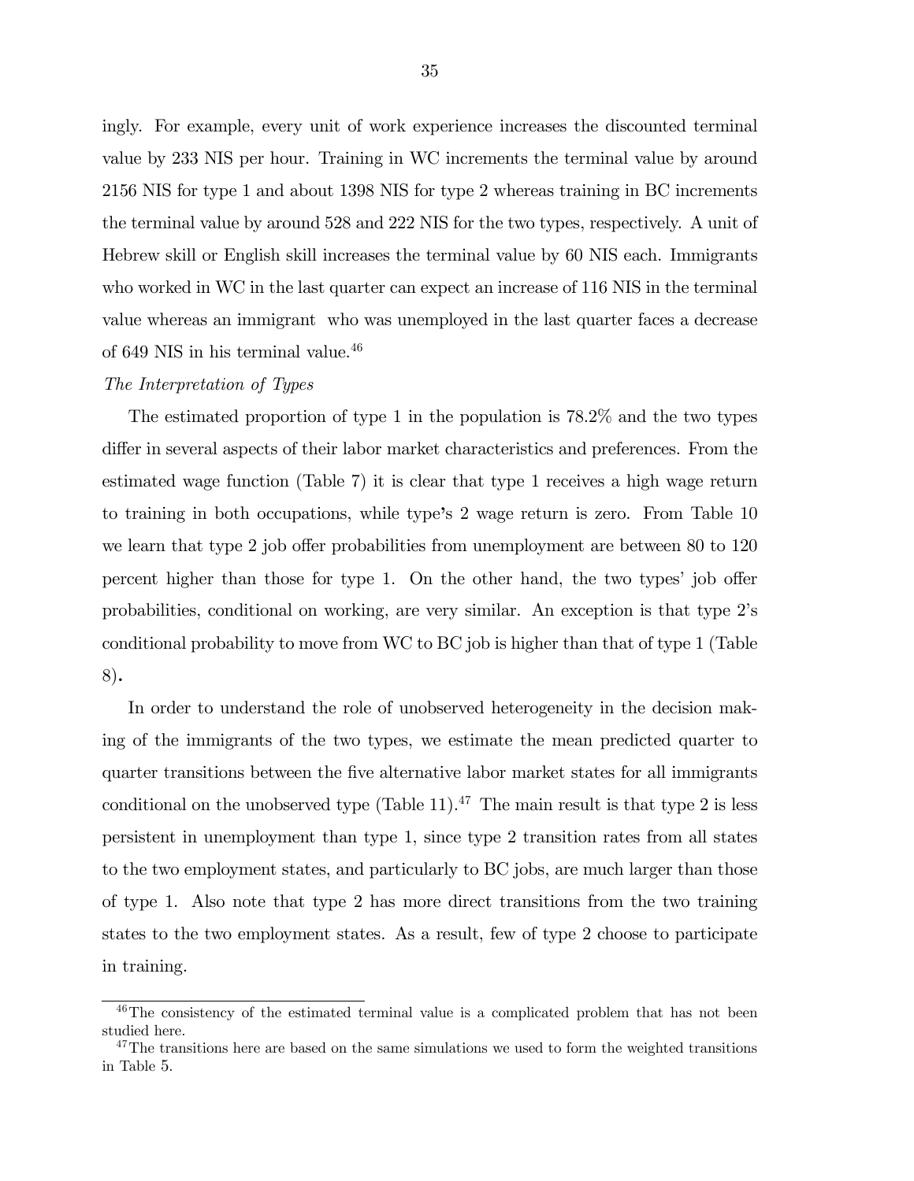ingly. For example, every unit of work experience increases the discounted terminal value by 233 NIS per hour. Training in WC increments the terminal value by around 2156 NIS for type 1 and about 1398 NIS for type 2 whereas training in BC increments the terminal value by around 528 and 222 NIS for the two types, respectively. A unit of Hebrew skill or English skill increases the terminal value by 60 NIS each. Immigrants who worked in WC in the last quarter can expect an increase of 116 NIS in the terminal value whereas an immigrant who was unemployed in the last quarter faces a decrease of 649 NIS in his terminal value.[46]

*The Interpretation of Types*

The estimated proportion of type 1 in the population is 78.2% and the two types differ in several aspects of their labor market characteristics and preferences. From the estimated wage function (Table 7) it is clear that type 1 receives a high wage return to training in both occupations, while type's 2 wage return is zero. From Table 10 we learn that type 2 job offer probabilities from unemployment are between 80 to 120 percent higher than those for type 1. On the other hand, the two types' job offer probabilities, conditional on working, are very similar. An exception is that type 2's conditional probability to move from WC to BC job is higher than that of type 1 (Table 8).

In order to understand the role of unobserved heterogeneity in the decision making of the immigrants of the two types, we estimate the mean predicted quarter to quarter transitions between the five alternative labor market states for all immigrants conditional on the unobserved type (Table 11).[47] The main result is that type 2 is less persistent in unemployment than type 1, since type 2 transition rates from all states to the two employment states, and particularly to BC jobs, are much larger than those of type 1. Also note that type 2 has more direct transitions from the two training states to the two employment states. As a result, few of type 2 choose to participate in training.

[46] The consistency of the estimated terminal value is a complicated problem that has not been studied here.

[47] The transitions here are based on the same simulations we used to form the weighted transitions in Table 5.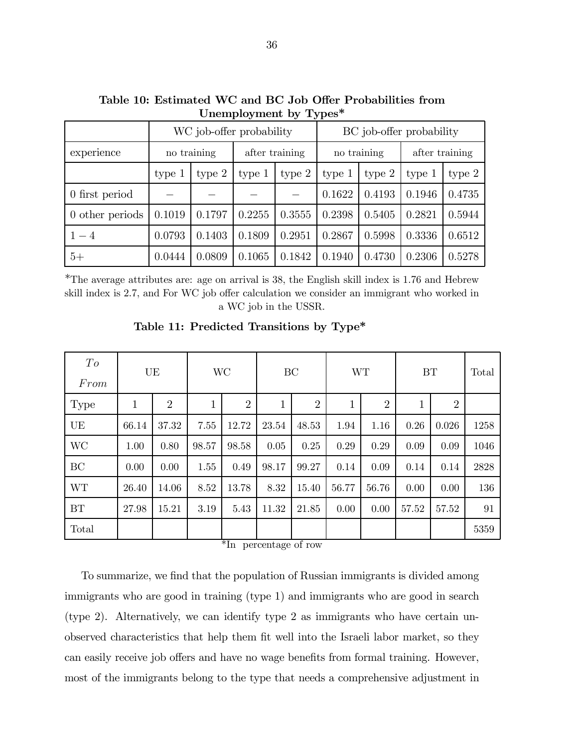**Table 10: Estimated WC and BC Job Offer Probabilities from Unemployment by Types***

| | WC job-offer probability | | | | BC job-offer probability | | | |
|---|---|---|---|---|---|---|---|---|
| experience | no training | | after training | | no training | | after training | |
| | type 1 | type 2 | type 1 | type 2 | type 1 | type 2 | type 1 | type 2 |
| 0 first period | – | – | – | – | 0.1622 | 0.4193 | 0.1946 | 0.4735 |
| 0 other periods | 0.1019 | 0.1797 | 0.2255 | 0.3555 | 0.2398 | 0.5405 | 0.2821 | 0.5944 |
| $1-4$ | 0.0793 | 0.1403 | 0.1809 | 0.2951 | 0.2867 | 0.5998 | 0.3336 | 0.6512 |
| $5+$ | 0.0444 | 0.0809 | 0.1065 | 0.1842 | 0.1940 | 0.4730 | 0.2306 | 0.5278 |

*The average attributes are: age on arrival is 38, the English skill index is 1.76 and Hebrew skill index is 2.7, and For WC job offer calculation we consider an immigrant who worked in a WC job in the USSR.

**Table 11: Predicted Transitions by Type***

| *To* / *From* | UE | | WC | | BC | | WT | | BT | | Total |
|---|---|---|---|---|---|---|---|---|---|---|---|
| Type | 1 | 2 | 1 | 2 | 1 | 2 | 1 | 2 | 1 | 2 | |
| UE | 66.14 | 37.32 | 7.55 | 12.72 | 23.54 | 48.53 | 1.94 | 1.16 | 0.26 | 0.026 | 1258 |
| WC | 1.00 | 0.80 | 98.57 | 98.58 | 0.05 | 0.25 | 0.29 | 0.29 | 0.09 | 0.09 | 1046 |
| BC | 0.00 | 0.00 | 1.55 | 0.49 | 98.17 | 99.27 | 0.14 | 0.09 | 0.14 | 0.14 | 2828 |
| WT | 26.40 | 14.06 | 8.52 | 13.78 | 8.32 | 15.40 | 56.77 | 56.76 | 0.00 | 0.00 | 136 |
| BT | 27.98 | 15.21 | 3.19 | 5.43 | 11.32 | 21.85 | 0.00 | 0.00 | 57.52 | 57.52 | 91 |
| Total | | | | | | | | | | | 5359 |

*In percentage of row

To summarize, we find that the population of Russian immigrants is divided among immigrants who are good in training (type 1) and immigrants who are good in search (type 2). Alternatively, we can identify type 2 as immigrants who have certain unobserved characteristics that help them fit well into the Israeli labor market, so they can easily receive job offers and have no wage benefits from formal training. However, most of the immigrants belong to the type that needs a comprehensive adjustment in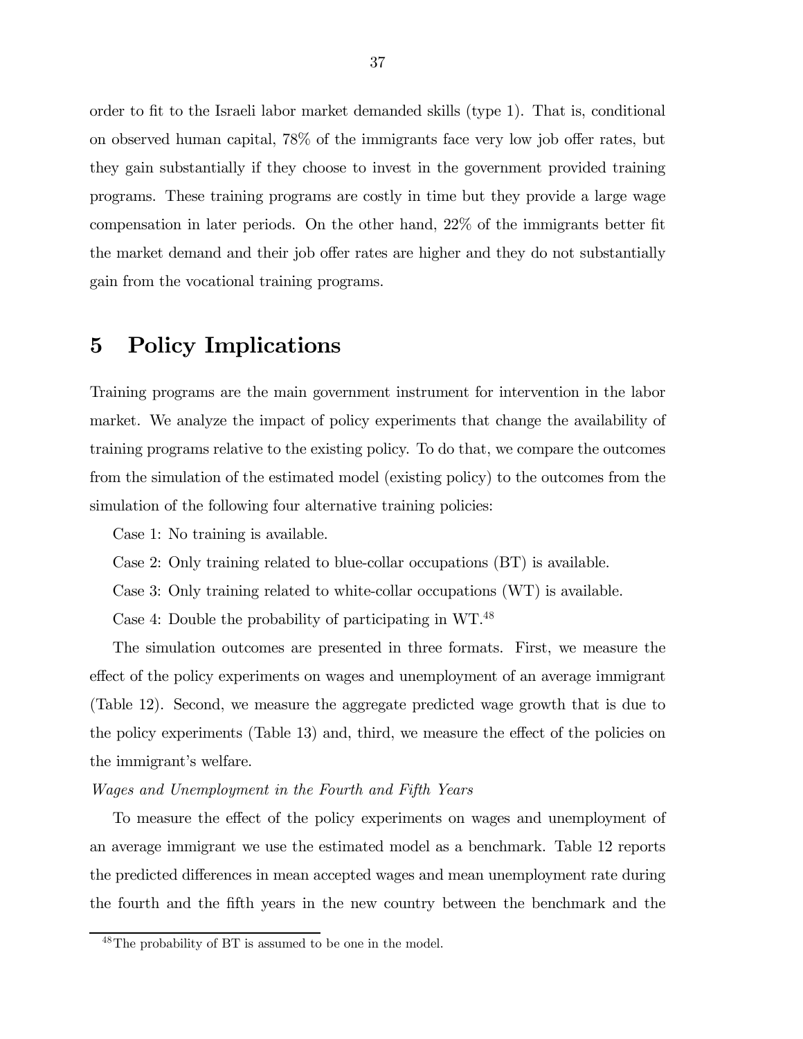order to fit to the Israeli labor market demanded skills (type 1). That is, conditional on observed human capital, 78% of the immigrants face very low job offer rates, but they gain substantially if they choose to invest in the government provided training programs. These training programs are costly in time but they provide a large wage compensation in later periods. On the other hand, 22% of the immigrants better fit the market demand and their job offer rates are higher and they do not substantially gain from the vocational training programs.

# 5 Policy Implications

Training programs are the main government instrument for intervention in the labor market. We analyze the impact of policy experiments that change the availability of training programs relative to the existing policy. To do that, we compare the outcomes from the simulation of the estimated model (existing policy) to the outcomes from the simulation of the following four alternative training policies:

Case 1: No training is available.

Case 2: Only training related to blue-collar occupations (BT) is available.

Case 3: Only training related to white-collar occupations (WT) is available.

Case 4: Double the probability of participating in WT.[48]

The simulation outcomes are presented in three formats. First, we measure the effect of the policy experiments on wages and unemployment of an average immigrant (Table 12). Second, we measure the aggregate predicted wage growth that is due to the policy experiments (Table 13) and, third, we measure the effect of the policies on the immigrant's welfare.

*Wages and Unemployment in the Fourth and Fifth Years*

To measure the effect of the policy experiments on wages and unemployment of an average immigrant we use the estimated model as a benchmark. Table 12 reports the predicted differences in mean accepted wages and mean unemployment rate during the fourth and the fifth years in the new country between the benchmark and the

[48] The probability of BT is assumed to be one in the model.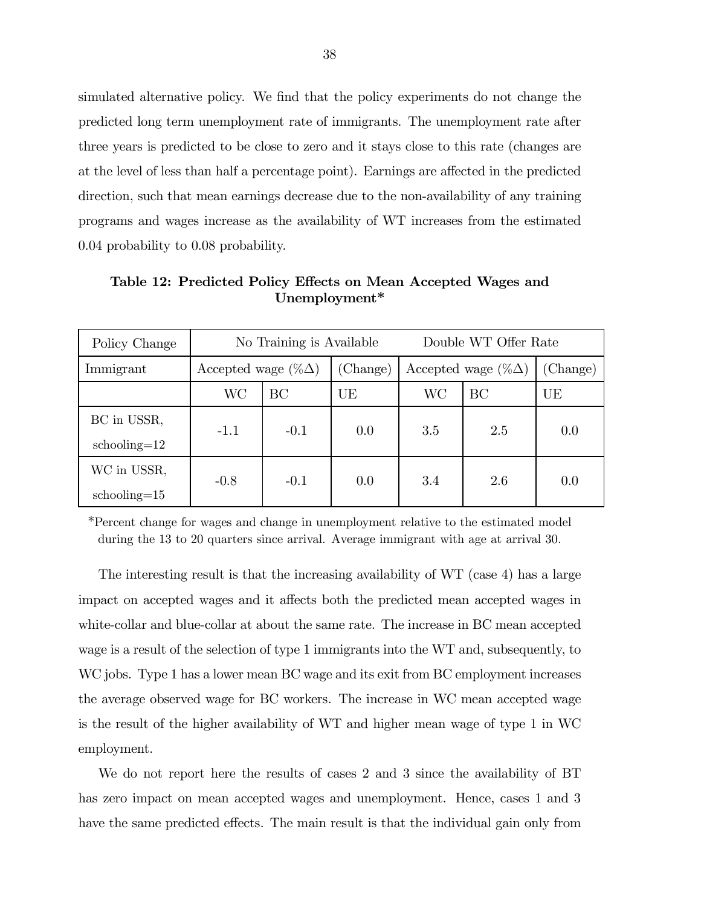simulated alternative policy. We find that the policy experiments do not change the predicted long term unemployment rate of immigrants. The unemployment rate after three years is predicted to be close to zero and it stays close to this rate (changes are at the level of less than half a percentage point). Earnings are affected in the predicted direction, such that mean earnings decrease due to the non-availability of any training programs and wages increase as the availability of WT increases from the estimated 0.04 probability to 0.08 probability.

**Table 12: Predicted Policy Effects on Mean Accepted Wages and Unemployment***

| Policy Change | No Training is Available | | | Double WT Offer Rate | | |
|---|---|---|---|---|---|---|
| Immigrant | Accepted wage (%$\Delta$) | | (Change) | Accepted wage (%$\Delta$) | | (Change) |
| | WC | BC | UE | WC | BC | UE |
| BC in USSR, schooling=12 | -1.1 | -0.1 | 0.0 | 3.5 | 2.5 | 0.0 |
| WC in USSR, schooling=15 | -0.8 | -0.1 | 0.0 | 3.4 | 2.6 | 0.0 |

*Percent change for wages and change in unemployment relative to the estimated model during the 13 to 20 quarters since arrival. Average immigrant with age at arrival 30.

The interesting result is that the increasing availability of WT (case 4) has a large impact on accepted wages and it affects both the predicted mean accepted wages in white-collar and blue-collar at about the same rate. The increase in BC mean accepted wage is a result of the selection of type 1 immigrants into the WT and, subsequently, to WC jobs. Type 1 has a lower mean BC wage and its exit from BC employment increases the average observed wage for BC workers. The increase in WC mean accepted wage is the result of the higher availability of WT and higher mean wage of type 1 in WC employment.

We do not report here the results of cases 2 and 3 since the availability of BT has zero impact on mean accepted wages and unemployment. Hence, cases 1 and 3 have the same predicted effects. The main result is that the individual gain only from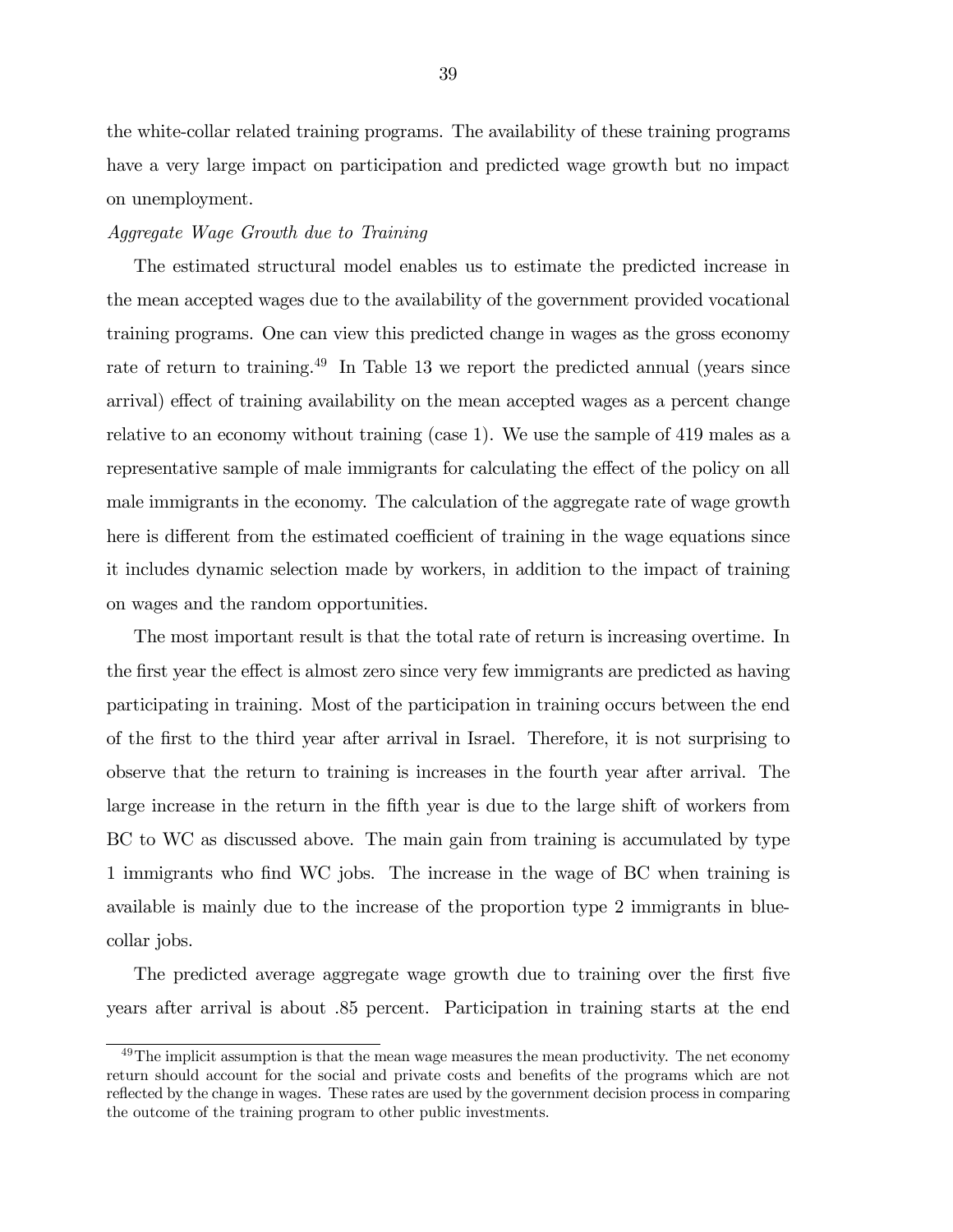the white-collar related training programs. The availability of these training programs have a very large impact on participation and predicted wage growth but no impact on unemployment.

*Aggregate Wage Growth due to Training*

The estimated structural model enables us to estimate the predicted increase in the mean accepted wages due to the availability of the government provided vocational training programs. One can view this predicted change in wages as the gross economy rate of return to training.[49] In Table 13 we report the predicted annual (years since arrival) effect of training availability on the mean accepted wages as a percent change relative to an economy without training (case 1). We use the sample of 419 males as a representative sample of male immigrants for calculating the effect of the policy on all male immigrants in the economy. The calculation of the aggregate rate of wage growth here is different from the estimated coefficient of training in the wage equations since it includes dynamic selection made by workers, in addition to the impact of training on wages and the random opportunities.

The most important result is that the total rate of return is increasing overtime. In the first year the effect is almost zero since very few immigrants are predicted as having participating in training. Most of the participation in training occurs between the end of the first to the third year after arrival in Israel. Therefore, it is not surprising to observe that the return to training is increases in the fourth year after arrival. The large increase in the return in the fifth year is due to the large shift of workers from BC to WC as discussed above. The main gain from training is accumulated by type 1 immigrants who find WC jobs. The increase in the wage of BC when training is available is mainly due to the increase of the proportion type 2 immigrants in blue-collar jobs.

The predicted average aggregate wage growth due to training over the first five years after arrival is about .85 percent. Participation in training starts at the end

[49] The implicit assumption is that the mean wage measures the mean productivity. The net economy return should account for the social and private costs and benefits of the programs which are not reflected by the change in wages. These rates are used by the government decision process in comparing the outcome of the training program to other public investments.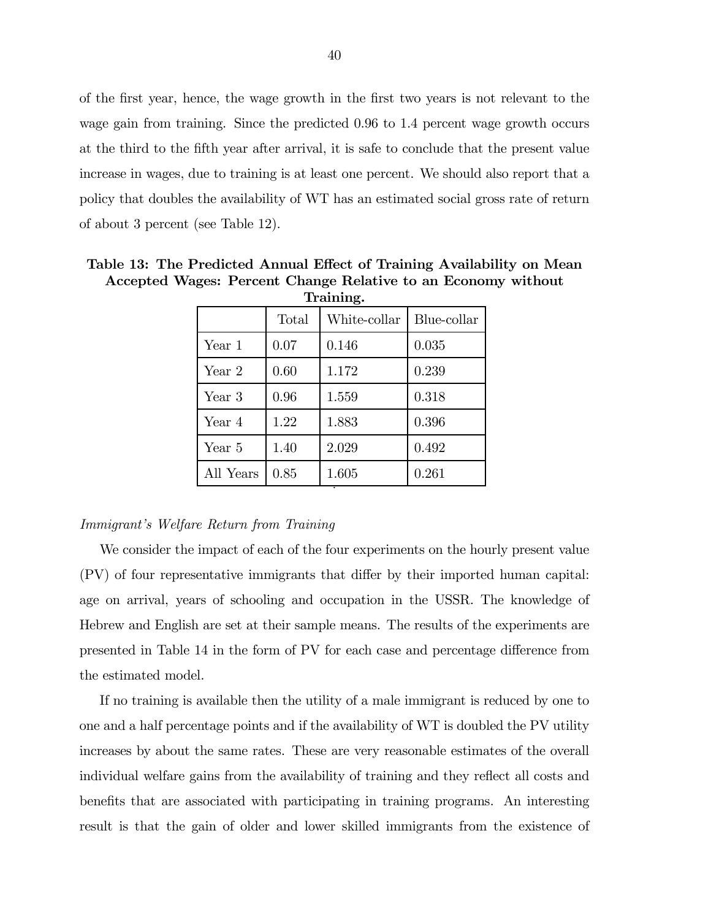of the first year, hence, the wage growth in the first two years is not relevant to the wage gain from training. Since the predicted 0.96 to 1.4 percent wage growth occurs at the third to the fifth year after arrival, it is safe to conclude that the present value increase in wages, due to training is at least one percent. We should also report that a policy that doubles the availability of WT has an estimated social gross rate of return of about 3 percent (see Table 12).

**Table 13: The Predicted Annual Effect of Training Availability on Mean Accepted Wages: Percent Change Relative to an Economy without Training.**

| | Total | White-collar | Blue-collar |
|---|---|---|---|
| Year 1 | 0.07 | 0.146 | 0.035 |
| Year 2 | 0.60 | 1.172 | 0.239 |
| Year 3 | 0.96 | 1.559 | 0.318 |
| Year 4 | 1.22 | 1.883 | 0.396 |
| Year 5 | 1.40 | 2.029 | 0.492 |
| All Years | 0.85 | 1.605 | 0.261 |

*Immigrant's Welfare Return from Training*

We consider the impact of each of the four experiments on the hourly present value (PV) of four representative immigrants that differ by their imported human capital: age on arrival, years of schooling and occupation in the USSR. The knowledge of Hebrew and English are set at their sample means. The results of the experiments are presented in Table 14 in the form of PV for each case and percentage difference from the estimated model.

If no training is available then the utility of a male immigrant is reduced by one to one and a half percentage points and if the availability of WT is doubled the PV utility increases by about the same rates. These are very reasonable estimates of the overall individual welfare gains from the availability of training and they reflect all costs and benefits that are associated with participating in training programs. An interesting result is that the gain of older and lower skilled immigrants from the existence of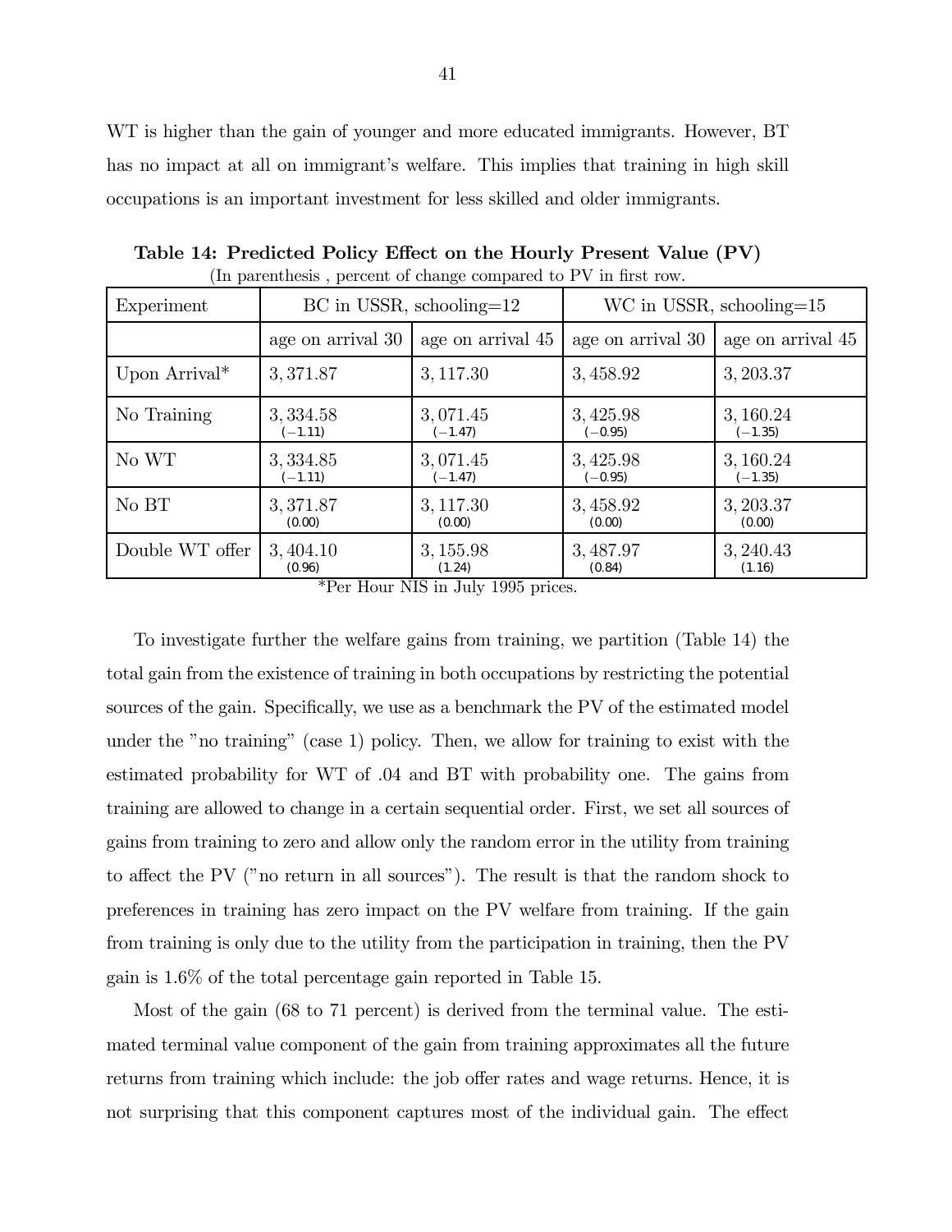WT is higher than the gain of younger and more educated immigrants. However, BT has no impact at all on immigrant's welfare. This implies that training in high skill occupations is an important investment for less skilled and older immigrants.

**Table 14: Predicted Policy Effect on the Hourly Present Value (PV)**
(In parenthesis , percent of change compared to PV in first row.

| Experiment | BC in USSR, schooling=12 | | WC in USSR, schooling=15 | |
|---|---|---|---|---|
| | age on arrival 30 | age on arrival 45 | age on arrival 30 | age on arrival 45 |
| Upon Arrival* | 3,371.87 | 3,117.30 | 3,458.92 | 3,203.37 |
| No Training | 3,334.58 (−1.11) | 3,071.45 (−1.47) | 3,425.98 (−0.95) | 3,160.24 (−1.35) |
| No WT | 3,334.85 (−1.11) | 3,071.45 (−1.47) | 3,425.98 (−0.95) | 3,160.24 (−1.35) |
| No BT | 3,371.87 (0.00) | 3,117.30 (0.00) | 3,458.92 (0.00) | 3,203.37 (0.00) |
| Double WT offer | 3,404.10 (0.96) | 3,155.98 (1.24) | 3,487.97 (0.84) | 3,240.43 (1.16) |

*Per Hour NIS in July 1995 prices.

To investigate further the welfare gains from training, we partition (Table 14) the total gain from the existence of training in both occupations by restricting the potential sources of the gain. Specifically, we use as a benchmark the PV of the estimated model under the "no training" (case 1) policy. Then, we allow for training to exist with the estimated probability for WT of .04 and BT with probability one. The gains from training are allowed to change in a certain sequential order. First, we set all sources of gains from training to zero and allow only the random error in the utility from training to affect the PV ("no return in all sources"). The result is that the random shock to preferences in training has zero impact on the PV welfare from training. If the gain from training is only due to the utility from the participation in training, then the PV gain is 1.6% of the total percentage gain reported in Table 15.

Most of the gain (68 to 71 percent) is derived from the terminal value. The estimated terminal value component of the gain from training approximates all the future returns from training which include: the job offer rates and wage returns. Hence, it is not surprising that this component captures most of the individual gain. The effect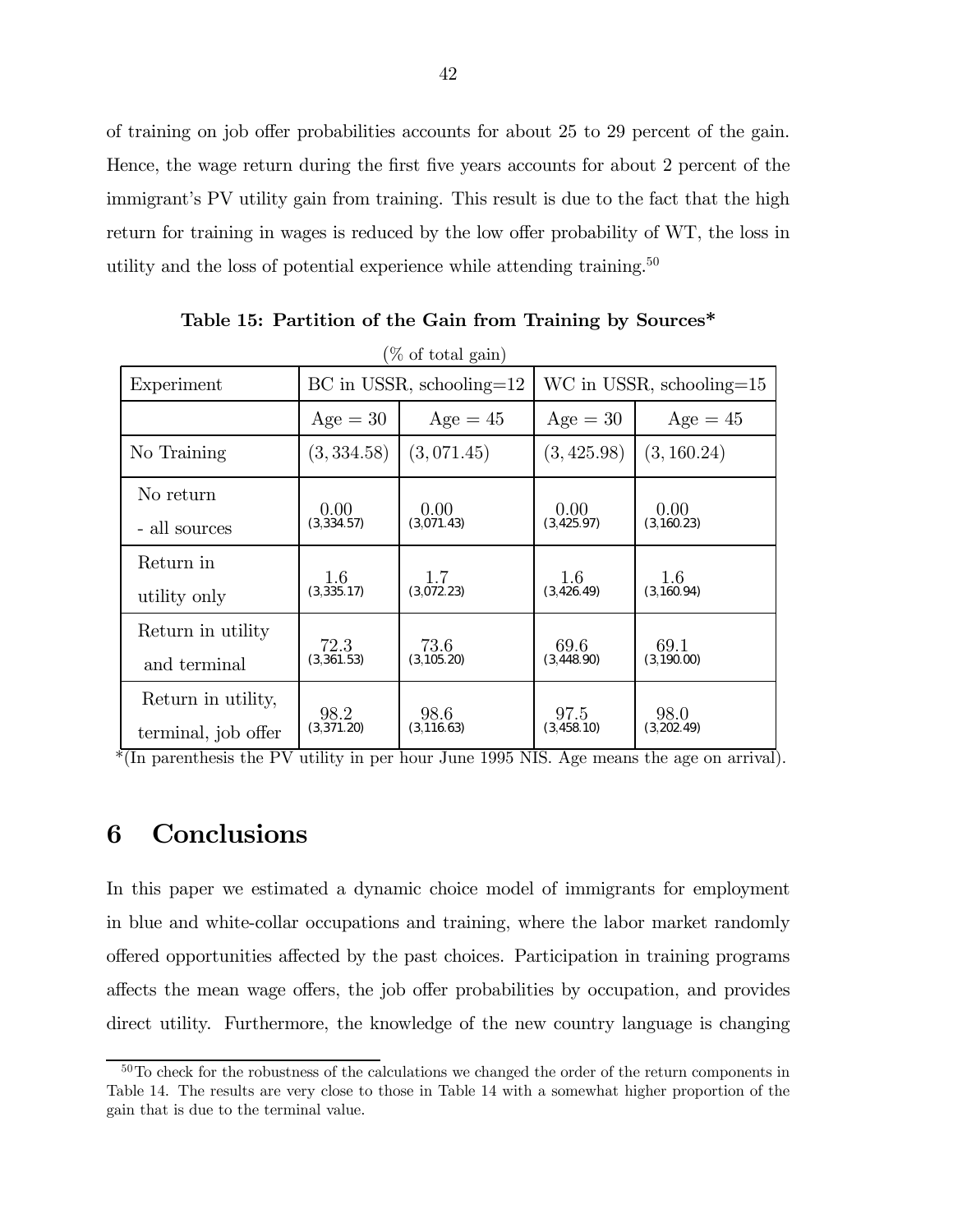of training on job offer probabilities accounts for about 25 to 29 percent of the gain. Hence, the wage return during the first five years accounts for about 2 percent of the immigrant's PV utility gain from training. This result is due to the fact that the high return for training in wages is reduced by the low offer probability of WT, the loss in utility and the loss of potential experience while attending training.[50]

**Table 15: Partition of the Gain from Training by Sources***

(% of total gain)

| Experiment | BC in USSR, schooling=12 | | WC in USSR, schooling=15 | |
|---|---|---|---|---|
| | Age = 30 | Age = 45 | Age = 30 | Age = 45 |
| No Training | (3,334.58) | (3,071.45) | (3,425.98) | (3,160.24) |
| No return - all sources | 0.00 (3,334.57) | 0.00 (3,071.43) | 0.00 (3,425.97) | 0.00 (3,160.23) |
| Return in utility only | 1.6 (3,335.17) | 1.7 (3,072.23) | 1.6 (3,426.49) | 1.6 (3,160.94) |
| Return in utility and terminal | 72.3 (3,361.53) | 73.6 (3,105.20) | 69.6 (3,448.90) | 69.1 (3,190.00) |
| Return in utility, terminal, job offer | 98.2 (3,371.20) | 98.6 (3,116.63) | 97.5 (3,458.10) | 98.0 (3,202.49) |

*(In parenthesis the PV utility in per hour June 1995 NIS. Age means the age on arrival).

# 6 Conclusions

In this paper we estimated a dynamic choice model of immigrants for employment in blue and white-collar occupations and training, where the labor market randomly offered opportunities affected by the past choices. Participation in training programs affects the mean wage offers, the job offer probabilities by occupation, and provides direct utility. Furthermore, the knowledge of the new country language is changing

[50] To check for the robustness of the calculations we changed the order of the return components in Table 14. The results are very close to those in Table 14 with a somewhat higher proportion of the gain that is due to the terminal value.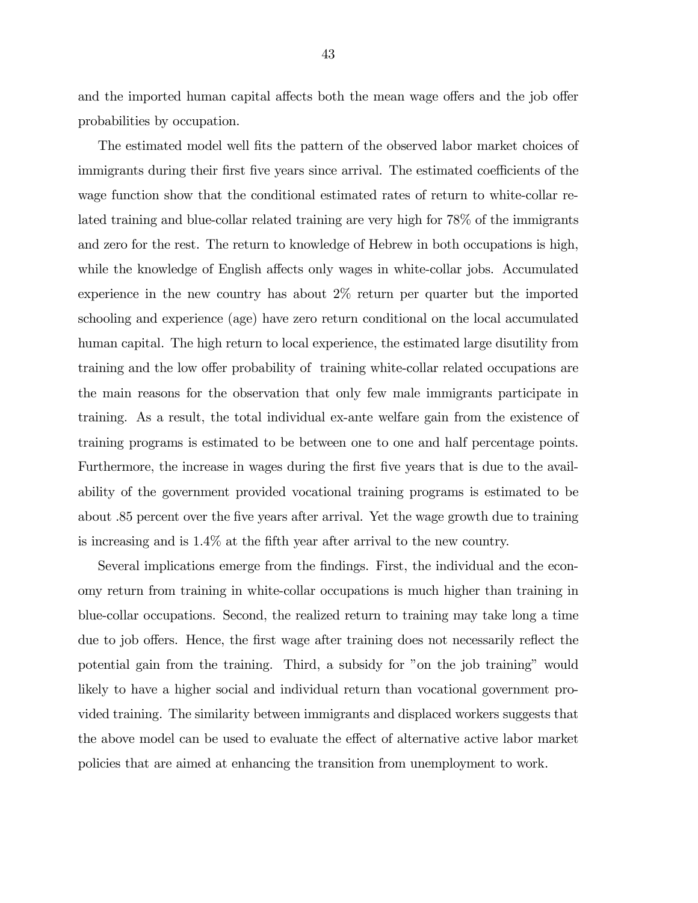and the imported human capital affects both the mean wage offers and the job offer probabilities by occupation.

The estimated model well fits the pattern of the observed labor market choices of immigrants during their first five years since arrival. The estimated coefficients of the wage function show that the conditional estimated rates of return to white-collar related training and blue-collar related training are very high for 78% of the immigrants and zero for the rest. The return to knowledge of Hebrew in both occupations is high, while the knowledge of English affects only wages in white-collar jobs. Accumulated experience in the new country has about 2% return per quarter but the imported schooling and experience (age) have zero return conditional on the local accumulated human capital. The high return to local experience, the estimated large disutility from training and the low offer probability of training white-collar related occupations are the main reasons for the observation that only few male immigrants participate in training. As a result, the total individual ex-ante welfare gain from the existence of training programs is estimated to be between one to one and half percentage points. Furthermore, the increase in wages during the first five years that is due to the availability of the government provided vocational training programs is estimated to be about .85 percent over the five years after arrival. Yet the wage growth due to training is increasing and is 1.4% at the fifth year after arrival to the new country.

Several implications emerge from the findings. First, the individual and the economy return from training in white-collar occupations is much higher than training in blue-collar occupations. Second, the realized return to training may take long a time due to job offers. Hence, the first wage after training does not necessarily reflect the potential gain from the training. Third, a subsidy for "on the job training" would likely to have a higher social and individual return than vocational government provided training. The similarity between immigrants and displaced workers suggests that the above model can be used to evaluate the effect of alternative active labor market policies that are aimed at enhancing the transition from unemployment to work.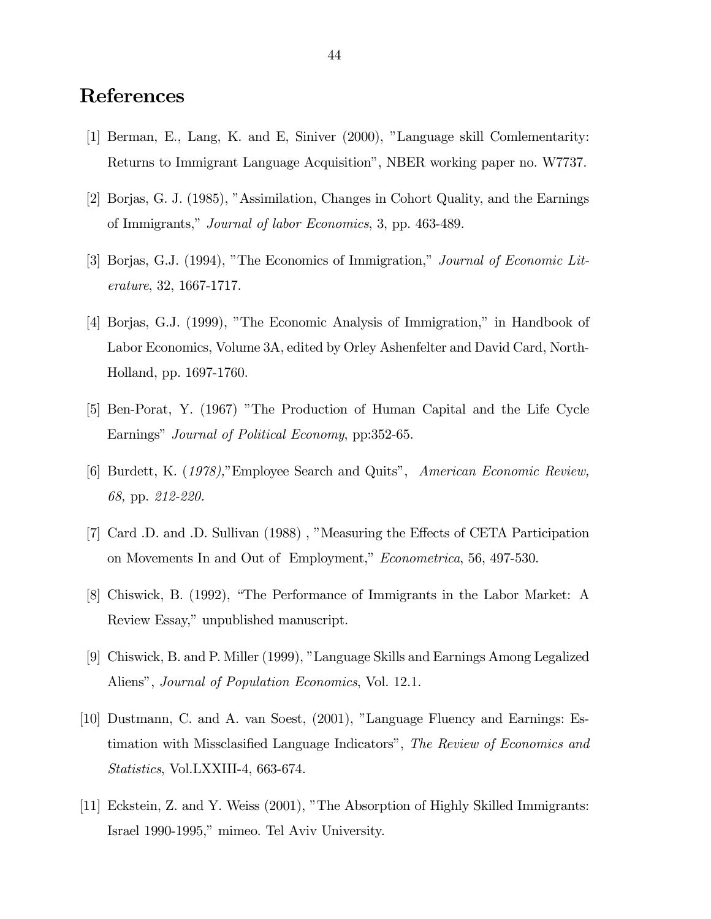# References

[1] Berman, E., Lang, K. and E, Siniver (2000), "Language skill Comlementarity: Returns to Immigrant Language Acquisition", NBER working paper no. W7737.

[2] Borjas, G. J. (1985), "Assimilation, Changes in Cohort Quality, and the Earnings of Immigrants," *Journal of labor Economics*, 3, pp. 463-489.

[3] Borjas, G.J. (1994), "The Economics of Immigration," *Journal of Economic Literature*, 32, 1667-1717.

[4] Borjas, G.J. (1999), "The Economic Analysis of Immigration," in Handbook of Labor Economics, Volume 3A, edited by Orley Ashenfelter and David Card, North-Holland, pp. 1697-1760.

[5] Ben-Porat, Y. (1967) "The Production of Human Capital and the Life Cycle Earnings" *Journal of Political Economy*, pp:352-65.

[6] Burdett, K. (*1978),*"Employee Search and Quits", *American Economic Review, 68,* pp. *212-220.*

[7] Card .D. and .D. Sullivan (1988) , "Measuring the Effects of CETA Participation on Movements In and Out of Employment," *Econometrica*, 56, 497-530.

[8] Chiswick, B. (1992), "The Performance of Immigrants in the Labor Market: A Review Essay," unpublished manuscript.

[9] Chiswick, B. and P. Miller (1999), "Language Skills and Earnings Among Legalized Aliens", *Journal of Population Economics*, Vol. 12.1.

[10] Dustmann, C. and A. van Soest, (2001), "Language Fluency and Earnings: Estimation with Missclasified Language Indicators", *The Review of Economics and Statistics*, Vol.LXXIII-4, 663-674.

[11] Eckstein, Z. and Y. Weiss (2001), "The Absorption of Highly Skilled Immigrants: Israel 1990-1995," mimeo. Tel Aviv University.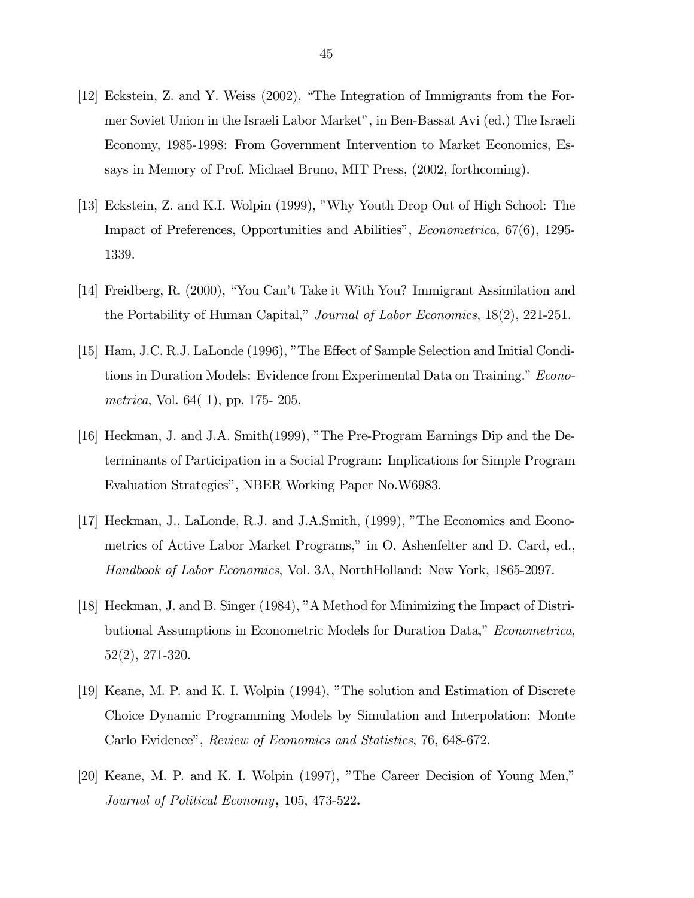[12] Eckstein, Z. and Y. Weiss (2002), "The Integration of Immigrants from the Former Soviet Union in the Israeli Labor Market", in Ben-Bassat Avi (ed.) The Israeli Economy, 1985-1998: From Government Intervention to Market Economics, Essays in Memory of Prof. Michael Bruno, MIT Press, (2002, forthcoming).

[13] Eckstein, Z. and K.I. Wolpin (1999), "Why Youth Drop Out of High School: The Impact of Preferences, Opportunities and Abilities", *Econometrica,* 67(6), 1295-1339.

[14] Freidberg, R. (2000), "You Can't Take it With You? Immigrant Assimilation and the Portability of Human Capital," *Journal of Labor Economics*, 18(2), 221-251.

[15] Ham, J.C. R.J. LaLonde (1996), "The Effect of Sample Selection and Initial Conditions in Duration Models: Evidence from Experimental Data on Training." *Econometrica*, Vol. 64( 1), pp. 175- 205.

[16] Heckman, J. and J.A. Smith(1999), "The Pre-Program Earnings Dip and the Determinants of Participation in a Social Program: Implications for Simple Program Evaluation Strategies", NBER Working Paper No.W6983.

[17] Heckman, J., LaLonde, R.J. and J.A.Smith, (1999), "The Economics and Econometrics of Active Labor Market Programs," in O. Ashenfelter and D. Card, ed., *Handbook of Labor Economics*, Vol. 3A, NorthHolland: New York, 1865-2097.

[18] Heckman, J. and B. Singer (1984), "A Method for Minimizing the Impact of Distributional Assumptions in Econometric Models for Duration Data," *Econometrica*, 52(2), 271-320.

[19] Keane, M. P. and K. I. Wolpin (1994), "The solution and Estimation of Discrete Choice Dynamic Programming Models by Simulation and Interpolation: Monte Carlo Evidence", *Review of Economics and Statistics*, 76, 648-672.

[20] Keane, M. P. and K. I. Wolpin (1997), "The Career Decision of Young Men," *Journal of Political Economy*, 105, 473-522.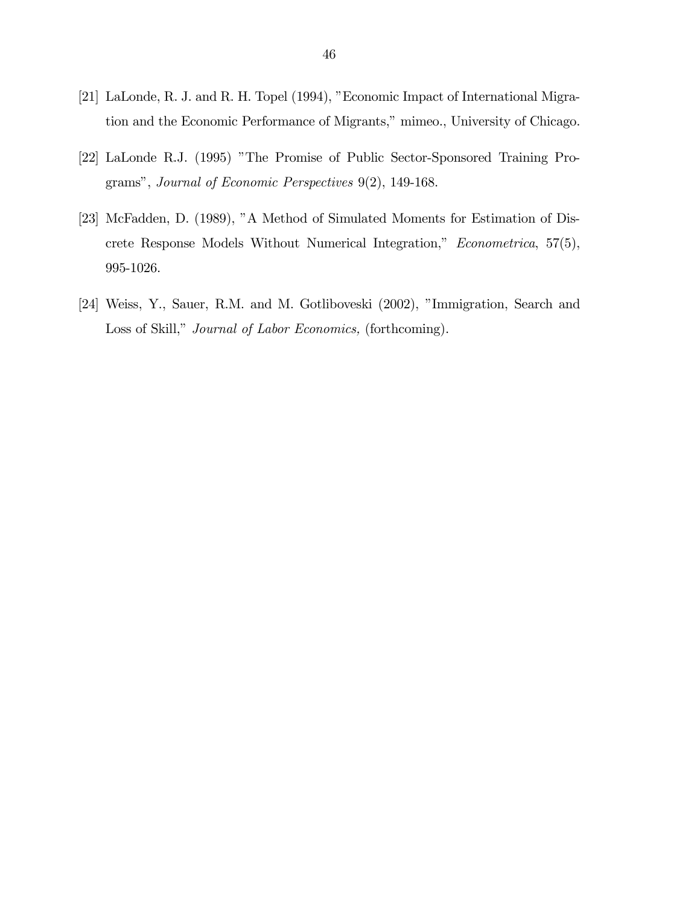[21] LaLonde, R. J. and R. H. Topel (1994), "Economic Impact of International Migration and the Economic Performance of Migrants," mimeo., University of Chicago.

[22] LaLonde R.J. (1995) "The Promise of Public Sector-Sponsored Training Programs", *Journal of Economic Perspectives* 9(2), 149-168.

[23] McFadden, D. (1989), "A Method of Simulated Moments for Estimation of Discrete Response Models Without Numerical Integration," *Econometrica*, 57(5), 995-1026.

[24] Weiss, Y., Sauer, R.M. and M. Gotliboveski (2002), "Immigration, Search and Loss of Skill," *Journal of Labor Economics,* (forthcoming).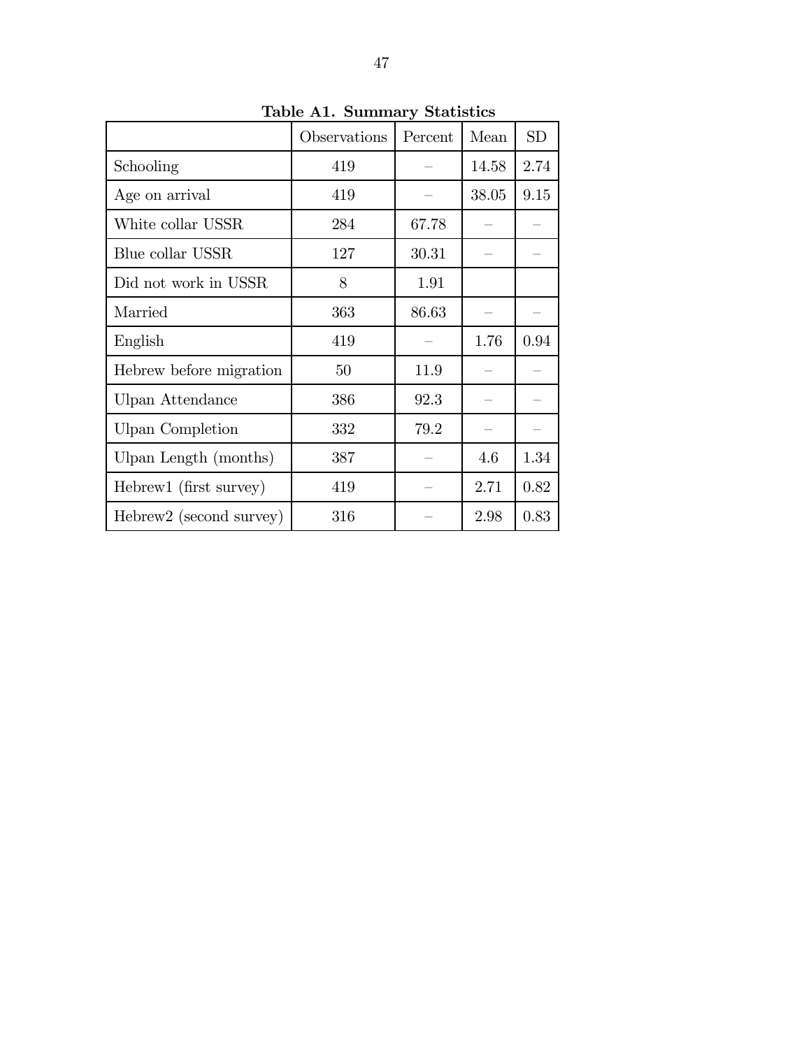**Table A1. Summary Statistics**

| | Observations | Percent | Mean | SD |
|---|---|---|---|---|
| Schooling | 419 | – | 14.58 | 2.74 |
| Age on arrival | 419 | – | 38.05 | 9.15 |
| White collar USSR | 284 | 67.78 | – | – |
| Blue collar USSR | 127 | 30.31 | – | – |
| Did not work in USSR | 8 | 1.91 | | |
| Married | 363 | 86.63 | – | – |
| English | 419 | – | 1.76 | 0.94 |
| Hebrew before migration | 50 | 11.9 | – | – |
| Ulpan Attendance | 386 | 92.3 | – | – |
| Ulpan Completion | 332 | 79.2 | – | – |
| Ulpan Length (months) | 387 | – | 4.6 | 1.34 |
| Hebrew1 (first survey) | 419 | – | 2.71 | 0.82 |
| Hebrew2 (second survey) | 316 | – | 2.98 | 0.83 |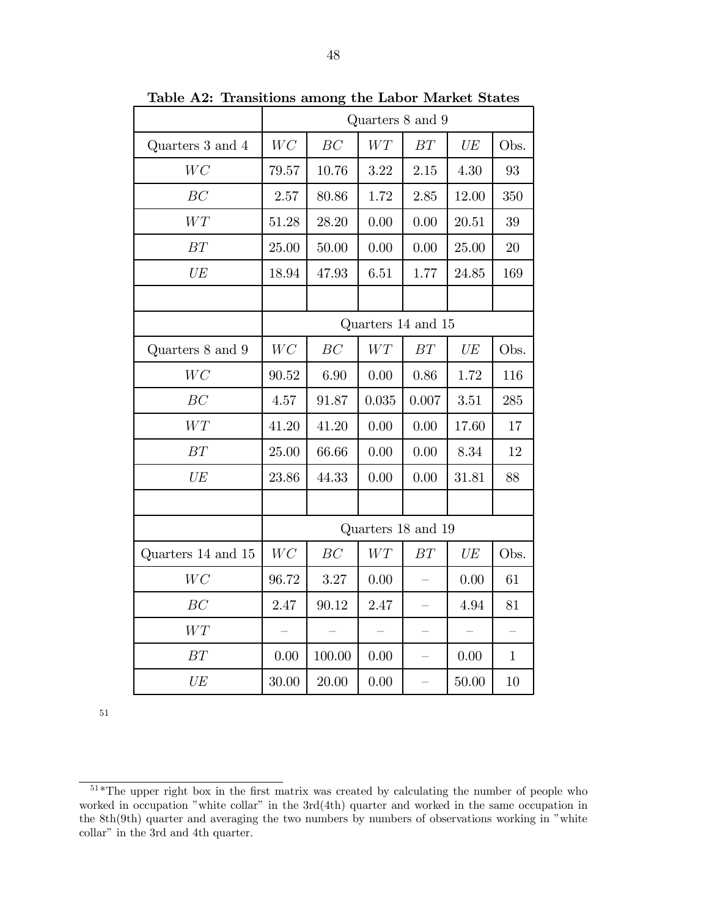**Table A2: Transitions among the Labor Market States**

| | Quarters 8 and 9 | | | | | |
|---|---|---|---|---|---|---|
| Quarters 3 and 4 | $WC$ | $BC$ | $WT$ | $BT$ | $UE$ | Obs. |
| $WC$ | 79.57 | 10.76 | 3.22 | 2.15 | 4.30 | 93 |
| $BC$ | 2.57 | 80.86 | 1.72 | 2.85 | 12.00 | 350 |
| $WT$ | 51.28 | 28.20 | 0.00 | 0.00 | 20.51 | 39 |
| $BT$ | 25.00 | 50.00 | 0.00 | 0.00 | 25.00 | 20 |
| $UE$ | 18.94 | 47.93 | 6.51 | 1.77 | 24.85 | 169 |
| | | | | | | |
| | Quarters 14 and 15 | | | | | |
| Quarters 8 and 9 | $WC$ | $BC$ | $WT$ | $BT$ | $UE$ | Obs. |
| $WC$ | 90.52 | 6.90 | 0.00 | 0.86 | 1.72 | 116 |
| $BC$ | 4.57 | 91.87 | 0.035 | 0.007 | 3.51 | 285 |
| $WT$ | 41.20 | 41.20 | 0.00 | 0.00 | 17.60 | 17 |
| $BT$ | 25.00 | 66.66 | 0.00 | 0.00 | 8.34 | 12 |
| $UE$ | 23.86 | 44.33 | 0.00 | 0.00 | 31.81 | 88 |
| | | | | | | |
| | Quarters 18 and 19 | | | | | |
| Quarters 14 and 15 | $WC$ | $BC$ | $WT$ | $BT$ | $UE$ | Obs. |
| $WC$ | 96.72 | 3.27 | 0.00 | – | 0.00 | 61 |
| $BC$ | 2.47 | 90.12 | 2.47 | – | 4.94 | 81 |
| $WT$ | – | – | – | – | – | – |
| $BT$ | 0.00 | 100.00 | 0.00 | – | 0.00 | 1 |
| $UE$ | 30.00 | 20.00 | 0.00 | – | 50.00 | 10 |

[51]

[51]*The upper right box in the first matrix was created by calculating the number of people who worked in occupation "white collar" in the 3rd(4th) quarter and worked in the same occupation in the 8th(9th) quarter and averaging the two numbers by numbers of observations working in "white collar" in the 3rd and 4th quarter.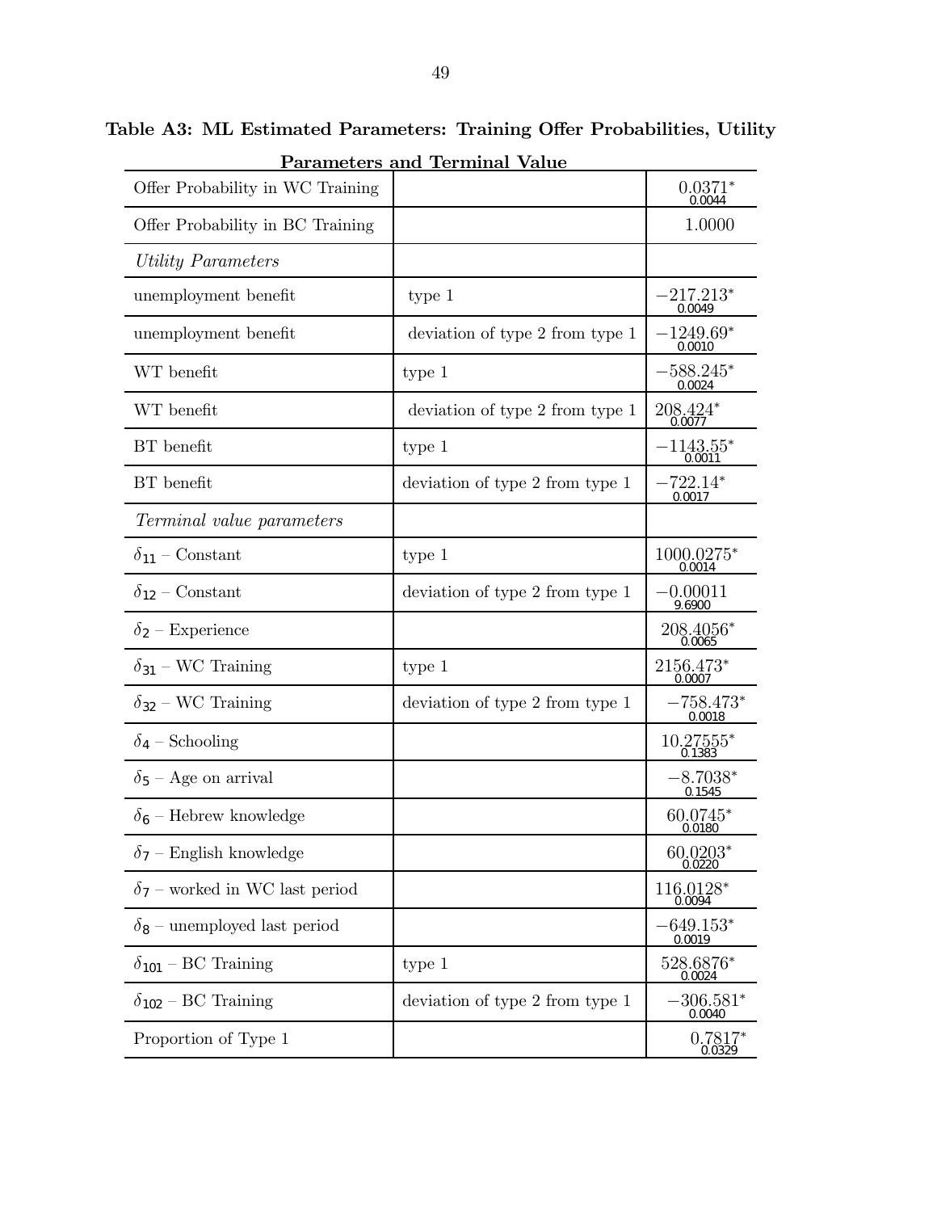**Table A3: ML Estimated Parameters: Training Offer Probabilities, Utility Parameters and Terminal Value**

| | | |
|---|---|---|
| Offer Probability in WC Training | | $0.0371^*$ <br> 0.0044 |
| Offer Probability in BC Training | | 1.0000 |
| *Utility Parameters* | | |
| unemployment benefit | type 1 | $-217.213^*$ <br> 0.0049 |
| unemployment benefit | deviation of type 2 from type 1 | $-1249.69^*$ <br> 0.0010 |
| WT benefit | type 1 | $-588.245^*$ <br> 0.0024 |
| WT benefit | deviation of type 2 from type 1 | $208.424^*$ <br> 0.0077 |
| BT benefit | type 1 | $-1143.55^*$ <br> 0.0011 |
| BT benefit | deviation of type 2 from type 1 | $-722.14^*$ <br> 0.0017 |
| *Terminal value parameters* | | |
| $\delta_{11}$ – Constant | type 1 | $1000.0275^*$ <br> 0.0014 |
| $\delta_{12}$ – Constant | deviation of type 2 from type 1 | $-0.00011$ <br> 9.6900 |
| $\delta_{2}$ – Experience | | $208.4056^*$ <br> 0.0065 |
| $\delta_{31}$ – WC Training | type 1 | $2156.473^*$ <br> 0.0007 |
| $\delta_{32}$ – WC Training | deviation of type 2 from type 1 | $-758.473^*$ <br> 0.0018 |
| $\delta_{4}$ – Schooling | | $10.27555^*$ <br> 0.1383 |
| $\delta_{5}$ – Age on arrival | | $-8.7038^*$ <br> 0.1545 |
| $\delta_{6}$ – Hebrew knowledge | | $60.0745^*$ <br> 0.0180 |
| $\delta_{7}$ – English knowledge | | $60.0203^*$ <br> 0.0220 |
| $\delta_{7}$ – worked in WC last period | | $116.0128^*$ <br> 0.0094 |
| $\delta_{8}$ – unemployed last period | | $-649.153^*$ <br> 0.0019 |
| $\delta_{101}$ – BC Training | type 1 | $528.6876^*$ <br> 0.0024 |
| $\delta_{102}$ – BC Training | deviation of type 2 from type 1 | $-306.581^*$ <br> 0.0040 |
| Proportion of Type 1 | | $0.7817^*$ <br> 0.0329 |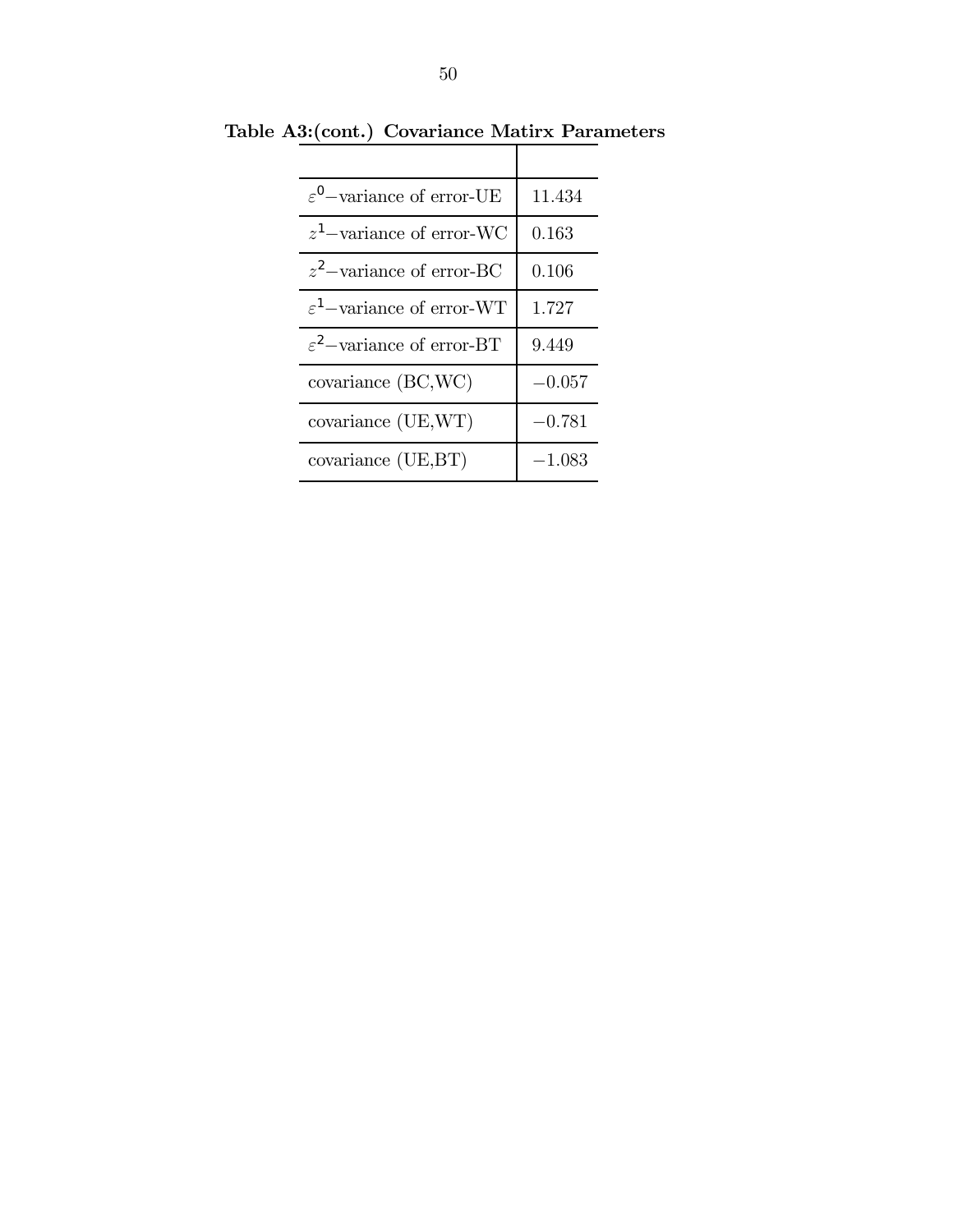**Table A3:(cont.) Covariance Matirx Parameters**

| | |
|---|---|
| $\varepsilon^0$−variance of error-UE | 11.434 |
| $z^1$−variance of error-WC | 0.163 |
| $z^2$−variance of error-BC | 0.106 |
| $\varepsilon^1$−variance of error-WT | 1.727 |
| $\varepsilon^2$−variance of error-BT | 9.449 |
| covariance (BC,WC) | −0.057 |
| covariance (UE,WT) | −0.781 |
| covariance (UE,BT) | −1.083 |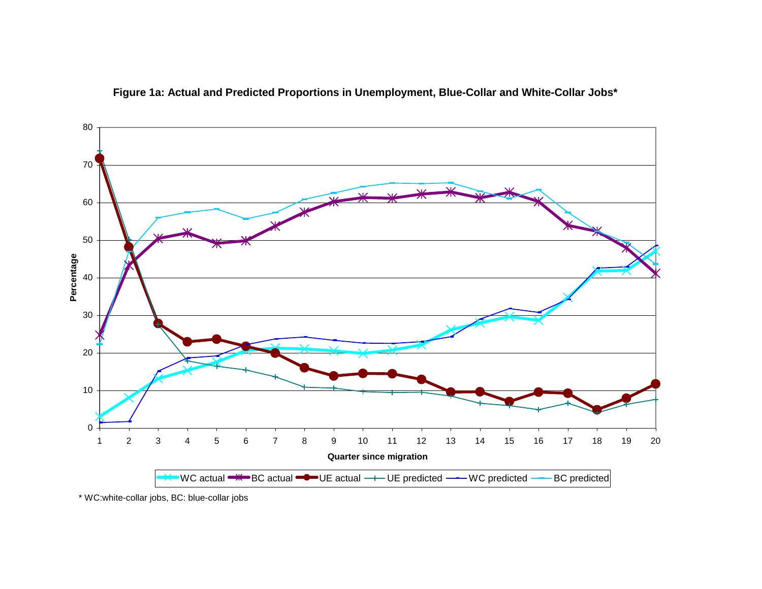**Figure 1a: Actual and Predicted Proportions in Unemployment, Blue-Collar and White-Collar Jobs***

* WC:white-collar jobs, BC: blue-collar jobs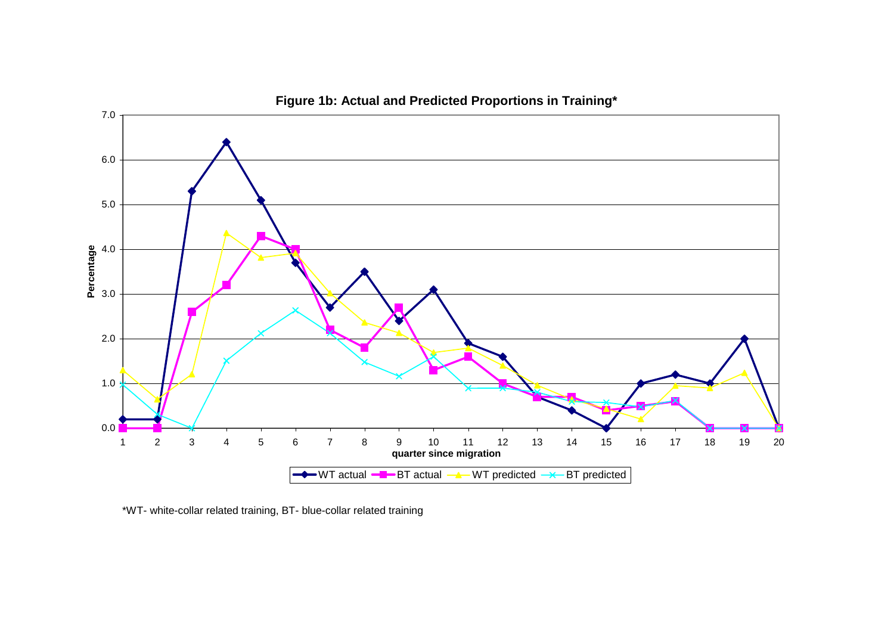**Figure 1b: Actual and Predicted Proportions in Training***

Percentage

7.0
6.0
5.0
4.0
3.0
2.0
1.0
0.0

1 2 3 4 5 6 7 8 9 10 11 12 13 14 15 16 17 18 19 20

quarter since migration

WT actual — BT actual — WT predicted — BT predicted

*WT- white-collar related training, BT- blue-collar related training